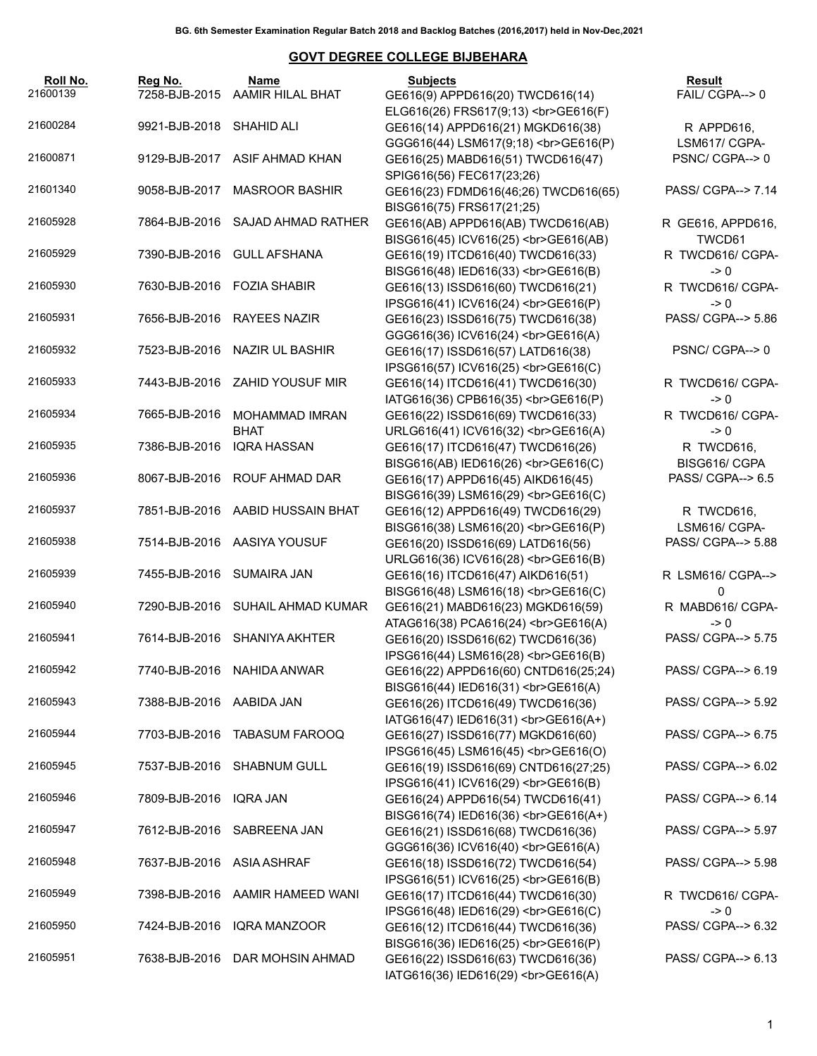BG. 6th Semester Examination Regular Batch 2018 and Backlog Batches (2016,2017) held in Nov-Dec,2021

## GOVT DEGREE COLLEGE BIJBEHARA

| Roll No. | Reg No. | Name | Subjects | Result |
|---|---|---|---|---|
| 21600139 | 7258-BJB-2015 | AAMIR HILAL BHAT | GE616(9) APPD616(20) TWCD616(14) ELG616(26) FRS617(9;13) <br>GE616(F) | FAIL/ CGPA--> 0 |
| 21600284 | 9921-BJB-2018 | SHAHID ALI | GE616(14) APPD616(21) MGKD616(38) GGG616(44) LSM617(9;18) <br>GE616(P) | R APPD616, LSM617/ CGPA- |
| 21600871 | 9129-BJB-2017 | ASIF AHMAD KHAN | GE616(25) MABD616(51) TWCD616(47) SPIG616(56) FEC617(23;26) | PSNC/ CGPA--> 0 |
| 21601340 | 9058-BJB-2017 | MASROOR BASHIR | GE616(23) FDMD616(46;26) TWCD616(65) BISG616(75) FRS617(21;25) | PASS/ CGPA--> 7.14 |
| 21605928 | 7864-BJB-2016 | SAJAD AHMAD RATHER | GE616(AB) APPD616(AB) TWCD616(AB) BISG616(45) ICV616(25) <br>GE616(AB) | R GE616, APPD616, TWCD61 |
| 21605929 | 7390-BJB-2016 | GULL AFSHANA | GE616(19) ITCD616(40) TWCD616(33) BISG616(48) IED616(33) <br>GE616(B) | R TWCD616/ CGPA- -> 0 |
| 21605930 | 7630-BJB-2016 | FOZIA SHABIR | GE616(13) ISSD616(60) TWCD616(21) IPSG616(41) ICV616(24) <br>GE616(P) | R TWCD616/ CGPA- -> 0 |
| 21605931 | 7656-BJB-2016 | RAYEES NAZIR | GE616(23) ISSD616(75) TWCD616(38) GGG616(36) ICV616(24) <br>GE616(A) | PASS/ CGPA--> 5.86 |
| 21605932 | 7523-BJB-2016 | NAZIR UL BASHIR | GE616(17) ISSD616(57) LATD616(38) IPSG616(57) ICV616(25) <br>GE616(C) | PSNC/ CGPA--> 0 |
| 21605933 | 7443-BJB-2016 | ZAHID YOUSUF MIR | GE616(14) ITCD616(41) TWCD616(30) IATG616(36) CPB616(35) <br>GE616(P) | R TWCD616/ CGPA- -> 0 |
| 21605934 | 7665-BJB-2016 | MOHAMMAD IMRAN BHAT | GE616(22) ISSD616(69) TWCD616(33) URLG616(41) ICV616(32) <br>GE616(A) | R TWCD616/ CGPA- -> 0 |
| 21605935 | 7386-BJB-2016 | IQRA HASSAN | GE616(17) ITCD616(47) TWCD616(26) BISG616(AB) IED616(26) <br>GE616(C) | R TWCD616, BISG616/ CGPA |
| 21605936 | 8067-BJB-2016 | ROUF AHMAD DAR | GE616(17) APPD616(45) AIKD616(45) BISG616(39) LSM616(29) <br>GE616(C) | PASS/ CGPA--> 6.5 |
| 21605937 | 7851-BJB-2016 | AABID HUSSAIN BHAT | GE616(12) APPD616(49) TWCD616(29) BISG616(38) LSM616(20) <br>GE616(P) | R TWCD616, LSM616/ CGPA- |
| 21605938 | 7514-BJB-2016 | AASIYA YOUSUF | GE616(20) ISSD616(69) LATD616(56) URLG616(36) ICV616(28) <br>GE616(B) | PASS/ CGPA--> 5.88 |
| 21605939 | 7455-BJB-2016 | SUMAIRA JAN | GE616(16) ITCD616(47) AIKD616(51) BISG616(48) LSM616(18) <br>GE616(C) | R LSM616/ CGPA--> 0 |
| 21605940 | 7290-BJB-2016 | SUHAIL AHMAD KUMAR | GE616(21) MABD616(23) MGKD616(59) ATAG616(38) PCA616(24) <br>GE616(A) | R MABD616/ CGPA- -> 0 |
| 21605941 | 7614-BJB-2016 | SHANIYA AKHTER | GE616(20) ISSD616(62) TWCD616(36) IPSG616(44) LSM616(28) <br>GE616(B) | PASS/ CGPA--> 5.75 |
| 21605942 | 7740-BJB-2016 | NAHIDA ANWAR | GE616(22) APPD616(60) CNTD616(25;24) BISG616(44) IED616(31) <br>GE616(A) | PASS/ CGPA--> 6.19 |
| 21605943 | 7388-BJB-2016 | AABIDA JAN | GE616(26) ITCD616(49) TWCD616(36) IATG616(47) IED616(31) <br>GE616(A+) | PASS/ CGPA--> 5.92 |
| 21605944 | 7703-BJB-2016 | TABASUM FAROOQ | GE616(27) ISSD616(77) MGKD616(60) IPSG616(45) LSM616(45) <br>GE616(O) | PASS/ CGPA--> 6.75 |
| 21605945 | 7537-BJB-2016 | SHABNUM GULL | GE616(19) ISSD616(69) CNTD616(27;25) IPSG616(41) ICV616(29) <br>GE616(B) | PASS/ CGPA--> 6.02 |
| 21605946 | 7809-BJB-2016 | IQRA JAN | GE616(24) APPD616(54) TWCD616(41) BISG616(74) IED616(36) <br>GE616(A+) | PASS/ CGPA--> 6.14 |
| 21605947 | 7612-BJB-2016 | SABREENA JAN | GE616(21) ISSD616(68) TWCD616(36) GGG616(36) ICV616(40) <br>GE616(A) | PASS/ CGPA--> 5.97 |
| 21605948 | 7637-BJB-2016 | ASIA ASHRAF | GE616(18) ISSD616(72) TWCD616(54) IPSG616(51) ICV616(25) <br>GE616(B) | PASS/ CGPA--> 5.98 |
| 21605949 | 7398-BJB-2016 | AAMIR HAMEED WANI | GE616(17) ITCD616(44) TWCD616(30) IPSG616(48) IED616(29) <br>GE616(C) | R TWCD616/ CGPA- -> 0 |
| 21605950 | 7424-BJB-2016 | IQRA MANZOOR | GE616(12) ITCD616(44) TWCD616(36) BISG616(36) IED616(25) <br>GE616(P) | PASS/ CGPA--> 6.32 |
| 21605951 | 7638-BJB-2016 | DAR MOHSIN AHMAD | GE616(22) ISSD616(63) TWCD616(36) IATG616(36) IED616(29) <br>GE616(A) | PASS/ CGPA--> 6.13 |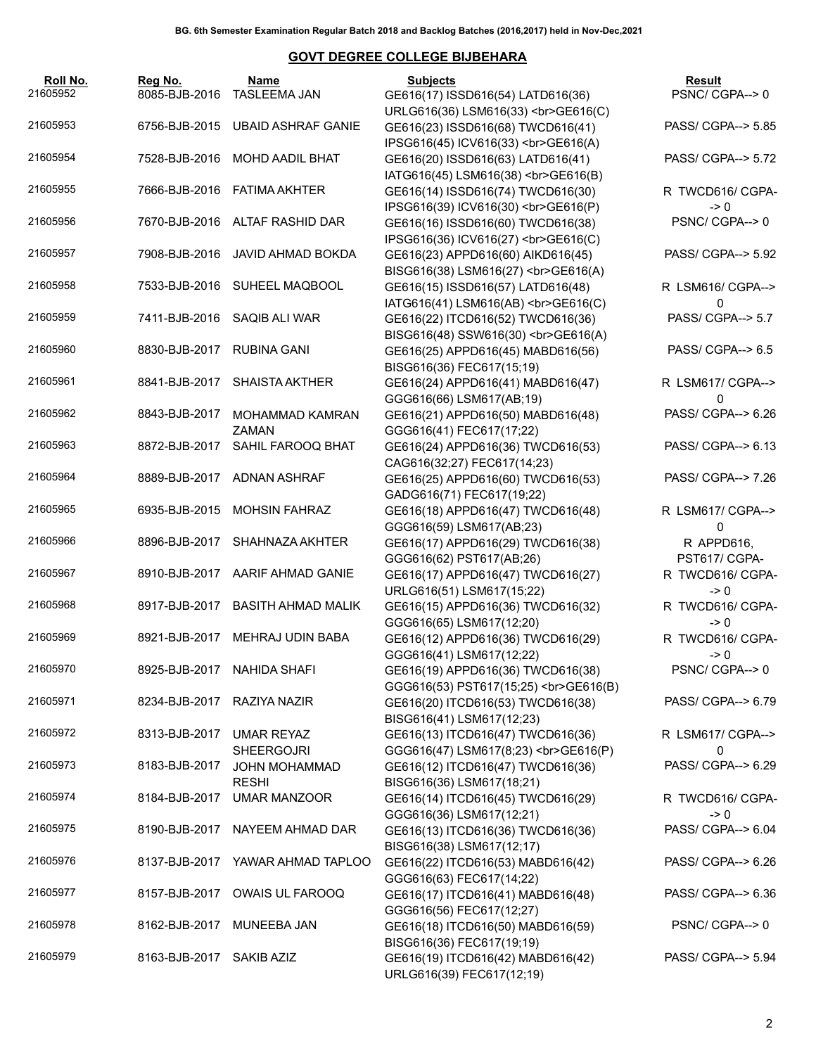BG. 6th Semester Examination Regular Batch 2018 and Backlog Batches (2016,2017) held in Nov-Dec,2021

## GOVT DEGREE COLLEGE BIJBEHARA

| Roll No. | Reg No. | Name | Subjects | Result |
|---|---|---|---|---|
| 21605952 | 8085-BJB-2016 | TASLEEMA JAN | GE616(17) ISSD616(54) LATD616(36) URLG616(36) LSM616(33) <br>GE616(C) | PSNC/ CGPA--> 0 |
| 21605953 | 6756-BJB-2015 | UBAID ASHRAF GANIE | GE616(23) ISSD616(68) TWCD616(41) IPSG616(45) ICV616(33) <br>GE616(A) | PASS/ CGPA--> 5.85 |
| 21605954 | 7528-BJB-2016 | MOHD AADIL BHAT | GE616(20) ISSD616(63) LATD616(41) IATG616(45) LSM616(38) <br>GE616(B) | PASS/ CGPA--> 5.72 |
| 21605955 | 7666-BJB-2016 | FATIMA AKHTER | GE616(14) ISSD616(74) TWCD616(30) IPSG616(39) ICV616(30) <br>GE616(P) | R TWCD616/ CGPA--> 0 |
| 21605956 | 7670-BJB-2016 | ALTAF RASHID DAR | GE616(16) ISSD616(60) TWCD616(38) IPSG616(36) ICV616(27) <br>GE616(C) | PSNC/ CGPA--> 0 |
| 21605957 | 7908-BJB-2016 | JAVID AHMAD BOKDA | GE616(23) APPD616(60) AIKD616(45) BISG616(38) LSM616(27) <br>GE616(A) | PASS/ CGPA--> 5.92 |
| 21605958 | 7533-BJB-2016 | SUHEEL MAQBOOL | GE616(15) ISSD616(57) LATD616(48) IATG616(41) LSM616(AB) <br>GE616(C) | R LSM616/ CGPA--> 0 |
| 21605959 | 7411-BJB-2016 | SAQIB ALI WAR | GE616(22) ITCD616(52) TWCD616(36) BISG616(48) SSW616(30) <br>GE616(A) | PASS/ CGPA--> 5.7 |
| 21605960 | 8830-BJB-2017 | RUBINA GANI | GE616(25) APPD616(45) MABD616(56) BISG616(36) FEC617(15;19) | PASS/ CGPA--> 6.5 |
| 21605961 | 8841-BJB-2017 | SHAISTA AKTHER | GE616(24) APPD616(41) MABD616(47) GGG616(66) LSM617(AB;19) | R LSM617/ CGPA--> 0 |
| 21605962 | 8843-BJB-2017 | MOHAMMAD KAMRAN ZAMAN | GE616(21) APPD616(50) MABD616(48) GGG616(41) FEC617(17;22) | PASS/ CGPA--> 6.26 |
| 21605963 | 8872-BJB-2017 | SAHIL FAROOQ BHAT | GE616(24) APPD616(36) TWCD616(53) CAG616(32;27) FEC617(14;23) | PASS/ CGPA--> 6.13 |
| 21605964 | 8889-BJB-2017 | ADNAN ASHRAF | GE616(25) APPD616(60) TWCD616(53) GADG616(71) FEC617(19;22) | PASS/ CGPA--> 7.26 |
| 21605965 | 6935-BJB-2015 | MOHSIN FAHRAZ | GE616(18) APPD616(47) TWCD616(48) GGG616(59) LSM617(AB;23) | R LSM617/ CGPA--> 0 |
| 21605966 | 8896-BJB-2017 | SHAHNAZA AKHTER | GE616(17) APPD616(29) TWCD616(38) GGG616(62) PST617(AB;26) | R APPD616, PST617/ CGPA- |
| 21605967 | 8910-BJB-2017 | AARIF AHMAD GANIE | GE616(17) APPD616(47) TWCD616(27) URLG616(51) LSM617(15;22) | R TWCD616/ CGPA--> 0 |
| 21605968 | 8917-BJB-2017 | BASITH AHMAD MALIK | GE616(15) APPD616(36) TWCD616(32) GGG616(65) LSM617(12;20) | R TWCD616/ CGPA--> 0 |
| 21605969 | 8921-BJB-2017 | MEHRAJ UDIN BABA | GE616(12) APPD616(36) TWCD616(29) GGG616(41) LSM617(12;22) | R TWCD616/ CGPA--> 0 |
| 21605970 | 8925-BJB-2017 | NAHIDA SHAFI | GE616(19) APPD616(36) TWCD616(38) GGG616(53) PST617(15;25) <br>GE616(B) | PSNC/ CGPA--> 0 |
| 21605971 | 8234-BJB-2017 | RAZIYA NAZIR | GE616(20) ITCD616(53) TWCD616(38) BISG616(41) LSM617(12;23) | PASS/ CGPA--> 6.79 |
| 21605972 | 8313-BJB-2017 | UMAR REYAZ SHEERGOJRI | GE616(13) ITCD616(47) TWCD616(36) GGG616(47) LSM617(8;23) <br>GE616(P) | R LSM617/ CGPA--> 0 |
| 21605973 | 8183-BJB-2017 | JOHN MOHAMMAD RESHI | GE616(12) ITCD616(47) TWCD616(36) BISG616(36) LSM617(18;21) | PASS/ CGPA--> 6.29 |
| 21605974 | 8184-BJB-2017 | UMAR MANZOOR | GE616(14) ITCD616(45) TWCD616(29) GGG616(36) LSM617(12;21) | R TWCD616/ CGPA--> 0 |
| 21605975 | 8190-BJB-2017 | NAYEEM AHMAD DAR | GE616(13) ITCD616(36) TWCD616(36) BISG616(38) LSM617(12;17) | PASS/ CGPA--> 6.04 |
| 21605976 | 8137-BJB-2017 | YAWAR AHMAD TAPLOO | GE616(22) ITCD616(53) MABD616(42) GGG616(63) FEC617(14;22) | PASS/ CGPA--> 6.26 |
| 21605977 | 8157-BJB-2017 | OWAIS UL FAROOQ | GE616(17) ITCD616(41) MABD616(48) GGG616(56) FEC617(12;27) | PASS/ CGPA--> 6.36 |
| 21605978 | 8162-BJB-2017 | MUNEEBA JAN | GE616(18) ITCD616(50) MABD616(59) BISG616(36) FEC617(19;19) | PSNC/ CGPA--> 0 |
| 21605979 | 8163-BJB-2017 | SAKIB AZIZ | GE616(19) ITCD616(42) MABD616(42) URLG616(39) FEC617(12;19) | PASS/ CGPA--> 5.94 |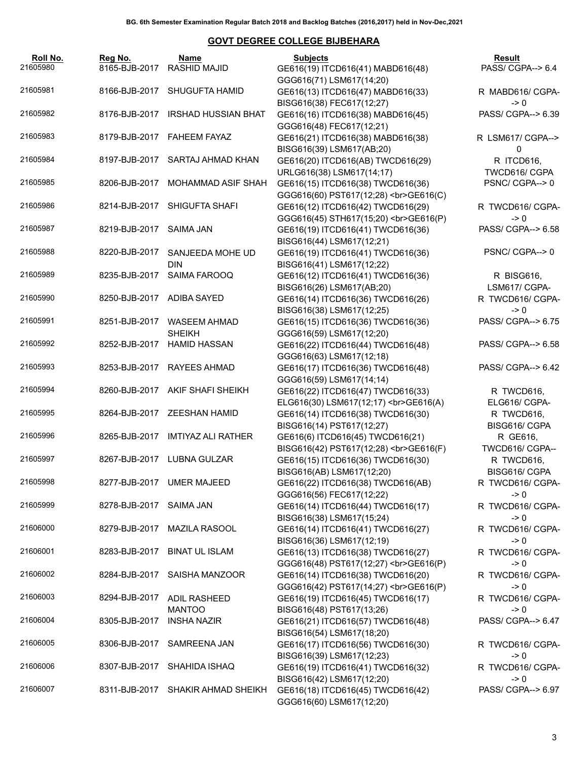BG. 6th Semester Examination Regular Batch 2018 and Backlog Batches (2016,2017) held in Nov-Dec,2021

## GOVT DEGREE COLLEGE BIJBEHARA

| Roll No. | Reg No. | Name | Subjects | Result |
|---|---|---|---|---|
| 21605980 | 8165-BJB-2017 | RASHID MAJID | GE616(19) ITCD616(41) MABD616(48) GGG616(71) LSM617(14;20) | PASS/ CGPA--> 6.4 |
| 21605981 | 8166-BJB-2017 | SHUGUFTA HAMID | GE616(13) ITCD616(47) MABD616(33) BISG616(38) FEC617(12;27) | R MABD616/ CGPA--> 0 |
| 21605982 | 8176-BJB-2017 | IRSHAD HUSSIAN BHAT | GE616(16) ITCD616(38) MABD616(45) GGG616(48) FEC617(12;21) | PASS/ CGPA--> 6.39 |
| 21605983 | 8179-BJB-2017 | FAHEEM FAYAZ | GE616(21) ITCD616(38) MABD616(38) BISG616(39) LSM617(AB;20) | R LSM617/ CGPA--> 0 |
| 21605984 | 8197-BJB-2017 | SARTAJ AHMAD KHAN | GE616(20) ITCD616(AB) TWCD616(29) URLG616(38) LSM617(14;17) | R ITCD616, TWCD616/ CGPA |
| 21605985 | 8206-BJB-2017 | MOHAMMAD ASIF SHAH | GE616(15) ITCD616(38) TWCD616(36) GGG616(60) PST617(12;28) <br>GE616(C) | PSNC/ CGPA--> 0 |
| 21605986 | 8214-BJB-2017 | SHIGUFTA SHAFI | GE616(12) ITCD616(42) TWCD616(29) GGG616(45) STH617(15;20) <br>GE616(P) | R TWCD616/ CGPA--> 0 |
| 21605987 | 8219-BJB-2017 | SAIMA JAN | GE616(19) ITCD616(41) TWCD616(36) BISG616(44) LSM617(12;21) | PASS/ CGPA--> 6.58 |
| 21605988 | 8220-BJB-2017 | SANJEEDA MOHE UD DIN | GE616(19) ITCD616(41) TWCD616(36) BISG616(41) LSM617(12;22) | PSNC/ CGPA--> 0 |
| 21605989 | 8235-BJB-2017 | SAIMA FAROOQ | GE616(12) ITCD616(41) TWCD616(36) BISG616(26) LSM617(AB;20) | R BISG616, LSM617/ CGPA- |
| 21605990 | 8250-BJB-2017 | ADIBA SAYED | GE616(14) ITCD616(36) TWCD616(26) BISG616(38) LSM617(12;25) | R TWCD616/ CGPA--> 0 |
| 21605991 | 8251-BJB-2017 | WASEEM AHMAD SHEIKH | GE616(15) ITCD616(36) TWCD616(36) GGG616(59) LSM617(12;20) | PASS/ CGPA--> 6.75 |
| 21605992 | 8252-BJB-2017 | HAMID HASSAN | GE616(22) ITCD616(44) TWCD616(48) GGG616(63) LSM617(12;18) | PASS/ CGPA--> 6.58 |
| 21605993 | 8253-BJB-2017 | RAYEES AHMAD | GE616(17) ITCD616(36) TWCD616(48) GGG616(59) LSM617(14;14) | PASS/ CGPA--> 6.42 |
| 21605994 | 8260-BJB-2017 | AKIF SHAFI SHEIKH | GE616(22) ITCD616(47) TWCD616(33) ELG616(30) LSM617(12;17) <br>GE616(A) | R TWCD616, ELG616/ CGPA- |
| 21605995 | 8264-BJB-2017 | ZEESHAN HAMID | GE616(14) ITCD616(38) TWCD616(30) BISG616(14) PST617(12;27) | R TWCD616, BISG616/ CGPA |
| 21605996 | 8265-BJB-2017 | IMTIYAZ ALI RATHER | GE616(6) ITCD616(45) TWCD616(21) BISG616(42) PST617(12;28) <br>GE616(F) | R GE616, TWCD616/ CGPA-- |
| 21605997 | 8267-BJB-2017 | LUBNA GULZAR | GE616(15) ITCD616(36) TWCD616(30) BISG616(AB) LSM617(12;20) | R TWCD616, BISG616/ CGPA |
| 21605998 | 8277-BJB-2017 | UMER MAJEED | GE616(22) ITCD616(38) TWCD616(AB) GGG616(56) FEC617(12;22) | R TWCD616/ CGPA--> 0 |
| 21605999 | 8278-BJB-2017 | SAIMA JAN | GE616(14) ITCD616(44) TWCD616(17) BISG616(38) LSM617(15;24) | R TWCD616/ CGPA--> 0 |
| 21606000 | 8279-BJB-2017 | MAZILA RASOOL | GE616(14) ITCD616(41) TWCD616(27) BISG616(36) LSM617(12;19) | R TWCD616/ CGPA--> 0 |
| 21606001 | 8283-BJB-2017 | BINAT UL ISLAM | GE616(13) ITCD616(38) TWCD616(27) GGG616(48) PST617(12;27) <br>GE616(P) | R TWCD616/ CGPA--> 0 |
| 21606002 | 8284-BJB-2017 | SAISHA MANZOOR | GE616(14) ITCD616(38) TWCD616(20) GGG616(42) PST617(14;27) <br>GE616(P) | R TWCD616/ CGPA--> 0 |
| 21606003 | 8294-BJB-2017 | ADIL RASHEED MANTOO | GE616(19) ITCD616(45) TWCD616(17) BISG616(48) PST617(13;26) | R TWCD616/ CGPA--> 0 |
| 21606004 | 8305-BJB-2017 | INSHA NAZIR | GE616(21) ITCD616(57) TWCD616(48) BISG616(54) LSM617(18;20) | PASS/ CGPA--> 6.47 |
| 21606005 | 8306-BJB-2017 | SAMREENA JAN | GE616(17) ITCD616(56) TWCD616(30) BISG616(39) LSM617(12;23) | R TWCD616/ CGPA--> 0 |
| 21606006 | 8307-BJB-2017 | SHAHIDA ISHAQ | GE616(19) ITCD616(41) TWCD616(32) BISG616(42) LSM617(12;20) | R TWCD616/ CGPA--> 0 |
| 21606007 | 8311-BJB-2017 | SHAKIR AHMAD SHEIKH | GE616(18) ITCD616(45) TWCD616(42) GGG616(60) LSM617(12;20) | PASS/ CGPA--> 6.97 |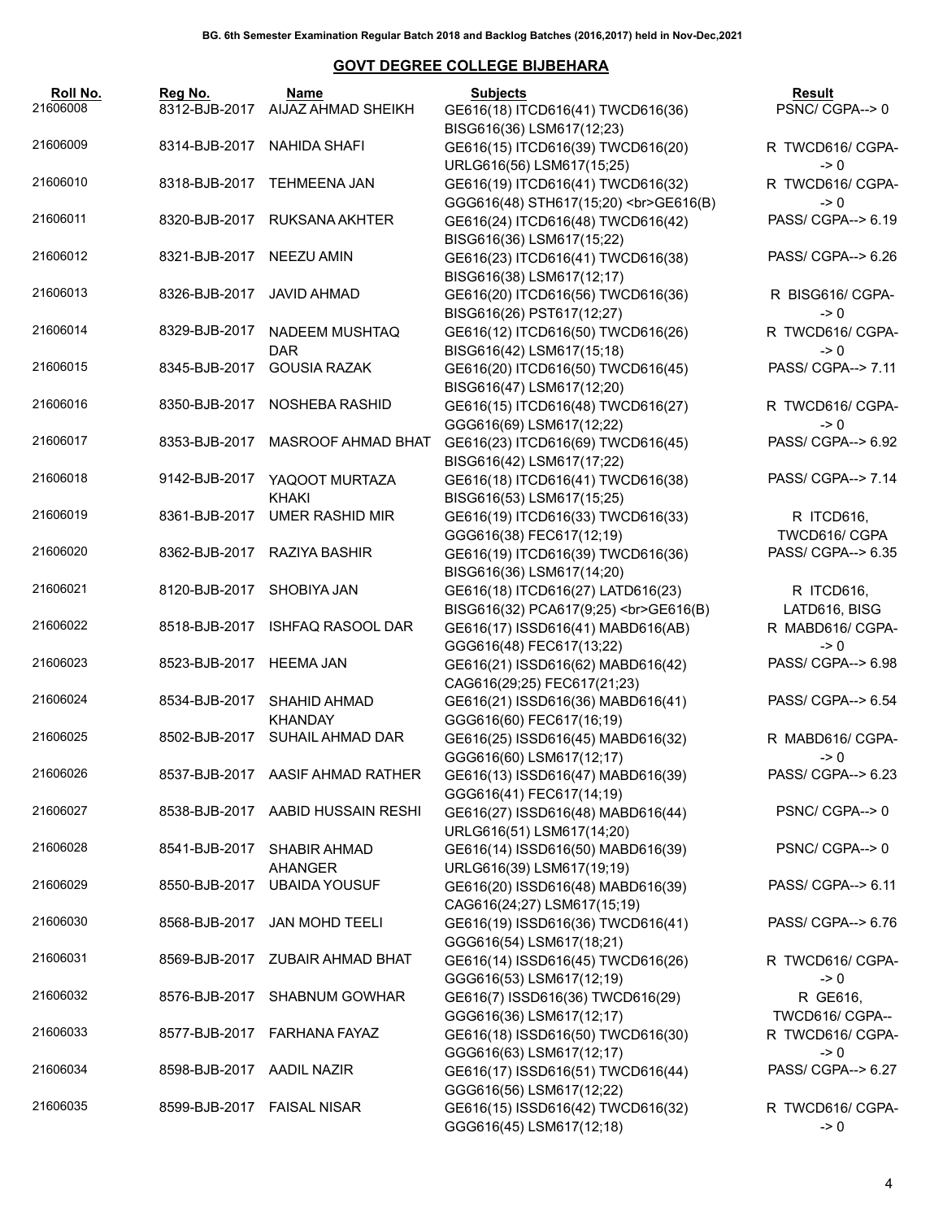BG. 6th Semester Examination Regular Batch 2018 and Backlog Batches (2016,2017) held in Nov-Dec,2021

## GOVT DEGREE COLLEGE BIJBEHARA

| Roll No. | Reg No. | Name | Subjects | Result |
|---|---|---|---|---|
| 21606008 | 8312-BJB-2017 | AIJAZ AHMAD SHEIKH | GE616(18) ITCD616(41) TWCD616(36) BISG616(36) LSM617(12;23) | PSNC/ CGPA--> 0 |
| 21606009 | 8314-BJB-2017 | NAHIDA SHAFI | GE616(15) ITCD616(39) TWCD616(20) URLG616(56) LSM617(15;25) | R TWCD616/ CGPA--> 0 |
| 21606010 | 8318-BJB-2017 | TEHMEENA JAN | GE616(19) ITCD616(41) TWCD616(32) GGG616(48) STH617(15;20) <br>GE616(B) | R TWCD616/ CGPA--> 0 |
| 21606011 | 8320-BJB-2017 | RUKSANA AKHTER | GE616(24) ITCD616(48) TWCD616(42) BISG616(36) LSM617(15;22) | PASS/ CGPA--> 6.19 |
| 21606012 | 8321-BJB-2017 | NEEZU AMIN | GE616(23) ITCD616(41) TWCD616(38) BISG616(38) LSM617(12;17) | PASS/ CGPA--> 6.26 |
| 21606013 | 8326-BJB-2017 | JAVID AHMAD | GE616(20) ITCD616(56) TWCD616(36) BISG616(26) PST617(12;27) | R BISG616/ CGPA--> 0 |
| 21606014 | 8329-BJB-2017 | NADEEM MUSHTAQ DAR | GE616(12) ITCD616(50) TWCD616(26) BISG616(42) LSM617(15;18) | R TWCD616/ CGPA--> 0 |
| 21606015 | 8345-BJB-2017 | GOUSIA RAZAK | GE616(20) ITCD616(50) TWCD616(45) BISG616(47) LSM617(12;20) | PASS/ CGPA--> 7.11 |
| 21606016 | 8350-BJB-2017 | NOSHEBA RASHID | GE616(15) ITCD616(48) TWCD616(27) GGG616(69) LSM617(12;22) | R TWCD616/ CGPA--> 0 |
| 21606017 | 8353-BJB-2017 | MASROOF AHMAD BHAT | GE616(23) ITCD616(69) TWCD616(45) BISG616(42) LSM617(17;22) | PASS/ CGPA--> 6.92 |
| 21606018 | 9142-BJB-2017 | YAQOOT MURTAZA KHAKI | GE616(18) ITCD616(41) TWCD616(38) BISG616(53) LSM617(15;25) | PASS/ CGPA--> 7.14 |
| 21606019 | 8361-BJB-2017 | UMER RASHID MIR | GE616(19) ITCD616(33) TWCD616(33) GGG616(38) FEC617(12;19) | R ITCD616, TWCD616/ CGPA |
| 21606020 | 8362-BJB-2017 | RAZIYA BASHIR | GE616(19) ITCD616(39) TWCD616(36) BISG616(36) LSM617(14;20) | PASS/ CGPA--> 6.35 |
| 21606021 | 8120-BJB-2017 | SHOBIYA JAN | GE616(18) ITCD616(27) LATD616(23) BISG616(32) PCA617(9;25) <br>GE616(B) | R ITCD616, LATD616, BISG |
| 21606022 | 8518-BJB-2017 | ISHFAQ RASOOL DAR | GE616(17) ISSD616(41) MABD616(AB) GGG616(48) FEC617(13;22) | R MABD616/ CGPA--> 0 |
| 21606023 | 8523-BJB-2017 | HEEMA JAN | GE616(21) ISSD616(62) MABD616(42) CAG616(29;25) FEC617(21;23) | PASS/ CGPA--> 6.98 |
| 21606024 | 8534-BJB-2017 | SHAHID AHMAD KHANDAY | GE616(21) ISSD616(36) MABD616(41) GGG616(60) FEC617(16;19) | PASS/ CGPA--> 6.54 |
| 21606025 | 8502-BJB-2017 | SUHAIL AHMAD DAR | GE616(25) ISSD616(45) MABD616(32) GGG616(60) LSM617(12;17) | R MABD616/ CGPA--> 0 |
| 21606026 | 8537-BJB-2017 | AASIF AHMAD RATHER | GE616(13) ISSD616(47) MABD616(39) GGG616(41) FEC617(14;19) | PASS/ CGPA--> 6.23 |
| 21606027 | 8538-BJB-2017 | AABID HUSSAIN RESHI | GE616(27) ISSD616(48) MABD616(44) URLG616(51) LSM617(14;20) | PSNC/ CGPA--> 0 |
| 21606028 | 8541-BJB-2017 | SHABIR AHMAD AHANGER | GE616(14) ISSD616(50) MABD616(39) URLG616(39) LSM617(19;19) | PSNC/ CGPA--> 0 |
| 21606029 | 8550-BJB-2017 | UBAIDA YOUSUF | GE616(20) ISSD616(48) MABD616(39) CAG616(24;27) LSM617(15;19) | PASS/ CGPA--> 6.11 |
| 21606030 | 8568-BJB-2017 | JAN MOHD TEELI | GE616(19) ISSD616(36) TWCD616(41) GGG616(54) LSM617(18;21) | PASS/ CGPA--> 6.76 |
| 21606031 | 8569-BJB-2017 | ZUBAIR AHMAD BHAT | GE616(14) ISSD616(45) TWCD616(26) GGG616(53) LSM617(12;19) | R TWCD616/ CGPA--> 0 |
| 21606032 | 8576-BJB-2017 | SHABNUM GOWHAR | GE616(7) ISSD616(36) TWCD616(29) GGG616(36) LSM617(12;17) | R GE616, TWCD616/ CGPA-- |
| 21606033 | 8577-BJB-2017 | FARHANA FAYAZ | GE616(18) ISSD616(50) TWCD616(30) GGG616(63) LSM617(12;17) | R TWCD616/ CGPA--> 0 |
| 21606034 | 8598-BJB-2017 | AADIL NAZIR | GE616(17) ISSD616(51) TWCD616(44) GGG616(56) LSM617(12;22) | PASS/ CGPA--> 6.27 |
| 21606035 | 8599-BJB-2017 | FAISAL NISAR | GE616(15) ISSD616(42) TWCD616(32) GGG616(45) LSM617(12;18) | R TWCD616/ CGPA--> 0 |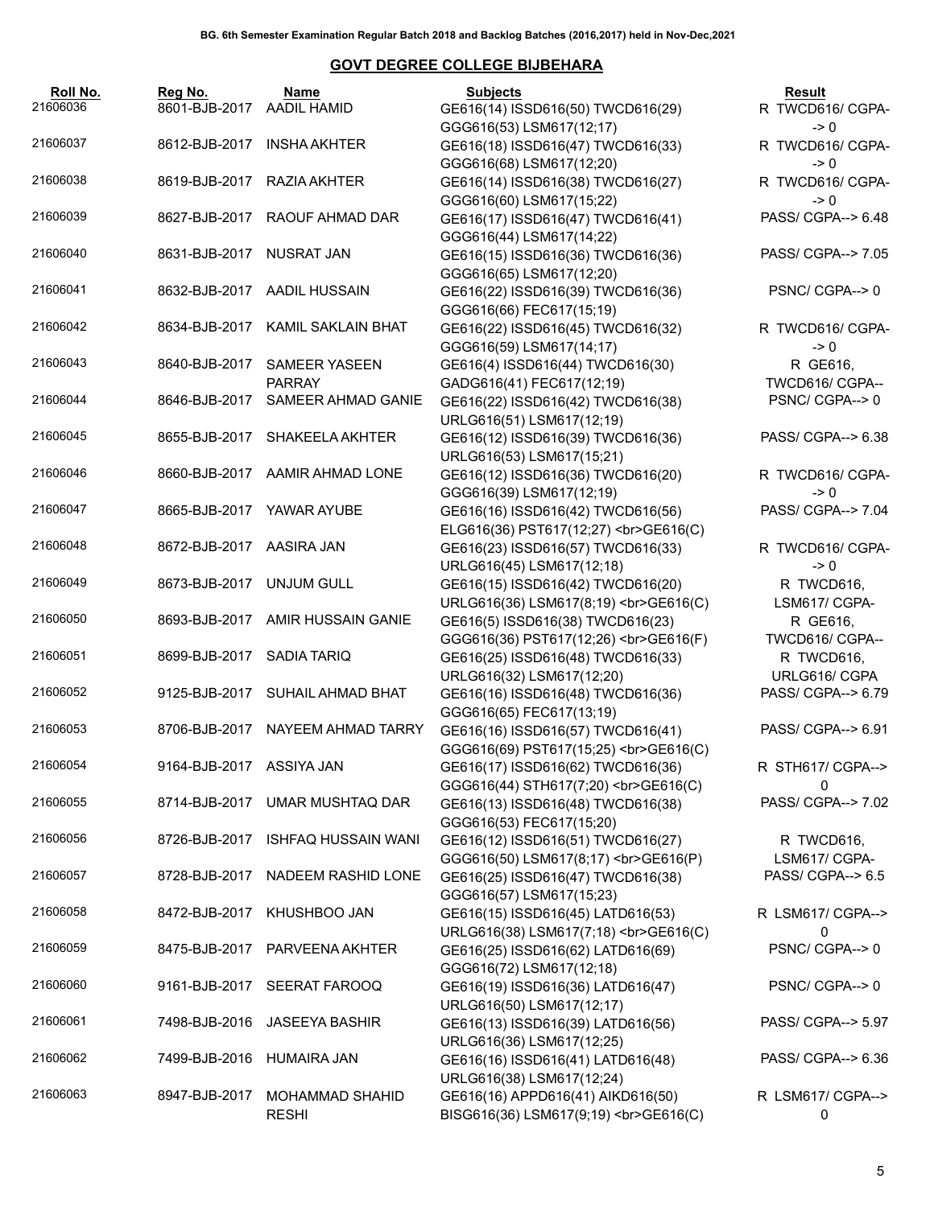BG. 6th Semester Examination Regular Batch 2018 and Backlog Batches (2016,2017) held in Nov-Dec,2021

## GOVT DEGREE COLLEGE BIJBEHARA

| Roll No. | Reg No. | Name | Subjects | Result |
|---|---|---|---|---|
| 21606036 | 8601-BJB-2017 | AADIL HAMID | GE616(14) ISSD616(50) TWCD616(29) GGG616(53) LSM617(12;17) | R TWCD616/ CGPA--> 0 |
| 21606037 | 8612-BJB-2017 | INSHA AKHTER | GE616(18) ISSD616(47) TWCD616(33) GGG616(68) LSM617(12;20) | R TWCD616/ CGPA--> 0 |
| 21606038 | 8619-BJB-2017 | RAZIA AKHTER | GE616(14) ISSD616(38) TWCD616(27) GGG616(60) LSM617(15;22) | R TWCD616/ CGPA--> 0 |
| 21606039 | 8627-BJB-2017 | RAOUF AHMAD DAR | GE616(17) ISSD616(47) TWCD616(41) GGG616(44) LSM617(14;22) | PASS/ CGPA--> 6.48 |
| 21606040 | 8631-BJB-2017 | NUSRAT JAN | GE616(15) ISSD616(36) TWCD616(36) GGG616(65) LSM617(12;20) | PASS/ CGPA--> 7.05 |
| 21606041 | 8632-BJB-2017 | AADIL HUSSAIN | GE616(22) ISSD616(39) TWCD616(36) GGG616(66) FEC617(15;19) | PSNC/ CGPA--> 0 |
| 21606042 | 8634-BJB-2017 | KAMIL SAKLAIN BHAT | GE616(22) ISSD616(45) TWCD616(32) GGG616(59) LSM617(14;17) | R TWCD616/ CGPA--> 0 |
| 21606043 | 8640-BJB-2017 | SAMEER YASEEN PARRAY | GE616(4) ISSD616(44) TWCD616(30) GADG616(41) FEC617(12;19) | R GE616, TWCD616/ CGPA-- |
| 21606044 | 8646-BJB-2017 | SAMEER AHMAD GANIE | GE616(22) ISSD616(42) TWCD616(38) URLG616(51) LSM617(12;19) | PSNC/ CGPA--> 0 |
| 21606045 | 8655-BJB-2017 | SHAKEELA AKHTER | GE616(12) ISSD616(39) TWCD616(36) URLG616(53) LSM617(15;21) | PASS/ CGPA--> 6.38 |
| 21606046 | 8660-BJB-2017 | AAMIR AHMAD LONE | GE616(12) ISSD616(36) TWCD616(20) GGG616(39) LSM617(12;19) | R TWCD616/ CGPA--> 0 |
| 21606047 | 8665-BJB-2017 | YAWAR AYUBE | GE616(16) ISSD616(42) TWCD616(56) ELG616(36) PST617(12;27) <br>GE616(C) | PASS/ CGPA--> 7.04 |
| 21606048 | 8672-BJB-2017 | AASIRA JAN | GE616(23) ISSD616(57) TWCD616(33) URLG616(45) LSM617(12;18) | R TWCD616/ CGPA--> 0 |
| 21606049 | 8673-BJB-2017 | UNJUM GULL | GE616(15) ISSD616(42) TWCD616(20) URLG616(36) LSM617(8;19) <br>GE616(C) | R TWCD616, LSM617/ CGPA- |
| 21606050 | 8693-BJB-2017 | AMIR HUSSAIN GANIE | GE616(5) ISSD616(38) TWCD616(23) GGG616(36) PST617(12;26) <br>GE616(F) | R GE616, TWCD616/ CGPA-- |
| 21606051 | 8699-BJB-2017 | SADIA TARIQ | GE616(25) ISSD616(48) TWCD616(33) URLG616(32) LSM617(12;20) | R TWCD616, URLG616/ CGPA |
| 21606052 | 9125-BJB-2017 | SUHAIL AHMAD BHAT | GE616(16) ISSD616(48) TWCD616(36) GGG616(65) FEC617(13;19) | PASS/ CGPA--> 6.79 |
| 21606053 | 8706-BJB-2017 | NAYEEM AHMAD TARRY | GE616(16) ISSD616(57) TWCD616(41) GGG616(69) PST617(15;25) <br>GE616(C) | PASS/ CGPA--> 6.91 |
| 21606054 | 9164-BJB-2017 | ASSIYA JAN | GE616(17) ISSD616(62) TWCD616(36) GGG616(44) STH617(7;20) <br>GE616(C) | R STH617/ CGPA--> 0 |
| 21606055 | 8714-BJB-2017 | UMAR MUSHTAQ DAR | GE616(13) ISSD616(48) TWCD616(38) GGG616(53) FEC617(15;20) | PASS/ CGPA--> 7.02 |
| 21606056 | 8726-BJB-2017 | ISHFAQ HUSSAIN WANI | GE616(12) ISSD616(51) TWCD616(27) GGG616(50) LSM617(8;17) <br>GE616(P) | R TWCD616, LSM617/ CGPA- |
| 21606057 | 8728-BJB-2017 | NADEEM RASHID LONE | GE616(25) ISSD616(47) TWCD616(38) GGG616(57) LSM617(15;23) | PASS/ CGPA--> 6.5 |
| 21606058 | 8472-BJB-2017 | KHUSHBOO JAN | GE616(15) ISSD616(45) LATD616(53) URLG616(38) LSM617(7;18) <br>GE616(C) | R LSM617/ CGPA--> 0 |
| 21606059 | 8475-BJB-2017 | PARVEENA AKHTER | GE616(25) ISSD616(62) LATD616(69) GGG616(72) LSM617(12;18) | PSNC/ CGPA--> 0 |
| 21606060 | 9161-BJB-2017 | SEERAT FAROOQ | GE616(19) ISSD616(36) LATD616(47) URLG616(50) LSM617(12;17) | PSNC/ CGPA--> 0 |
| 21606061 | 7498-BJB-2016 | JASEEYA BASHIR | GE616(13) ISSD616(39) LATD616(56) URLG616(36) LSM617(12;25) | PASS/ CGPA--> 5.97 |
| 21606062 | 7499-BJB-2016 | HUMAIRA JAN | GE616(16) ISSD616(41) LATD616(48) URLG616(38) LSM617(12;24) | PASS/ CGPA--> 6.36 |
| 21606063 | 8947-BJB-2017 | MOHAMMAD SHAHID RESHI | GE616(16) APPD616(41) AIKD616(50) BISG616(36) LSM617(9;19) <br>GE616(C) | R LSM617/ CGPA--> 0 |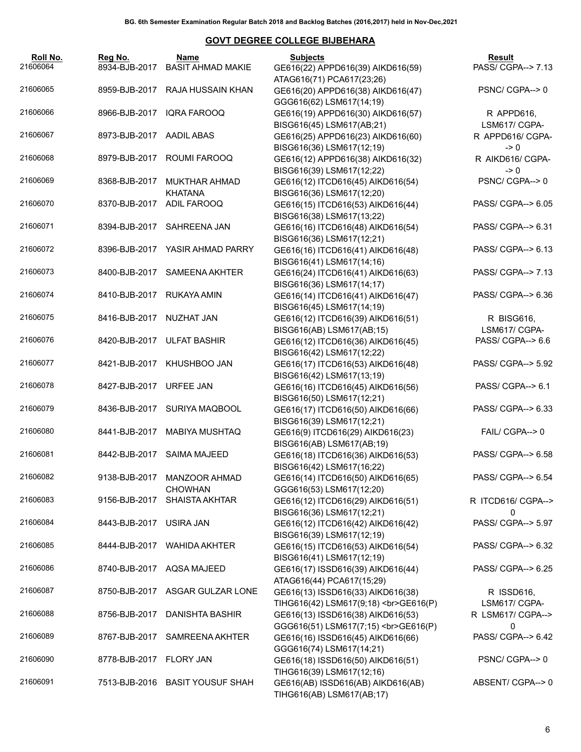**BG. 6th Semester Examination Regular Batch 2018 and Backlog Batches (2016,2017) held in Nov-Dec,2021**

## GOVT DEGREE COLLEGE BIJBEHARA

| Roll No. | Reg No. | Name | Subjects | Result |
|---|---|---|---|---|
| 21606064 | 8934-BJB-2017 | BASIT AHMAD MAKIE | GE616(22) APPD616(39) AIKD616(59) ATAG616(71) PCA617(23;26) | PASS/ CGPA--> 7.13 |
| 21606065 | 8959-BJB-2017 | RAJA HUSSAIN KHAN | GE616(20) APPD616(38) AIKD616(47) GGG616(62) LSM617(14;19) | PSNC/ CGPA--> 0 |
| 21606066 | 8966-BJB-2017 | IQRA FAROOQ | GE616(19) APPD616(30) AIKD616(57) BISG616(45) LSM617(AB;21) | R APPD616, LSM617/ CGPA- |
| 21606067 | 8973-BJB-2017 | AADIL ABAS | GE616(25) APPD616(23) AIKD616(60) BISG616(36) LSM617(12;19) | R APPD616/ CGPA--> 0 |
| 21606068 | 8979-BJB-2017 | ROUMI FAROOQ | GE616(12) APPD616(38) AIKD616(32) BISG616(39) LSM617(12;22) | R AIKD616/ CGPA--> 0 |
| 21606069 | 8368-BJB-2017 | MUKTHAR AHMAD KHATANA | GE616(12) ITCD616(45) AIKD616(54) BISG616(36) LSM617(12;20) | PSNC/ CGPA--> 0 |
| 21606070 | 8370-BJB-2017 | ADIL FAROOQ | GE616(15) ITCD616(53) AIKD616(44) BISG616(38) LSM617(13;22) | PASS/ CGPA--> 6.05 |
| 21606071 | 8394-BJB-2017 | SAHREENA JAN | GE616(16) ITCD616(48) AIKD616(54) BISG616(36) LSM617(12;21) | PASS/ CGPA--> 6.31 |
| 21606072 | 8396-BJB-2017 | YASIR AHMAD PARRY | GE616(16) ITCD616(41) AIKD616(48) BISG616(41) LSM617(14;16) | PASS/ CGPA--> 6.13 |
| 21606073 | 8400-BJB-2017 | SAMEENA AKHTER | GE616(24) ITCD616(41) AIKD616(63) BISG616(36) LSM617(14;17) | PASS/ CGPA--> 7.13 |
| 21606074 | 8410-BJB-2017 | RUKAYA AMIN | GE616(14) ITCD616(41) AIKD616(47) BISG616(45) LSM617(14;19) | PASS/ CGPA--> 6.36 |
| 21606075 | 8416-BJB-2017 | NUZHAT JAN | GE616(12) ITCD616(39) AIKD616(51) BISG616(AB) LSM617(AB;15) | R BISG616, LSM617/ CGPA- |
| 21606076 | 8420-BJB-2017 | ULFAT BASHIR | GE616(12) ITCD616(36) AIKD616(45) BISG616(42) LSM617(12;22) | PASS/ CGPA--> 6.6 |
| 21606077 | 8421-BJB-2017 | KHUSHBOO JAN | GE616(17) ITCD616(53) AIKD616(48) BISG616(42) LSM617(13;19) | PASS/ CGPA--> 5.92 |
| 21606078 | 8427-BJB-2017 | URFEE JAN | GE616(16) ITCD616(45) AIKD616(56) BISG616(50) LSM617(12;21) | PASS/ CGPA--> 6.1 |
| 21606079 | 8436-BJB-2017 | SURIYA MAQBOOL | GE616(17) ITCD616(50) AIKD616(66) BISG616(39) LSM617(12;21) | PASS/ CGPA--> 6.33 |
| 21606080 | 8441-BJB-2017 | MABIYA MUSHTAQ | GE616(9) ITCD616(29) AIKD616(23) BISG616(AB) LSM617(AB;19) | FAIL/ CGPA--> 0 |
| 21606081 | 8442-BJB-2017 | SAIMA MAJEED | GE616(18) ITCD616(36) AIKD616(53) BISG616(42) LSM617(16;22) | PASS/ CGPA--> 6.58 |
| 21606082 | 9138-BJB-2017 | MANZOOR AHMAD CHOWHAN | GE616(14) ITCD616(50) AIKD616(65) GGG616(53) LSM617(12;20) | PASS/ CGPA--> 6.54 |
| 21606083 | 9156-BJB-2017 | SHAISTA AKHTAR | GE616(12) ITCD616(29) AIKD616(51) BISG616(36) LSM617(12;21) | R ITCD616/ CGPA--> 0 |
| 21606084 | 8443-BJB-2017 | USIRA JAN | GE616(12) ITCD616(42) AIKD616(42) BISG616(39) LSM617(12;19) | PASS/ CGPA--> 5.97 |
| 21606085 | 8444-BJB-2017 | WAHIDA AKHTER | GE616(15) ITCD616(53) AIKD616(54) BISG616(41) LSM617(12;19) | PASS/ CGPA--> 6.32 |
| 21606086 | 8740-BJB-2017 | AQSA MAJEED | GE616(17) ISSD616(39) AIKD616(44) ATAG616(44) PCA617(15;29) | PASS/ CGPA--> 6.25 |
| 21606087 | 8750-BJB-2017 | ASGAR GULZAR LONE | GE616(13) ISSD616(33) AIKD616(38) TIHG616(42) LSM617(9;18) <br>GE616(P) | R ISSD616, LSM617/ CGPA- |
| 21606088 | 8756-BJB-2017 | DANISHTA BASHIR | GE616(13) ISSD616(38) AIKD616(53) GGG616(51) LSM617(7;15) <br>GE616(P) | R LSM617/ CGPA--> 0 |
| 21606089 | 8767-BJB-2017 | SAMREENA AKHTER | GE616(16) ISSD616(45) AIKD616(66) GGG616(74) LSM617(14;21) | PASS/ CGPA--> 6.42 |
| 21606090 | 8778-BJB-2017 | FLORY JAN | GE616(18) ISSD616(50) AIKD616(51) TIHG616(39) LSM617(12;16) | PSNC/ CGPA--> 0 |
| 21606091 | 7513-BJB-2016 | BASIT YOUSUF SHAH | GE616(AB) ISSD616(AB) AIKD616(AB) TIHG616(AB) LSM617(AB;17) | ABSENT/ CGPA--> 0 |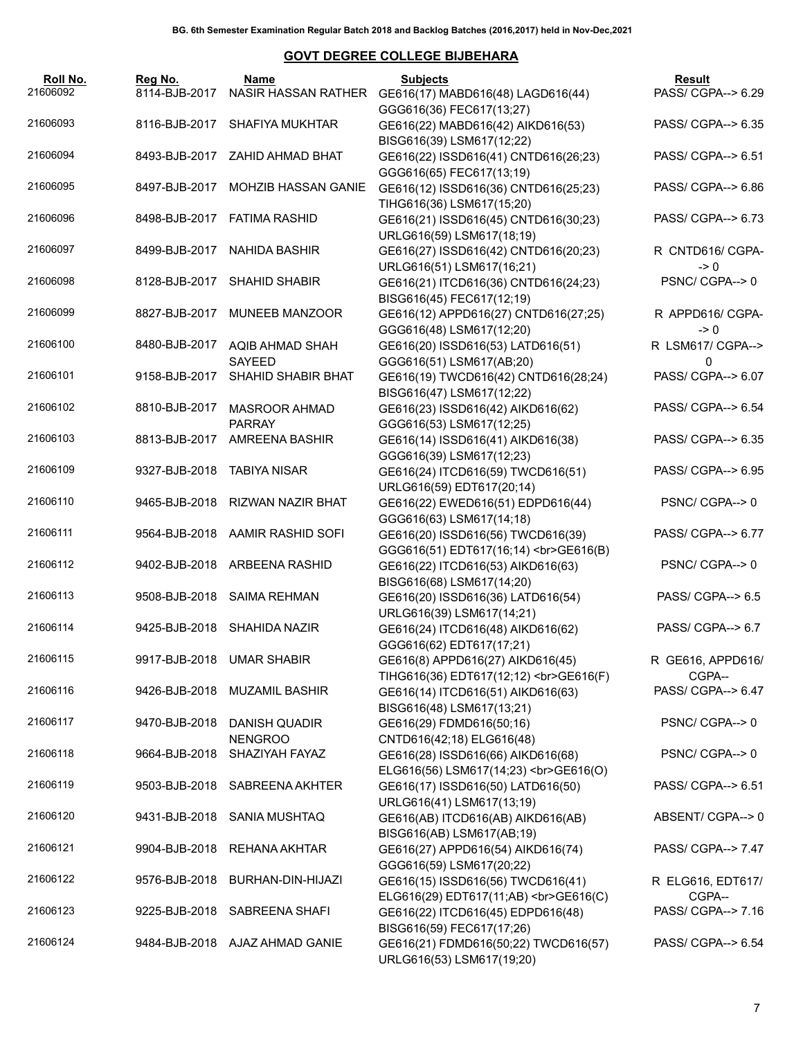BG. 6th Semester Examination Regular Batch 2018 and Backlog Batches (2016,2017) held in Nov-Dec,2021

## GOVT DEGREE COLLEGE BIJBEHARA

| Roll No. | Reg No. | Name | Subjects | Result |
|---|---|---|---|---|
| 21606092 | 8114-BJB-2017 | NASIR HASSAN RATHER | GE616(17) MABD616(48) LAGD616(44) GGG616(36) FEC617(13;27) | PASS/ CGPA--> 6.29 |
| 21606093 | 8116-BJB-2017 | SHAFIYA MUKHTAR | GE616(22) MABD616(42) AIKD616(53) BISG616(39) LSM617(12;22) | PASS/ CGPA--> 6.35 |
| 21606094 | 8493-BJB-2017 | ZAHID AHMAD BHAT | GE616(22) ISSD616(41) CNTD616(26;23) GGG616(65) FEC617(13;19) | PASS/ CGPA--> 6.51 |
| 21606095 | 8497-BJB-2017 | MOHZIB HASSAN GANIE | GE616(12) ISSD616(36) CNTD616(25;23) TIHG616(36) LSM617(15;20) | PASS/ CGPA--> 6.86 |
| 21606096 | 8498-BJB-2017 | FATIMA RASHID | GE616(21) ISSD616(45) CNTD616(30;23) URLG616(59) LSM617(18;19) | PASS/ CGPA--> 6.73 |
| 21606097 | 8499-BJB-2017 | NAHIDA BASHIR | GE616(27) ISSD616(42) CNTD616(20;23) URLG616(51) LSM617(16;21) | R CNTD616/ CGPA--> 0 |
| 21606098 | 8128-BJB-2017 | SHAHID SHABIR | GE616(21) ITCD616(36) CNTD616(24;23) BISG616(45) FEC617(12;19) | PSNC/ CGPA--> 0 |
| 21606099 | 8827-BJB-2017 | MUNEEB MANZOOR | GE616(12) APPD616(27) CNTD616(27;25) GGG616(48) LSM617(12;20) | R APPD616/ CGPA--> 0 |
| 21606100 | 8480-BJB-2017 | AQIB AHMAD SHAH SAYEED | GE616(20) ISSD616(53) LATD616(51) GGG616(51) LSM617(AB;20) | R LSM617/ CGPA--> 0 |
| 21606101 | 9158-BJB-2017 | SHAHID SHABIR BHAT | GE616(19) TWCD616(42) CNTD616(28;24) BISG616(47) LSM617(12;22) | PASS/ CGPA--> 6.07 |
| 21606102 | 8810-BJB-2017 | MASROOR AHMAD PARRAY | GE616(23) ISSD616(42) AIKD616(62) GGG616(53) LSM617(12;25) | PASS/ CGPA--> 6.54 |
| 21606103 | 8813-BJB-2017 | AMREENA BASHIR | GE616(14) ISSD616(41) AIKD616(38) GGG616(39) LSM617(12;23) | PASS/ CGPA--> 6.35 |
| 21606109 | 9327-BJB-2018 | TABIYA NISAR | GE616(24) ITCD616(59) TWCD616(51) URLG616(59) EDT617(20;14) | PASS/ CGPA--> 6.95 |
| 21606110 | 9465-BJB-2018 | RIZWAN NAZIR BHAT | GE616(22) EWED616(51) EDPD616(44) GGG616(63) LSM617(14;18) | PSNC/ CGPA--> 0 |
| 21606111 | 9564-BJB-2018 | AAMIR RASHID SOFI | GE616(20) ISSD616(56) TWCD616(39) GGG616(51) EDT617(16;14) <br>GE616(B) | PASS/ CGPA--> 6.77 |
| 21606112 | 9402-BJB-2018 | ARBEENA RASHID | GE616(22) ITCD616(53) AIKD616(63) BISG616(68) LSM617(14;20) | PSNC/ CGPA--> 0 |
| 21606113 | 9508-BJB-2018 | SAIMA REHMAN | GE616(20) ISSD616(36) LATD616(54) URLG616(39) LSM617(14;21) | PASS/ CGPA--> 6.5 |
| 21606114 | 9425-BJB-2018 | SHAHIDA NAZIR | GE616(24) ITCD616(48) AIKD616(62) GGG616(62) EDT617(17;21) | PASS/ CGPA--> 6.7 |
| 21606115 | 9917-BJB-2018 | UMAR SHABIR | GE616(8) APPD616(27) AIKD616(45) TIHG616(36) EDT617(12;12) <br>GE616(F) | R GE616, APPD616/ CGPA-- |
| 21606116 | 9426-BJB-2018 | MUZAMIL BASHIR | GE616(14) ITCD616(51) AIKD616(63) BISG616(48) LSM617(13;21) | PASS/ CGPA--> 6.47 |
| 21606117 | 9470-BJB-2018 | DANISH QUADIR NENGROO | GE616(29) FDMD616(50;16) CNTD616(42;18) ELG616(48) | PSNC/ CGPA--> 0 |
| 21606118 | 9664-BJB-2018 | SHAZIYAH FAYAZ | GE616(28) ISSD616(66) AIKD616(68) ELG616(56) LSM617(14;23) <br>GE616(O) | PSNC/ CGPA--> 0 |
| 21606119 | 9503-BJB-2018 | SABREENA AKHTER | GE616(17) ISSD616(50) LATD616(50) URLG616(41) LSM617(13;19) | PASS/ CGPA--> 6.51 |
| 21606120 | 9431-BJB-2018 | SANIA MUSHTAQ | GE616(AB) ITCD616(AB) AIKD616(AB) BISG616(AB) LSM617(AB;19) | ABSENT/ CGPA--> 0 |
| 21606121 | 9904-BJB-2018 | REHANA AKHTAR | GE616(27) APPD616(54) AIKD616(74) GGG616(59) LSM617(20;22) | PASS/ CGPA--> 7.47 |
| 21606122 | 9576-BJB-2018 | BURHAN-DIN-HIJAZI | GE616(15) ISSD616(56) TWCD616(41) ELG616(29) EDT617(11;AB) <br>GE616(C) | R ELG616, EDT617/ CGPA-- |
| 21606123 | 9225-BJB-2018 | SABREENA SHAFI | GE616(22) ITCD616(45) EDPD616(48) BISG616(59) FEC617(17;26) | PASS/ CGPA--> 7.16 |
| 21606124 | 9484-BJB-2018 | AJAZ AHMAD GANIE | GE616(21) FDMD616(50;22) TWCD616(57) URLG616(53) LSM617(19;20) | PASS/ CGPA--> 6.54 |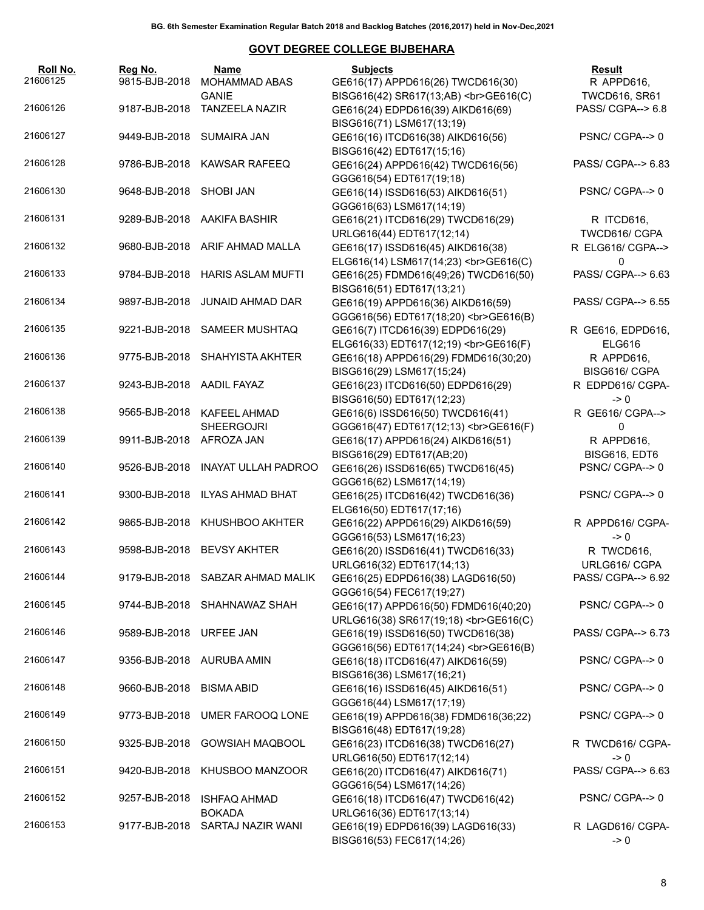BG. 6th Semester Examination Regular Batch 2018 and Backlog Batches (2016,2017) held in Nov-Dec,2021

## GOVT DEGREE COLLEGE BIJBEHARA

| Roll No. | Reg No. | Name | Subjects | Result |
|---|---|---|---|---|
| 21606125 | 9815-BJB-2018 | MOHAMMAD ABAS GANIE | GE616(17) APPD616(26) TWCD616(30) BISG616(42) SR617(13;AB) <br>GE616(C) | R APPD616, TWCD616, SR61 |
| 21606126 | 9187-BJB-2018 | TANZEELA NAZIR | GE616(24) EDPD616(39) AIKD616(69) BISG616(71) LSM617(13;19) | PASS/ CGPA--> 6.8 |
| 21606127 | 9449-BJB-2018 | SUMAIRA JAN | GE616(16) ITCD616(38) AIKD616(56) BISG616(42) EDT617(15;16) | PSNC/ CGPA--> 0 |
| 21606128 | 9786-BJB-2018 | KAWSAR RAFEEQ | GE616(24) APPD616(42) TWCD616(56) GGG616(54) EDT617(19;18) | PASS/ CGPA--> 6.83 |
| 21606130 | 9648-BJB-2018 | SHOBI JAN | GE616(14) ISSD616(53) AIKD616(51) GGG616(63) LSM617(14;19) | PSNC/ CGPA--> 0 |
| 21606131 | 9289-BJB-2018 | AAKIFA BASHIR | GE616(21) ITCD616(29) TWCD616(29) URLG616(44) EDT617(12;14) | R ITCD616, TWCD616/ CGPA |
| 21606132 | 9680-BJB-2018 | ARIF AHMAD MALLA | GE616(17) ISSD616(45) AIKD616(38) ELG616(14) LSM617(14;23) <br>GE616(C) | R ELG616/ CGPA--> 0 |
| 21606133 | 9784-BJB-2018 | HARIS ASLAM MUFTI | GE616(25) FDMD616(49;26) TWCD616(50) BISG616(51) EDT617(13;21) | PASS/ CGPA--> 6.63 |
| 21606134 | 9897-BJB-2018 | JUNAID AHMAD DAR | GE616(19) APPD616(36) AIKD616(59) GGG616(56) EDT617(18;20) <br>GE616(B) | PASS/ CGPA--> 6.55 |
| 21606135 | 9221-BJB-2018 | SAMEER MUSHTAQ | GE616(7) ITCD616(39) EDPD616(29) ELG616(33) EDT617(12;19) <br>GE616(F) | R GE616, EDPD616, ELG616 |
| 21606136 | 9775-BJB-2018 | SHAHYISTA AKHTER | GE616(18) APPD616(29) FDMD616(30;20) BISG616(29) LSM617(15;24) | R APPD616, BISG616/ CGPA |
| 21606137 | 9243-BJB-2018 | AADIL FAYAZ | GE616(23) ITCD616(50) EDPD616(29) BISG616(50) EDT617(12;23) | R EDPD616/ CGPA--> 0 |
| 21606138 | 9565-BJB-2018 | KAFEEL AHMAD SHEERGOJRI | GE616(6) ISSD616(50) TWCD616(41) GGG616(47) EDT617(12;13) <br>GE616(F) | R GE616/ CGPA--> 0 |
| 21606139 | 9911-BJB-2018 | AFROZA JAN | GE616(17) APPD616(24) AIKD616(51) BISG616(29) EDT617(AB;20) | R APPD616, BISG616, EDT6 |
| 21606140 | 9526-BJB-2018 | INAYAT ULLAH PADROO | GE616(26) ISSD616(65) TWCD616(45) GGG616(62) LSM617(14;19) | PSNC/ CGPA--> 0 |
| 21606141 | 9300-BJB-2018 | ILYAS AHMAD BHAT | GE616(25) ITCD616(42) TWCD616(36) ELG616(50) EDT617(17;16) | PSNC/ CGPA--> 0 |
| 21606142 | 9865-BJB-2018 | KHUSHBOO AKHTER | GE616(22) APPD616(29) AIKD616(59) GGG616(53) LSM617(16;23) | R APPD616/ CGPA--> 0 |
| 21606143 | 9598-BJB-2018 | BEVSY AKHTER | GE616(20) ISSD616(41) TWCD616(33) URLG616(32) EDT617(14;13) | R TWCD616, URLG616/ CGPA |
| 21606144 | 9179-BJB-2018 | SABZAR AHMAD MALIK | GE616(25) EDPD616(38) LAGD616(50) GGG616(54) FEC617(19;27) | PASS/ CGPA--> 6.92 |
| 21606145 | 9744-BJB-2018 | SHAHNAWAZ SHAH | GE616(17) APPD616(50) FDMD616(40;20) URLG616(38) SR617(19;18) <br>GE616(C) | PSNC/ CGPA--> 0 |
| 21606146 | 9589-BJB-2018 | URFEE JAN | GE616(19) ISSD616(50) TWCD616(38) GGG616(56) EDT617(14;24) <br>GE616(B) | PASS/ CGPA--> 6.73 |
| 21606147 | 9356-BJB-2018 | AURUBA AMIN | GE616(18) ITCD616(47) AIKD616(59) BISG616(36) LSM617(16;21) | PSNC/ CGPA--> 0 |
| 21606148 | 9660-BJB-2018 | BISMA ABID | GE616(16) ISSD616(45) AIKD616(51) GGG616(44) LSM617(17;19) | PSNC/ CGPA--> 0 |
| 21606149 | 9773-BJB-2018 | UMER FAROOQ LONE | GE616(19) APPD616(38) FDMD616(36;22) BISG616(48) EDT617(19;28) | PSNC/ CGPA--> 0 |
| 21606150 | 9325-BJB-2018 | GOWSIAH MAQBOOL | GE616(23) ITCD616(38) TWCD616(27) URLG616(50) EDT617(12;14) | R TWCD616/ CGPA--> 0 |
| 21606151 | 9420-BJB-2018 | KHUSBOO MANZOOR | GE616(20) ITCD616(47) AIKD616(71) GGG616(54) LSM617(14;26) | PASS/ CGPA--> 6.63 |
| 21606152 | 9257-BJB-2018 | ISHFAQ AHMAD BOKADA | GE616(18) ITCD616(47) TWCD616(42) URLG616(36) EDT617(13;14) | PSNC/ CGPA--> 0 |
| 21606153 | 9177-BJB-2018 | SARTAJ NAZIR WANI | GE616(19) EDPD616(39) LAGD616(33) BISG616(53) FEC617(14;26) | R LAGD616/ CGPA--> 0 |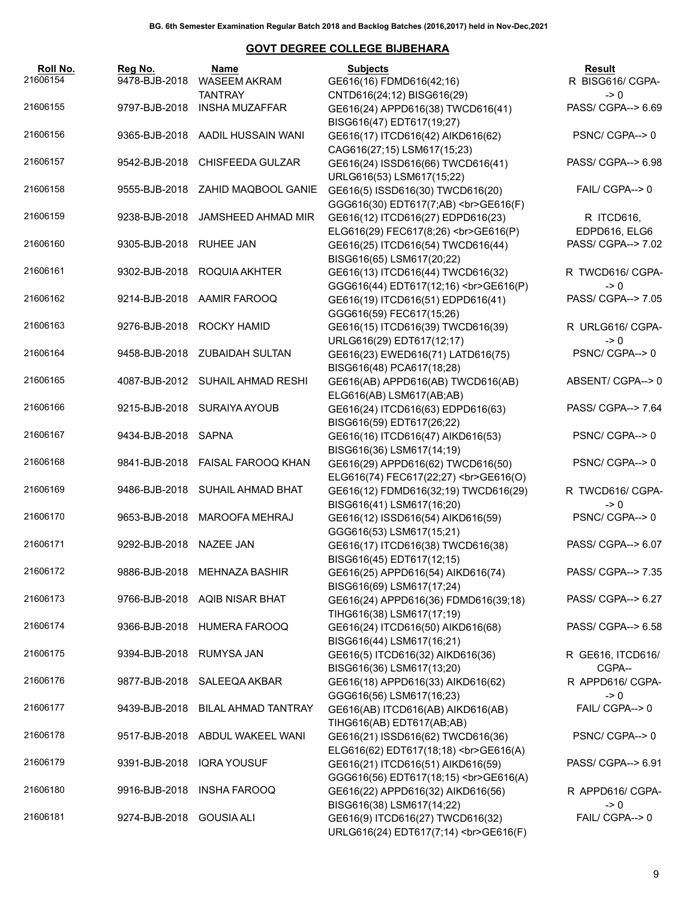BG. 6th Semester Examination Regular Batch 2018 and Backlog Batches (2016,2017) held in Nov-Dec,2021

## GOVT DEGREE COLLEGE BIJBEHARA

| Roll No. | Reg No. | Name | Subjects | Result |
|---|---|---|---|---|
| 21606154 | 9478-BJB-2018 | WASEEM AKRAM TANTRAY | GE616(16) FDMD616(42;16) CNTD616(24;12) BISG616(29) | R BISG616/ CGPA-> 0 |
| 21606155 | 9797-BJB-2018 | INSHA MUZAFFAR | GE616(24) APPD616(38) TWCD616(41) BISG616(47) EDT617(19;27) | PASS/ CGPA--> 6.69 |
| 21606156 | 9365-BJB-2018 | AADIL HUSSAIN WANI | GE616(17) ITCD616(42) AIKD616(62) CAG616(27;15) LSM617(15;23) | PSNC/ CGPA--> 0 |
| 21606157 | 9542-BJB-2018 | CHISFEEDA GULZAR | GE616(24) ISSD616(66) TWCD616(41) URLG616(53) LSM617(15;22) | PASS/ CGPA--> 6.98 |
| 21606158 | 9555-BJB-2018 | ZAHID MAQBOOL GANIE | GE616(5) ISSD616(30) TWCD616(20) GGG616(30) EDT617(7;AB) <br>GE616(F) | FAIL/ CGPA--> 0 |
| 21606159 | 9238-BJB-2018 | JAMSHEED AHMAD MIR | GE616(12) ITCD616(27) EDPD616(23) ELG616(29) FEC617(8;26) <br>GE616(P) | R ITCD616, EDPD616, ELG6 |
| 21606160 | 9305-BJB-2018 | RUHEE JAN | GE616(25) ITCD616(54) TWCD616(44) BISG616(65) LSM617(20;22) | PASS/ CGPA--> 7.02 |
| 21606161 | 9302-BJB-2018 | ROQUIA AKHTER | GE616(13) ITCD616(44) TWCD616(32) GGG616(44) EDT617(12;16) <br>GE616(P) | R TWCD616/ CGPA-> 0 |
| 21606162 | 9214-BJB-2018 | AAMIR FAROOQ | GE616(19) ITCD616(51) EDPD616(41) GGG616(59) FEC617(15;26) | PASS/ CGPA--> 7.05 |
| 21606163 | 9276-BJB-2018 | ROCKY HAMID | GE616(15) ITCD616(39) TWCD616(39) URLG616(29) EDT617(12;17) | R URLG616/ CGPA-> 0 |
| 21606164 | 9458-BJB-2018 | ZUBAIDAH SULTAN | GE616(23) EWED616(71) LATD616(75) BISG616(48) PCA617(18;28) | PSNC/ CGPA--> 0 |
| 21606165 | 4087-BJB-2012 | SUHAIL AHMAD RESHI | GE616(AB) APPD616(AB) TWCD616(AB) ELG616(AB) LSM617(AB;AB) | ABSENT/ CGPA--> 0 |
| 21606166 | 9215-BJB-2018 | SURAIYA AYOUB | GE616(24) ITCD616(63) EDPD616(63) BISG616(59) EDT617(26;22) | PASS/ CGPA--> 7.64 |
| 21606167 | 9434-BJB-2018 | SAPNA | GE616(16) ITCD616(47) AIKD616(53) BISG616(36) LSM617(14;19) | PSNC/ CGPA--> 0 |
| 21606168 | 9841-BJB-2018 | FAISAL FAROOQ KHAN | GE616(29) APPD616(62) TWCD616(50) ELG616(74) FEC617(22;27) <br>GE616(O) | PSNC/ CGPA--> 0 |
| 21606169 | 9486-BJB-2018 | SUHAIL AHMAD BHAT | GE616(12) FDMD616(32;19) TWCD616(29) BISG616(41) LSM617(16;20) | R TWCD616/ CGPA-> 0 |
| 21606170 | 9653-BJB-2018 | MAROOFA MEHRAJ | GE616(12) ISSD616(54) AIKD616(59) GGG616(53) LSM617(15;21) | PSNC/ CGPA--> 0 |
| 21606171 | 9292-BJB-2018 | NAZEE JAN | GE616(17) ITCD616(38) TWCD616(38) BISG616(45) EDT617(12;15) | PASS/ CGPA--> 6.07 |
| 21606172 | 9886-BJB-2018 | MEHNAZA BASHIR | GE616(25) APPD616(54) AIKD616(74) BISG616(69) LSM617(17;24) | PASS/ CGPA--> 7.35 |
| 21606173 | 9766-BJB-2018 | AQIB NISAR BHAT | GE616(24) APPD616(36) FDMD616(39;18) TIHG616(38) LSM617(17;19) | PASS/ CGPA--> 6.27 |
| 21606174 | 9366-BJB-2018 | HUMERA FAROOQ | GE616(24) ITCD616(50) AIKD616(68) BISG616(44) LSM617(16;21) | PASS/ CGPA--> 6.58 |
| 21606175 | 9394-BJB-2018 | RUMYSA JAN | GE616(5) ITCD616(32) AIKD616(36) BISG616(36) LSM617(13;20) | R GE616, ITCD616/ CGPA-- |
| 21606176 | 9877-BJB-2018 | SALEEQA AKBAR | GE616(18) APPD616(33) AIKD616(62) GGG616(56) LSM617(16;23) | R APPD616/ CGPA-> 0 |
| 21606177 | 9439-BJB-2018 | BILAL AHMAD TANTRAY | GE616(AB) ITCD616(AB) AIKD616(AB) TIHG616(AB) EDT617(AB;AB) | FAIL/ CGPA--> 0 |
| 21606178 | 9517-BJB-2018 | ABDUL WAKEEL WANI | GE616(21) ISSD616(62) TWCD616(36) ELG616(62) EDT617(18;18) <br>GE616(A) | PSNC/ CGPA--> 0 |
| 21606179 | 9391-BJB-2018 | IQRA YOUSUF | GE616(21) ITCD616(51) AIKD616(59) GGG616(56) EDT617(18;15) <br>GE616(A) | PASS/ CGPA--> 6.91 |
| 21606180 | 9916-BJB-2018 | INSHA FAROOQ | GE616(22) APPD616(32) AIKD616(56) BISG616(38) LSM617(14;22) | R APPD616/ CGPA-> 0 |
| 21606181 | 9274-BJB-2018 | GOUSIA ALI | GE616(9) ITCD616(27) TWCD616(32) URLG616(24) EDT617(7;14) <br>GE616(F) | FAIL/ CGPA--> 0 |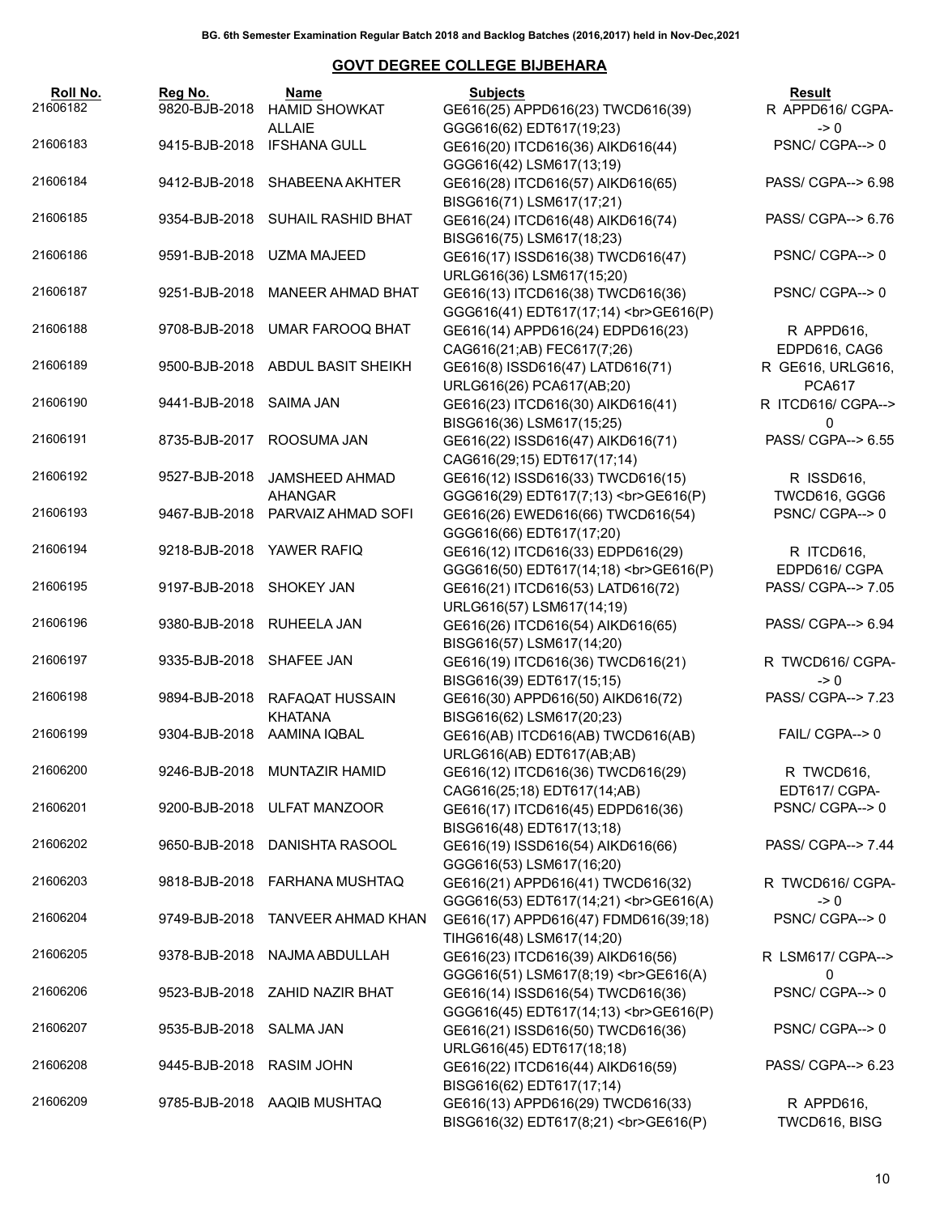BG. 6th Semester Examination Regular Batch 2018 and Backlog Batches (2016,2017) held in Nov-Dec,2021

## GOVT DEGREE COLLEGE BIJBEHARA

| Roll No. | Reg No. | Name | Subjects | Result |
|---|---|---|---|---|
| 21606182 | 9820-BJB-2018 | HAMID SHOWKAT ALLAIE | GE616(25) APPD616(23) TWCD616(39) GGG616(62) EDT617(19;23) | R APPD616/ CGPA-> 0 |
| 21606183 | 9415-BJB-2018 | IFSHANA GULL | GE616(20) ITCD616(36) AIKD616(44) GGG616(42) LSM617(13;19) | PSNC/ CGPA--> 0 |
| 21606184 | 9412-BJB-2018 | SHABEENA AKHTER | GE616(28) ITCD616(57) AIKD616(65) BISG616(71) LSM617(17;21) | PASS/ CGPA--> 6.98 |
| 21606185 | 9354-BJB-2018 | SUHAIL RASHID BHAT | GE616(24) ITCD616(48) AIKD616(74) BISG616(75) LSM617(18;23) | PASS/ CGPA--> 6.76 |
| 21606186 | 9591-BJB-2018 | UZMA MAJEED | GE616(17) ISSD616(38) TWCD616(47) URLG616(36) LSM617(15;20) | PSNC/ CGPA--> 0 |
| 21606187 | 9251-BJB-2018 | MANEER AHMAD BHAT | GE616(13) ITCD616(38) TWCD616(36) GGG616(41) EDT617(17;14) <br>GE616(P) | PSNC/ CGPA--> 0 |
| 21606188 | 9708-BJB-2018 | UMAR FAROOQ BHAT | GE616(14) APPD616(24) EDPD616(23) CAG616(21;AB) FEC617(7;26) | R APPD616, EDPD616, CAG6 |
| 21606189 | 9500-BJB-2018 | ABDUL BASIT SHEIKH | GE616(8) ISSD616(47) LATD616(71) URLG616(26) PCA617(AB;20) | R GE616, URLG616, PCA617 |
| 21606190 | 9441-BJB-2018 | SAIMA JAN | GE616(23) ITCD616(30) AIKD616(41) BISG616(36) LSM617(15;25) | R ITCD616/ CGPA--> 0 |
| 21606191 | 8735-BJB-2017 | ROOSUMA JAN | GE616(22) ISSD616(47) AIKD616(71) CAG616(29;15) EDT617(17;14) | PASS/ CGPA--> 6.55 |
| 21606192 | 9527-BJB-2018 | JAMSHEED AHMAD AHANGAR | GE616(12) ISSD616(33) TWCD616(15) GGG616(29) EDT617(7;13) <br>GE616(P) | R ISSD616, TWCD616, GGG6 |
| 21606193 | 9467-BJB-2018 | PARVAIZ AHMAD SOFI | GE616(26) EWED616(66) TWCD616(54) GGG616(66) EDT617(17;20) | PSNC/ CGPA--> 0 |
| 21606194 | 9218-BJB-2018 | YAWER RAFIQ | GE616(12) ITCD616(33) EDPD616(29) GGG616(50) EDT617(14;18) <br>GE616(P) | R ITCD616, EDPD616/ CGPA |
| 21606195 | 9197-BJB-2018 | SHOKEY JAN | GE616(21) ITCD616(53) LATD616(72) URLG616(57) LSM617(14;19) | PASS/ CGPA--> 7.05 |
| 21606196 | 9380-BJB-2018 | RUHEELA JAN | GE616(26) ITCD616(54) AIKD616(65) BISG616(57) LSM617(14;20) | PASS/ CGPA--> 6.94 |
| 21606197 | 9335-BJB-2018 | SHAFEE JAN | GE616(19) ITCD616(36) TWCD616(21) BISG616(39) EDT617(15;15) | R TWCD616/ CGPA-> 0 |
| 21606198 | 9894-BJB-2018 | RAFAQAT HUSSAIN KHATANA | GE616(30) APPD616(50) AIKD616(72) BISG616(62) LSM617(20;23) | PASS/ CGPA--> 7.23 |
| 21606199 | 9304-BJB-2018 | AAMINA IQBAL | GE616(AB) ITCD616(AB) TWCD616(AB) URLG616(AB) EDT617(AB;AB) | FAIL/ CGPA--> 0 |
| 21606200 | 9246-BJB-2018 | MUNTAZIR HAMID | GE616(12) ITCD616(36) TWCD616(29) CAG616(25;18) EDT617(14;AB) | R TWCD616, EDT617/ CGPA- |
| 21606201 | 9200-BJB-2018 | ULFAT MANZOOR | GE616(17) ITCD616(45) EDPD616(36) BISG616(48) EDT617(13;18) | PSNC/ CGPA--> 0 |
| 21606202 | 9650-BJB-2018 | DANISHTA RASOOL | GE616(19) ISSD616(54) AIKD616(66) GGG616(53) LSM617(16;20) | PASS/ CGPA--> 7.44 |
| 21606203 | 9818-BJB-2018 | FARHANA MUSHTAQ | GE616(21) APPD616(41) TWCD616(32) GGG616(53) EDT617(14;21) <br>GE616(A) | R TWCD616/ CGPA-> 0 |
| 21606204 | 9749-BJB-2018 | TANVEER AHMAD KHAN | GE616(17) APPD616(47) FDMD616(39;18) TIHG616(48) LSM617(14;20) | PSNC/ CGPA--> 0 |
| 21606205 | 9378-BJB-2018 | NAJMA ABDULLAH | GE616(23) ITCD616(39) AIKD616(56) GGG616(51) LSM617(8;19) <br>GE616(A) | R LSM617/ CGPA--> 0 |
| 21606206 | 9523-BJB-2018 | ZAHID NAZIR BHAT | GE616(14) ISSD616(54) TWCD616(36) GGG616(45) EDT617(14;13) <br>GE616(P) | PSNC/ CGPA--> 0 |
| 21606207 | 9535-BJB-2018 | SALMA JAN | GE616(21) ISSD616(50) TWCD616(36) URLG616(45) EDT617(18;18) | PSNC/ CGPA--> 0 |
| 21606208 | 9445-BJB-2018 | RASIM JOHN | GE616(22) ITCD616(44) AIKD616(59) BISG616(62) EDT617(17;14) | PASS/ CGPA--> 6.23 |
| 21606209 | 9785-BJB-2018 | AAQIB MUSHTAQ | GE616(13) APPD616(29) TWCD616(33) BISG616(32) EDT617(8;21) <br>GE616(P) | R APPD616, TWCD616, BISG |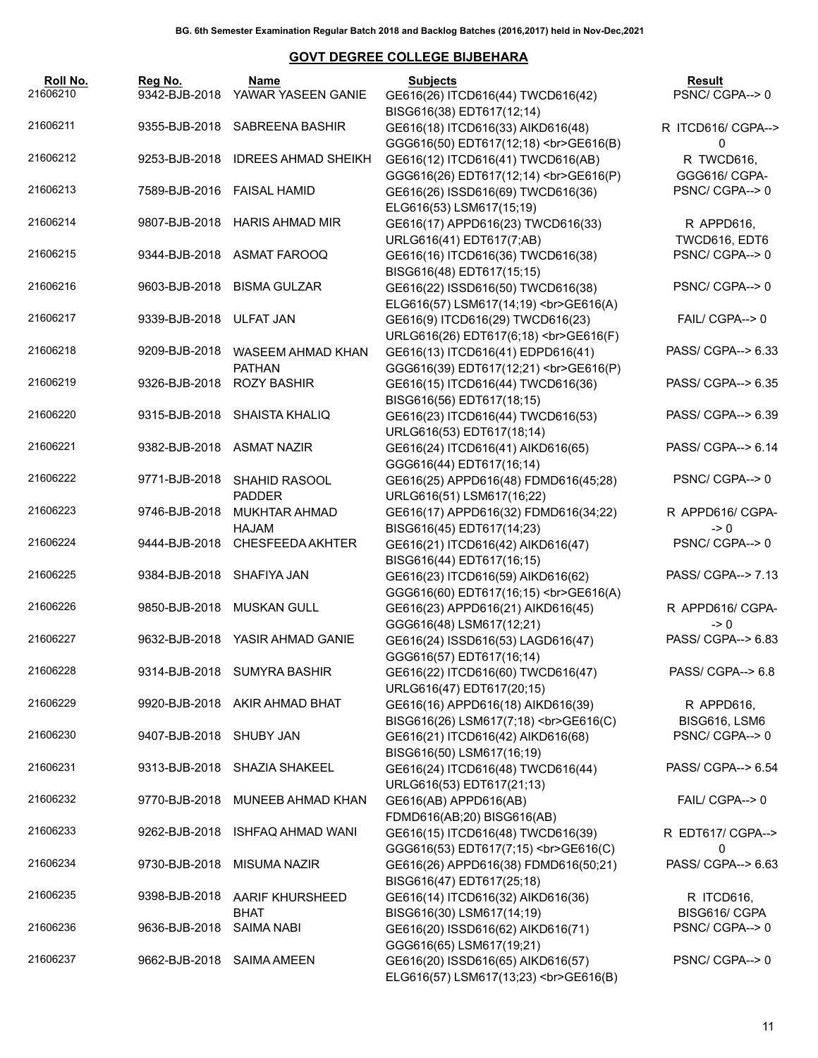BG. 6th Semester Examination Regular Batch 2018 and Backlog Batches (2016,2017) held in Nov-Dec,2021

## GOVT DEGREE COLLEGE BIJBEHARA

| Roll No. | Reg No. | Name | Subjects | Result |
|---|---|---|---|---|
| 21606210 | 9342-BJB-2018 | YAWAR YASEEN GANIE | GE616(26) ITCD616(44) TWCD616(42) BISG616(38) EDT617(12;14) | PSNC/ CGPA--> 0 |
| 21606211 | 9355-BJB-2018 | SABREENA BASHIR | GE616(18) ITCD616(33) AIKD616(48) GGG616(50) EDT617(12;18) <br>GE616(B) | R ITCD616/ CGPA--> 0 |
| 21606212 | 9253-BJB-2018 | IDREES AHMAD SHEIKH | GE616(12) ITCD616(41) TWCD616(AB) GGG616(26) EDT617(12;14) <br>GE616(P) | R TWCD616, GGG616/ CGPA- |
| 21606213 | 7589-BJB-2016 | FAISAL HAMID | GE616(26) ISSD616(69) TWCD616(36) ELG616(53) LSM617(15;19) | PSNC/ CGPA--> 0 |
| 21606214 | 9807-BJB-2018 | HARIS AHMAD MIR | GE616(17) APPD616(23) TWCD616(33) URLG616(41) EDT617(7;AB) | R APPD616, TWCD616, EDT6 |
| 21606215 | 9344-BJB-2018 | ASMAT FAROOQ | GE616(16) ITCD616(36) TWCD616(38) BISG616(48) EDT617(15;15) | PSNC/ CGPA--> 0 |
| 21606216 | 9603-BJB-2018 | BISMA GULZAR | GE616(22) ISSD616(50) TWCD616(38) ELG616(57) LSM617(14;19) <br>GE616(A) | PSNC/ CGPA--> 0 |
| 21606217 | 9339-BJB-2018 | ULFAT JAN | GE616(9) ITCD616(29) TWCD616(23) URLG616(26) EDT617(6;18) <br>GE616(F) | FAIL/ CGPA--> 0 |
| 21606218 | 9209-BJB-2018 | WASEEM AHMAD KHAN PATHAN | GE616(13) ITCD616(41) EDPD616(41) GGG616(39) EDT617(12;21) <br>GE616(P) | PASS/ CGPA--> 6.33 |
| 21606219 | 9326-BJB-2018 | ROZY BASHIR | GE616(15) ITCD616(44) TWCD616(36) BISG616(56) EDT617(18;15) | PASS/ CGPA--> 6.35 |
| 21606220 | 9315-BJB-2018 | SHAISTA KHALIQ | GE616(23) ITCD616(44) TWCD616(53) URLG616(53) EDT617(18;14) | PASS/ CGPA--> 6.39 |
| 21606221 | 9382-BJB-2018 | ASMAT NAZIR | GE616(24) ITCD616(41) AIKD616(65) GGG616(44) EDT617(16;14) | PASS/ CGPA--> 6.14 |
| 21606222 | 9771-BJB-2018 | SHAHID RASOOL PADDER | GE616(25) APPD616(48) FDMD616(45;28) URLG616(51) LSM617(16;22) | PSNC/ CGPA--> 0 |
| 21606223 | 9746-BJB-2018 | MUKHTAR AHMAD HAJAM | GE616(17) APPD616(32) FDMD616(34;22) BISG616(45) EDT617(14;23) | R APPD616/ CGPA--> 0 |
| 21606224 | 9444-BJB-2018 | CHESFEEDA AKHTER | GE616(21) ITCD616(42) AIKD616(47) BISG616(44) EDT617(16;15) | PSNC/ CGPA--> 0 |
| 21606225 | 9384-BJB-2018 | SHAFIYA JAN | GE616(23) ITCD616(59) AIKD616(62) GGG616(60) EDT617(16;15) <br>GE616(A) | PASS/ CGPA--> 7.13 |
| 21606226 | 9850-BJB-2018 | MUSKAN GULL | GE616(23) APPD616(21) AIKD616(45) GGG616(48) LSM617(12;21) | R APPD616/ CGPA--> 0 |
| 21606227 | 9632-BJB-2018 | YASIR AHMAD GANIE | GE616(24) ISSD616(53) LAGD616(47) GGG616(57) EDT617(16;14) | PASS/ CGPA--> 6.83 |
| 21606228 | 9314-BJB-2018 | SUMYRA BASHIR | GE616(22) ITCD616(60) TWCD616(47) URLG616(47) EDT617(20;15) | PASS/ CGPA--> 6.8 |
| 21606229 | 9920-BJB-2018 | AKIR AHMAD BHAT | GE616(16) APPD616(18) AIKD616(39) BISG616(26) LSM617(7;18) <br>GE616(C) | R APPD616, BISG616, LSM6 |
| 21606230 | 9407-BJB-2018 | SHUBY JAN | GE616(21) ITCD616(42) AIKD616(68) BISG616(50) LSM617(16;19) | PSNC/ CGPA--> 0 |
| 21606231 | 9313-BJB-2018 | SHAZIA SHAKEEL | GE616(24) ITCD616(48) TWCD616(44) URLG616(53) EDT617(21;13) | PASS/ CGPA--> 6.54 |
| 21606232 | 9770-BJB-2018 | MUNEEB AHMAD KHAN | GE616(AB) APPD616(AB) FDMD616(AB;20) BISG616(AB) | FAIL/ CGPA--> 0 |
| 21606233 | 9262-BJB-2018 | ISHFAQ AHMAD WANI | GE616(15) ITCD616(48) TWCD616(39) GGG616(53) EDT617(7;15) <br>GE616(C) | R EDT617/ CGPA--> 0 |
| 21606234 | 9730-BJB-2018 | MISUMA NAZIR | GE616(26) APPD616(38) FDMD616(50;21) BISG616(47) EDT617(25;18) | PASS/ CGPA--> 6.63 |
| 21606235 | 9398-BJB-2018 | AARIF KHURSHEED BHAT | GE616(14) ITCD616(32) AIKD616(36) BISG616(30) LSM617(14;19) | R ITCD616, BISG616/ CGPA |
| 21606236 | 9636-BJB-2018 | SAIMA NABI | GE616(20) ISSD616(62) AIKD616(71) GGG616(65) LSM617(19;21) | PSNC/ CGPA--> 0 |
| 21606237 | 9662-BJB-2018 | SAIMA AMEEN | GE616(20) ISSD616(65) AIKD616(57) ELG616(57) LSM617(13;23) <br>GE616(B) | PSNC/ CGPA--> 0 |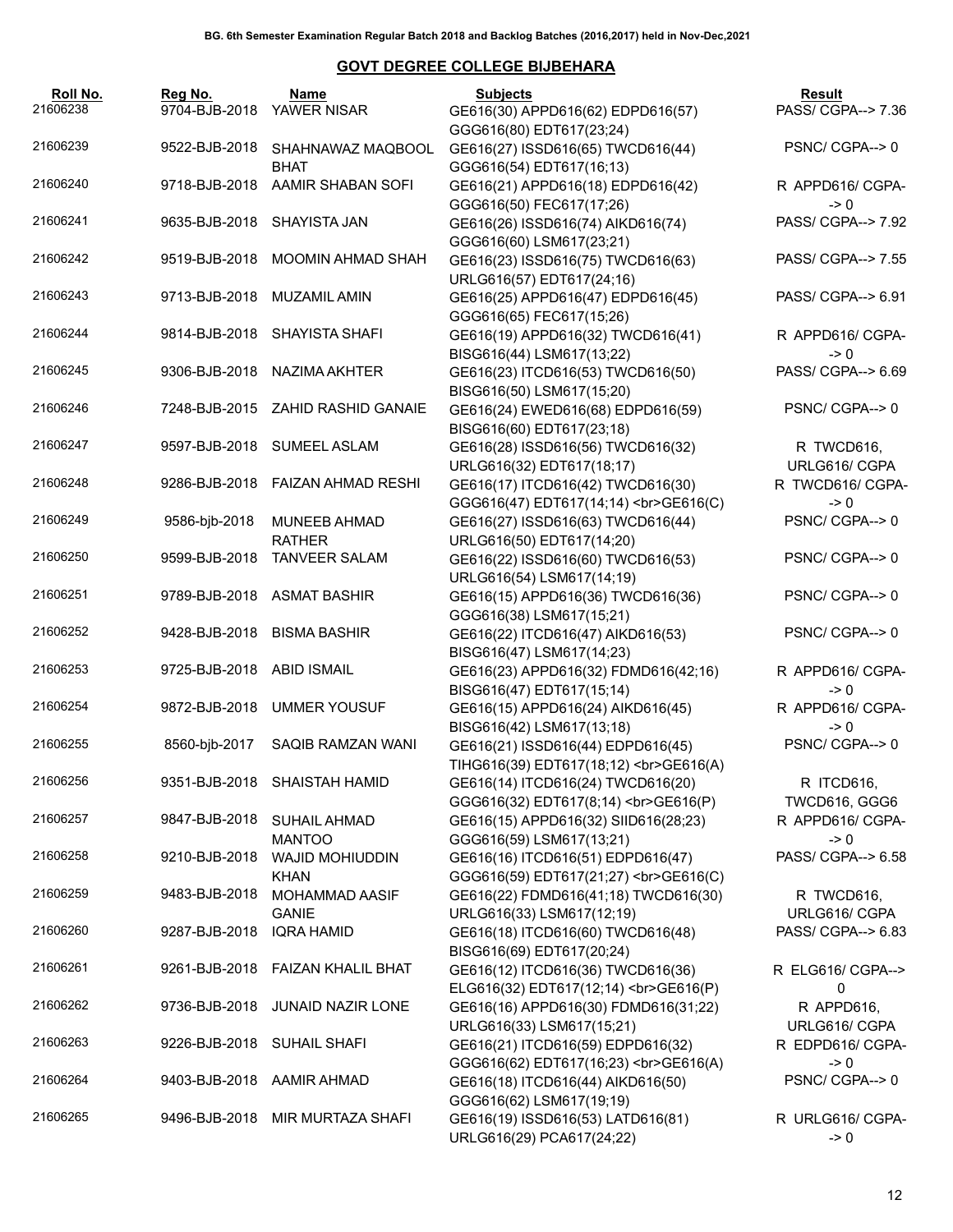BG. 6th Semester Examination Regular Batch 2018 and Backlog Batches (2016,2017) held in Nov-Dec,2021

## GOVT DEGREE COLLEGE BIJBEHARA

| Roll No. | Reg No. | Name | Subjects | Result |
|---|---|---|---|---|
| 21606238 | 9704-BJB-2018 | YAWER NISAR | GE616(30) APPD616(62) EDPD616(57) GGG616(80) EDT617(23;24) | PASS/ CGPA--> 7.36 |
| 21606239 | 9522-BJB-2018 | SHAHNAWAZ MAQBOOL BHAT | GE616(27) ISSD616(65) TWCD616(44) GGG616(54) EDT617(16;13) | PSNC/ CGPA--> 0 |
| 21606240 | 9718-BJB-2018 | AAMIR SHABAN SOFI | GE616(21) APPD616(18) EDPD616(42) GGG616(50) FEC617(17;26) | R APPD616/ CGPA--> 0 |
| 21606241 | 9635-BJB-2018 | SHAYISTA JAN | GE616(26) ISSD616(74) AIKD616(74) GGG616(60) LSM617(23;21) | PASS/ CGPA--> 7.92 |
| 21606242 | 9519-BJB-2018 | MOOMIN AHMAD SHAH | GE616(23) ISSD616(75) TWCD616(63) URLG616(57) EDT617(24;16) | PASS/ CGPA--> 7.55 |
| 21606243 | 9713-BJB-2018 | MUZAMIL AMIN | GE616(25) APPD616(47) EDPD616(45) GGG616(65) FEC617(15;26) | PASS/ CGPA--> 6.91 |
| 21606244 | 9814-BJB-2018 | SHAYISTA SHAFI | GE616(19) APPD616(32) TWCD616(41) BISG616(44) LSM617(13;22) | R APPD616/ CGPA--> 0 |
| 21606245 | 9306-BJB-2018 | NAZIMA AKHTER | GE616(23) ITCD616(53) TWCD616(50) BISG616(50) LSM617(15;20) | PASS/ CGPA--> 6.69 |
| 21606246 | 7248-BJB-2015 | ZAHID RASHID GANAIE | GE616(24) EWED616(68) EDPD616(59) BISG616(60) EDT617(23;18) | PSNC/ CGPA--> 0 |
| 21606247 | 9597-BJB-2018 | SUMEEL ASLAM | GE616(28) ISSD616(56) TWCD616(32) URLG616(32) EDT617(18;17) | R TWCD616, URLG616/ CGPA |
| 21606248 | 9286-BJB-2018 | FAIZAN AHMAD RESHI | GE616(17) ITCD616(42) TWCD616(30) GGG616(47) EDT617(14;14) <br>GE616(C) | R TWCD616/ CGPA--> 0 |
| 21606249 | 9586-bjb-2018 | MUNEEB AHMAD RATHER | GE616(27) ISSD616(63) TWCD616(44) URLG616(50) EDT617(14;20) | PSNC/ CGPA--> 0 |
| 21606250 | 9599-BJB-2018 | TANVEER SALAM | GE616(22) ISSD616(60) TWCD616(53) URLG616(54) LSM617(14;19) | PSNC/ CGPA--> 0 |
| 21606251 | 9789-BJB-2018 | ASMAT BASHIR | GE616(15) APPD616(36) TWCD616(36) GGG616(38) LSM617(15;21) | PSNC/ CGPA--> 0 |
| 21606252 | 9428-BJB-2018 | BISMA BASHIR | GE616(22) ITCD616(47) AIKD616(53) BISG616(47) LSM617(14;23) | PSNC/ CGPA--> 0 |
| 21606253 | 9725-BJB-2018 | ABID ISMAIL | GE616(23) APPD616(32) FDMD616(42;16) BISG616(47) EDT617(15;14) | R APPD616/ CGPA--> 0 |
| 21606254 | 9872-BJB-2018 | UMMER YOUSUF | GE616(15) APPD616(24) AIKD616(45) BISG616(42) LSM617(13;18) | R APPD616/ CGPA--> 0 |
| 21606255 | 8560-bjb-2017 | SAQIB RAMZAN WANI | GE616(21) ISSD616(44) EDPD616(45) TIHG616(39) EDT617(18;12) <br>GE616(A) | PSNC/ CGPA--> 0 |
| 21606256 | 9351-BJB-2018 | SHAISTAH HAMID | GE616(14) ITCD616(24) TWCD616(20) GGG616(32) EDT617(8;14) <br>GE616(P) | R ITCD616, TWCD616, GGG6 |
| 21606257 | 9847-BJB-2018 | SUHAIL AHMAD MANTOO | GE616(15) APPD616(32) SIID616(28;23) GGG616(59) LSM617(13;21) | R APPD616/ CGPA--> 0 |
| 21606258 | 9210-BJB-2018 | WAJID MOHIUDDIN KHAN | GE616(16) ITCD616(51) EDPD616(47) GGG616(59) EDT617(21;27) <br>GE616(C) | PASS/ CGPA--> 6.58 |
| 21606259 | 9483-BJB-2018 | MOHAMMAD AASIF GANIE | GE616(22) FDMD616(41;18) TWCD616(30) URLG616(33) LSM617(12;19) | R TWCD616, URLG616/ CGPA |
| 21606260 | 9287-BJB-2018 | IQRA HAMID | GE616(18) ITCD616(60) TWCD616(48) BISG616(69) EDT617(20;24) | PASS/ CGPA--> 6.83 |
| 21606261 | 9261-BJB-2018 | FAIZAN KHALIL BHAT | GE616(12) ITCD616(36) TWCD616(36) ELG616(32) EDT617(12;14) <br>GE616(P) | R ELG616/ CGPA--> 0 |
| 21606262 | 9736-BJB-2018 | JUNAID NAZIR LONE | GE616(16) APPD616(30) FDMD616(31;22) URLG616(33) LSM617(15;21) | R APPD616, URLG616/ CGPA |
| 21606263 | 9226-BJB-2018 | SUHAIL SHAFI | GE616(21) ITCD616(59) EDPD616(32) GGG616(62) EDT617(16;23) <br>GE616(A) | R EDPD616/ CGPA--> 0 |
| 21606264 | 9403-BJB-2018 | AAMIR AHMAD | GE616(18) ITCD616(44) AIKD616(50) GGG616(62) LSM617(19;19) | PSNC/ CGPA--> 0 |
| 21606265 | 9496-BJB-2018 | MIR MURTAZA SHAFI | GE616(19) ISSD616(53) LATD616(81) URLG616(29) PCA617(24;22) | R URLG616/ CGPA--> 0 |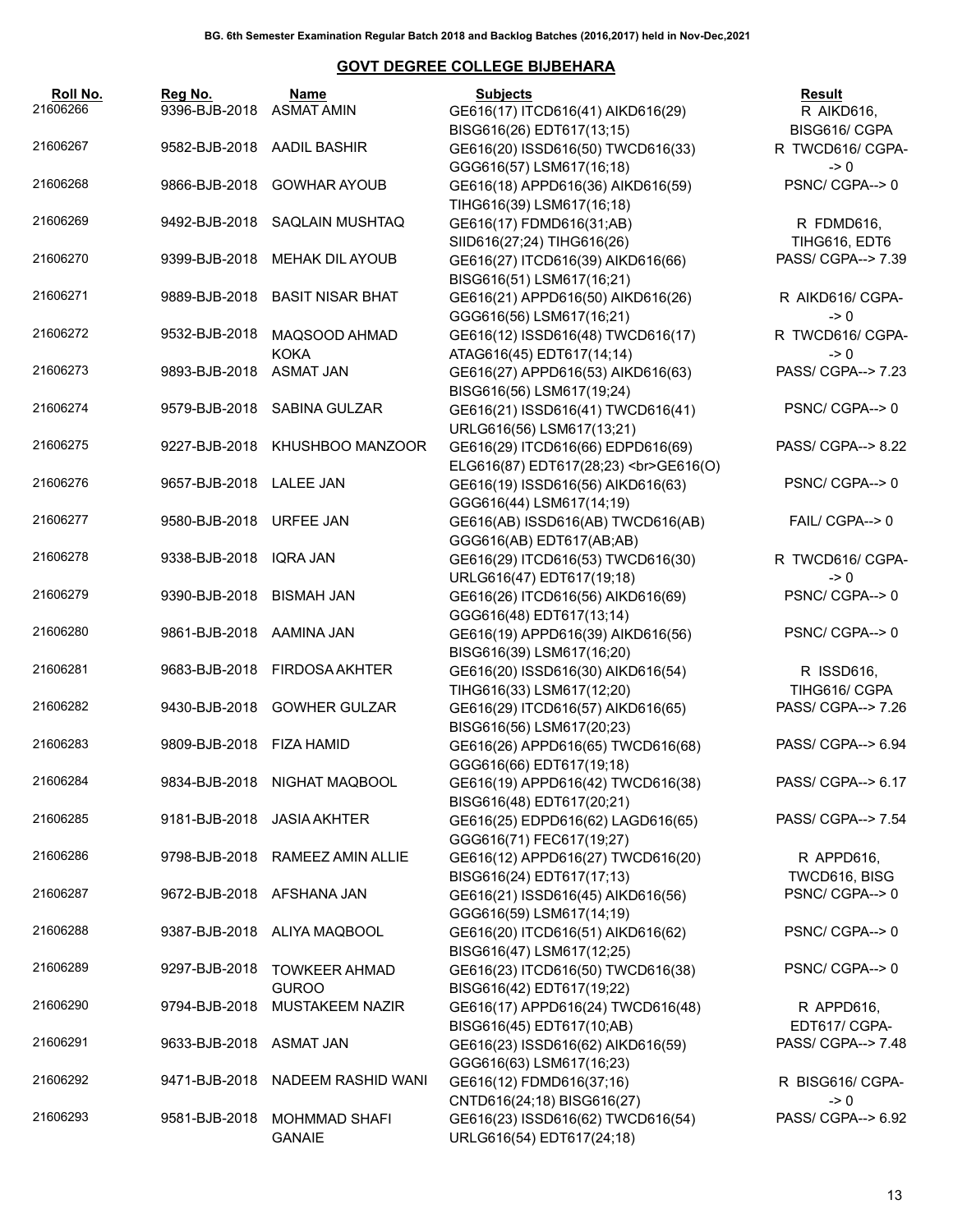BG. 6th Semester Examination Regular Batch 2018 and Backlog Batches (2016,2017) held in Nov-Dec,2021

## GOVT DEGREE COLLEGE BIJBEHARA

| Roll No. | Reg No. | Name | Subjects | Result |
|---|---|---|---|---|
| 21606266 | 9396-BJB-2018 | ASMAT AMIN | GE616(17) ITCD616(41) AIKD616(29) BISG616(26) EDT617(13;15) | R AIKD616, BISG616/ CGPA |
| 21606267 | 9582-BJB-2018 | AADIL BASHIR | GE616(20) ISSD616(50) TWCD616(33) GGG616(57) LSM617(16;18) | R TWCD616/ CGPA--> 0 |
| 21606268 | 9866-BJB-2018 | GOWHAR AYOUB | GE616(18) APPD616(36) AIKD616(59) TIHG616(39) LSM617(16;18) | PSNC/ CGPA--> 0 |
| 21606269 | 9492-BJB-2018 | SAQLAIN MUSHTAQ | GE616(17) FDMD616(31;AB) SIID616(27;24) TIHG616(26) | R FDMD616, TIHG616, EDT6 |
| 21606270 | 9399-BJB-2018 | MEHAK DIL AYOUB | GE616(27) ITCD616(39) AIKD616(66) BISG616(51) LSM617(16;21) | PASS/ CGPA--> 7.39 |
| 21606271 | 9889-BJB-2018 | BASIT NISAR BHAT | GE616(21) APPD616(50) AIKD616(26) GGG616(56) LSM617(16;21) | R AIKD616/ CGPA--> 0 |
| 21606272 | 9532-BJB-2018 | MAQSOOD AHMAD KOKA | GE616(12) ISSD616(48) TWCD616(17) ATAG616(45) EDT617(14;14) | R TWCD616/ CGPA--> 0 |
| 21606273 | 9893-BJB-2018 | ASMAT JAN | GE616(27) APPD616(53) AIKD616(63) BISG616(56) LSM617(19;24) | PASS/ CGPA--> 7.23 |
| 21606274 | 9579-BJB-2018 | SABINA GULZAR | GE616(21) ISSD616(41) TWCD616(41) URLG616(56) LSM617(13;21) | PSNC/ CGPA--> 0 |
| 21606275 | 9227-BJB-2018 | KHUSHBOO MANZOOR | GE616(29) ITCD616(66) EDPD616(69) ELG616(87) EDT617(28;23) <br>GE616(O) | PASS/ CGPA--> 8.22 |
| 21606276 | 9657-BJB-2018 | LALEE JAN | GE616(19) ISSD616(56) AIKD616(63) GGG616(44) LSM617(14;19) | PSNC/ CGPA--> 0 |
| 21606277 | 9580-BJB-2018 | URFEE JAN | GE616(AB) ISSD616(AB) TWCD616(AB) GGG616(AB) EDT617(AB;AB) | FAIL/ CGPA--> 0 |
| 21606278 | 9338-BJB-2018 | IQRA JAN | GE616(29) ITCD616(53) TWCD616(30) URLG616(47) EDT617(19;18) | R TWCD616/ CGPA--> 0 |
| 21606279 | 9390-BJB-2018 | BISMAH JAN | GE616(26) ITCD616(56) AIKD616(69) GGG616(48) EDT617(13;14) | PSNC/ CGPA--> 0 |
| 21606280 | 9861-BJB-2018 | AAMINA JAN | GE616(19) APPD616(39) AIKD616(56) BISG616(39) LSM617(16;20) | PSNC/ CGPA--> 0 |
| 21606281 | 9683-BJB-2018 | FIRDOSA AKHTER | GE616(20) ISSD616(30) AIKD616(54) TIHG616(33) LSM617(12;20) | R ISSD616, TIHG616/ CGPA |
| 21606282 | 9430-BJB-2018 | GOWHER GULZAR | GE616(29) ITCD616(57) AIKD616(65) BISG616(56) LSM617(20;23) | PASS/ CGPA--> 7.26 |
| 21606283 | 9809-BJB-2018 | FIZA HAMID | GE616(26) APPD616(65) TWCD616(68) GGG616(66) EDT617(19;18) | PASS/ CGPA--> 6.94 |
| 21606284 | 9834-BJB-2018 | NIGHAT MAQBOOL | GE616(19) APPD616(42) TWCD616(38) BISG616(48) EDT617(20;21) | PASS/ CGPA--> 6.17 |
| 21606285 | 9181-BJB-2018 | JASIA AKHTER | GE616(25) EDPD616(62) LAGD616(65) GGG616(71) FEC617(19;27) | PASS/ CGPA--> 7.54 |
| 21606286 | 9798-BJB-2018 | RAMEEZ AMIN ALLIE | GE616(12) APPD616(27) TWCD616(20) BISG616(24) EDT617(17;13) | R APPD616, TWCD616, BISG |
| 21606287 | 9672-BJB-2018 | AFSHANA JAN | GE616(21) ISSD616(45) AIKD616(56) GGG616(59) LSM617(14;19) | PSNC/ CGPA--> 0 |
| 21606288 | 9387-BJB-2018 | ALIYA MAQBOOL | GE616(20) ITCD616(51) AIKD616(62) BISG616(47) LSM617(12;25) | PSNC/ CGPA--> 0 |
| 21606289 | 9297-BJB-2018 | TOWKEER AHMAD GUROO | GE616(23) ITCD616(50) TWCD616(38) BISG616(42) EDT617(19;22) | PSNC/ CGPA--> 0 |
| 21606290 | 9794-BJB-2018 | MUSTAKEEM NAZIR | GE616(17) APPD616(24) TWCD616(48) BISG616(45) EDT617(10;AB) | R APPD616, EDT617/ CGPA- |
| 21606291 | 9633-BJB-2018 | ASMAT JAN | GE616(23) ISSD616(62) AIKD616(59) GGG616(63) LSM617(16;23) | PASS/ CGPA--> 7.48 |
| 21606292 | 9471-BJB-2018 | NADEEM RASHID WANI | GE616(12) FDMD616(37;16) CNTD616(24;18) BISG616(27) | R BISG616/ CGPA--> 0 |
| 21606293 | 9581-BJB-2018 | MOHMMAD SHAFI GANAIE | GE616(23) ISSD616(62) TWCD616(54) URLG616(54) EDT617(24;18) | PASS/ CGPA--> 6.92 |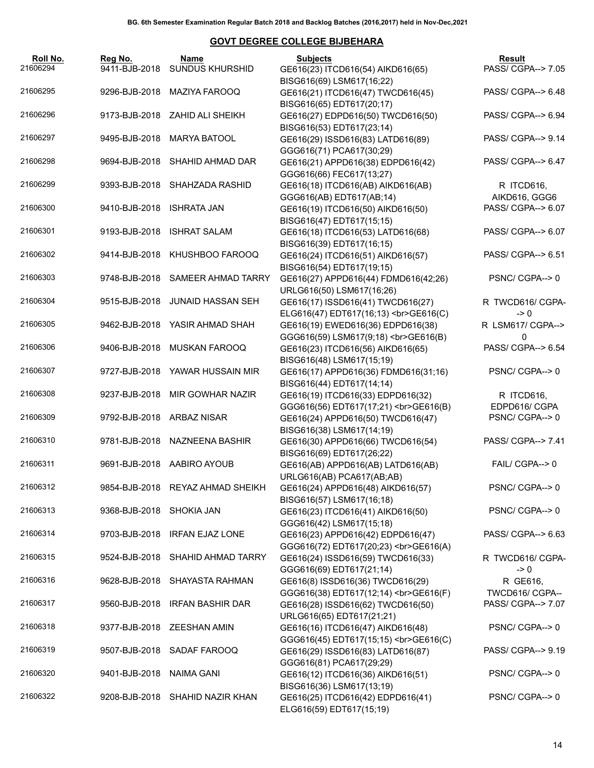BG. 6th Semester Examination Regular Batch 2018 and Backlog Batches (2016,2017) held in Nov-Dec,2021

## GOVT DEGREE COLLEGE BIJBEHARA

| Roll No. | Reg No. | Name | Subjects | Result |
|---|---|---|---|---|
| 21606294 | 9411-BJB-2018 | SUNDUS KHURSHID | GE616(23) ITCD616(54) AIKD616(65) BISG616(69) LSM617(16;22) | PASS/ CGPA--> 7.05 |
| 21606295 | 9296-BJB-2018 | MAZIYA FAROOQ | GE616(21) ITCD616(47) TWCD616(45) BISG616(65) EDT617(20;17) | PASS/ CGPA--> 6.48 |
| 21606296 | 9173-BJB-2018 | ZAHID ALI SHEIKH | GE616(27) EDPD616(50) TWCD616(50) BISG616(53) EDT617(23;14) | PASS/ CGPA--> 6.94 |
| 21606297 | 9495-BJB-2018 | MARYA BATOOL | GE616(29) ISSD616(83) LATD616(89) GGG616(71) PCA617(30;29) | PASS/ CGPA--> 9.14 |
| 21606298 | 9694-BJB-2018 | SHAHID AHMAD DAR | GE616(21) APPD616(38) EDPD616(42) GGG616(66) FEC617(13;27) | PASS/ CGPA--> 6.47 |
| 21606299 | 9393-BJB-2018 | SHAHZADA RASHID | GE616(18) ITCD616(AB) AIKD616(AB) GGG616(AB) EDT617(AB;14) | R ITCD616, AIKD616, GGG6 |
| 21606300 | 9410-BJB-2018 | ISHRATA JAN | GE616(19) ITCD616(50) AIKD616(50) BISG616(47) EDT617(15;15) | PASS/ CGPA--> 6.07 |
| 21606301 | 9193-BJB-2018 | ISHRAT SALAM | GE616(18) ITCD616(53) LATD616(68) BISG616(39) EDT617(16;15) | PASS/ CGPA--> 6.07 |
| 21606302 | 9414-BJB-2018 | KHUSHBOO FAROOQ | GE616(24) ITCD616(51) AIKD616(57) BISG616(54) EDT617(19;15) | PASS/ CGPA--> 6.51 |
| 21606303 | 9748-BJB-2018 | SAMEER AHMAD TARRY | GE616(27) APPD616(44) FDMD616(42;26) URLG616(50) LSM617(16;26) | PSNC/ CGPA--> 0 |
| 21606304 | 9515-BJB-2018 | JUNAID HASSAN SEH | GE616(17) ISSD616(41) TWCD616(27) ELG616(47) EDT617(16;13) <br>GE616(C) | R TWCD616/ CGPA-> 0 |
| 21606305 | 9462-BJB-2018 | YASIR AHMAD SHAH | GE616(19) EWED616(36) EDPD616(38) GGG616(59) LSM617(9;18) <br>GE616(B) | R LSM617/ CGPA--> 0 |
| 21606306 | 9406-BJB-2018 | MUSKAN FAROOQ | GE616(23) ITCD616(56) AIKD616(65) BISG616(48) LSM617(15;19) | PASS/ CGPA--> 6.54 |
| 21606307 | 9727-BJB-2018 | YAWAR HUSSAIN MIR | GE616(17) APPD616(36) FDMD616(31;16) BISG616(44) EDT617(14;14) | PSNC/ CGPA--> 0 |
| 21606308 | 9237-BJB-2018 | MIR GOWHAR NAZIR | GE616(19) ITCD616(33) EDPD616(32) GGG616(56) EDT617(17;21) <br>GE616(B) | R ITCD616, EDPD616/ CGPA |
| 21606309 | 9792-BJB-2018 | ARBAZ NISAR | GE616(24) APPD616(50) TWCD616(47) BISG616(38) LSM617(14;19) | PSNC/ CGPA--> 0 |
| 21606310 | 9781-BJB-2018 | NAZNEENA BASHIR | GE616(30) APPD616(66) TWCD616(54) BISG616(69) EDT617(26;22) | PASS/ CGPA--> 7.41 |
| 21606311 | 9691-BJB-2018 | AABIRO AYOUB | GE616(AB) APPD616(AB) LATD616(AB) URLG616(AB) PCA617(AB;AB) | FAIL/ CGPA--> 0 |
| 21606312 | 9854-BJB-2018 | REYAZ AHMAD SHEIKH | GE616(24) APPD616(48) AIKD616(57) BISG616(57) LSM617(16;18) | PSNC/ CGPA--> 0 |
| 21606313 | 9368-BJB-2018 | SHOKIA JAN | GE616(23) ITCD616(41) AIKD616(50) GGG616(42) LSM617(15;18) | PSNC/ CGPA--> 0 |
| 21606314 | 9703-BJB-2018 | IRFAN EJAZ LONE | GE616(23) APPD616(42) EDPD616(47) GGG616(72) EDT617(20;23) <br>GE616(A) | PASS/ CGPA--> 6.63 |
| 21606315 | 9524-BJB-2018 | SHAHID AHMAD TARRY | GE616(24) ISSD616(59) TWCD616(33) GGG616(69) EDT617(21;14) | R TWCD616/ CGPA-> 0 |
| 21606316 | 9628-BJB-2018 | SHAYASTA RAHMAN | GE616(8) ISSD616(36) TWCD616(29) GGG616(38) EDT617(12;14) <br>GE616(F) | R GE616, TWCD616/ CGPA-- |
| 21606317 | 9560-BJB-2018 | IRFAN BASHIR DAR | GE616(28) ISSD616(62) TWCD616(50) URLG616(65) EDT617(21;21) | PASS/ CGPA--> 7.07 |
| 21606318 | 9377-BJB-2018 | ZEESHAN AMIN | GE616(16) ITCD616(47) AIKD616(48) GGG616(45) EDT617(15;15) <br>GE616(C) | PSNC/ CGPA--> 0 |
| 21606319 | 9507-BJB-2018 | SADAF FAROOQ | GE616(29) ISSD616(83) LATD616(87) GGG616(81) PCA617(29;29) | PASS/ CGPA--> 9.19 |
| 21606320 | 9401-BJB-2018 | NAIMA GANI | GE616(12) ITCD616(36) AIKD616(51) BISG616(36) LSM617(13;19) | PSNC/ CGPA--> 0 |
| 21606322 | 9208-BJB-2018 | SHAHID NAZIR KHAN | GE616(25) ITCD616(42) EDPD616(41) ELG616(59) EDT617(15;19) | PSNC/ CGPA--> 0 |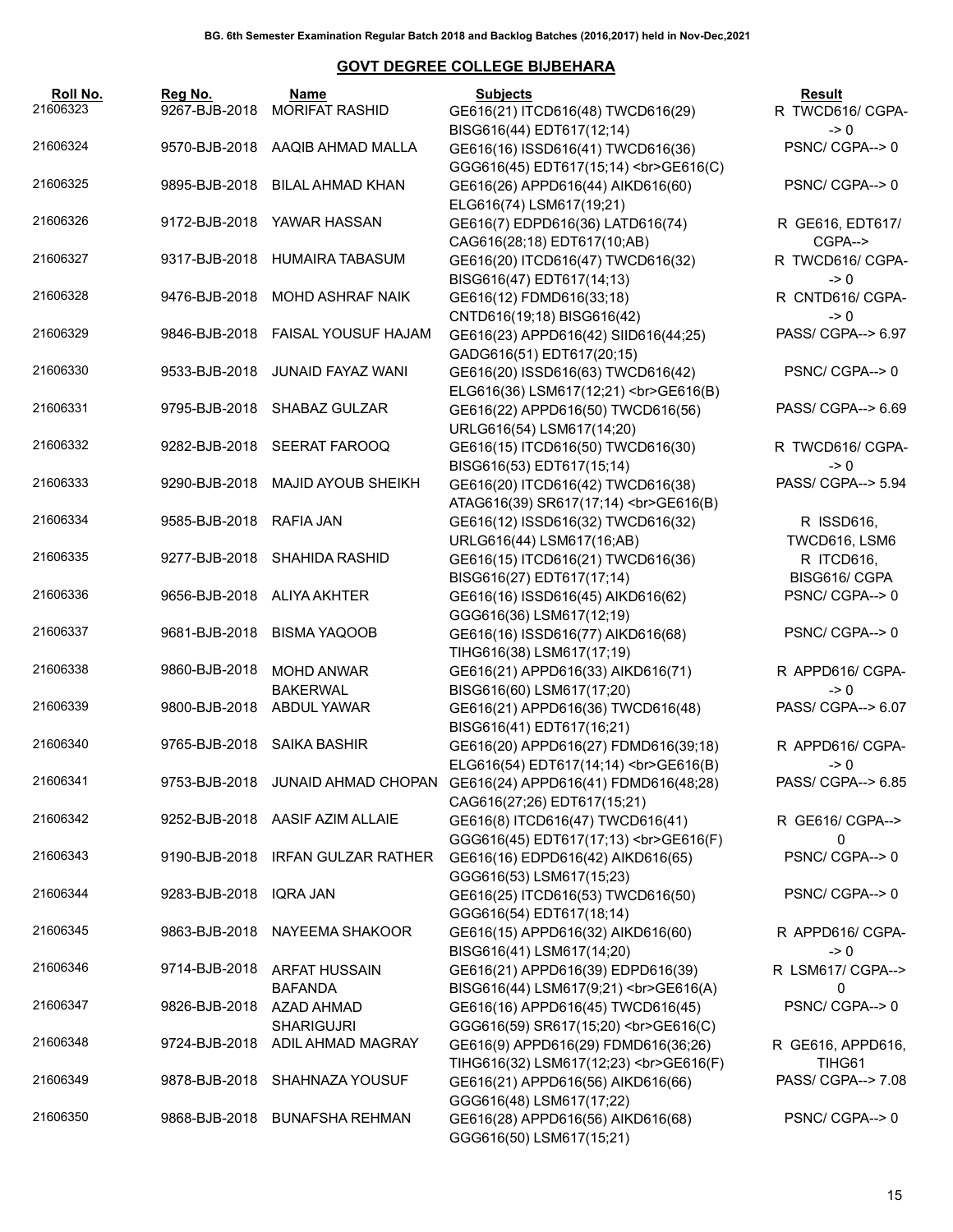BG. 6th Semester Examination Regular Batch 2018 and Backlog Batches (2016,2017) held in Nov-Dec,2021

## GOVT DEGREE COLLEGE BIJBEHARA

| Roll No. | Reg No. | Name | Subjects | Result |
|---|---|---|---|---|
| 21606323 | 9267-BJB-2018 | MORIFAT RASHID | GE616(21) ITCD616(48) TWCD616(29) BISG616(44) EDT617(12;14) | R TWCD616/ CGPA-->0 |
| 21606324 | 9570-BJB-2018 | AAQIB AHMAD MALLA | GE616(16) ISSD616(41) TWCD616(36) GGG616(45) EDT617(15;14) <br>GE616(C) | PSNC/ CGPA--> 0 |
| 21606325 | 9895-BJB-2018 | BILAL AHMAD KHAN | GE616(26) APPD616(44) AIKD616(60) ELG616(74) LSM617(19;21) | PSNC/ CGPA--> 0 |
| 21606326 | 9172-BJB-2018 | YAWAR HASSAN | GE616(7) EDPD616(36) LATD616(74) CAG616(28;18) EDT617(10;AB) | R GE616, EDT617/ CGPA--> |
| 21606327 | 9317-BJB-2018 | HUMAIRA TABASUM | GE616(20) ITCD616(47) TWCD616(32) BISG616(47) EDT617(14;13) | R TWCD616/ CGPA-->0 |
| 21606328 | 9476-BJB-2018 | MOHD ASHRAF NAIK | GE616(12) FDMD616(33;18) CNTD616(19;18) BISG616(42) | R CNTD616/ CGPA-->0 |
| 21606329 | 9846-BJB-2018 | FAISAL YOUSUF HAJAM | GE616(23) APPD616(42) SIID616(44;25) GADG616(51) EDT617(20;15) | PASS/ CGPA--> 6.97 |
| 21606330 | 9533-BJB-2018 | JUNAID FAYAZ WANI | GE616(20) ISSD616(63) TWCD616(42) ELG616(36) LSM617(12;21) <br>GE616(B) | PSNC/ CGPA--> 0 |
| 21606331 | 9795-BJB-2018 | SHABAZ GULZAR | GE616(22) APPD616(50) TWCD616(56) URLG616(54) LSM617(14;20) | PASS/ CGPA--> 6.69 |
| 21606332 | 9282-BJB-2018 | SEERAT FAROOQ | GE616(15) ITCD616(50) TWCD616(30) BISG616(53) EDT617(15;14) | R TWCD616/ CGPA-->0 |
| 21606333 | 9290-BJB-2018 | MAJID AYOUB SHEIKH | GE616(20) ITCD616(42) TWCD616(38) ATAG616(39) SR617(17;14) <br>GE616(B) | PASS/ CGPA--> 5.94 |
| 21606334 | 9585-BJB-2018 | RAFIA JAN | GE616(12) ISSD616(32) TWCD616(32) URLG616(44) LSM617(16;AB) | R ISSD616, TWCD616, LSM6 |
| 21606335 | 9277-BJB-2018 | SHAHIDA RASHID | GE616(15) ITCD616(21) TWCD616(36) BISG616(27) EDT617(17;14) | R ITCD616, BISG616/ CGPA |
| 21606336 | 9656-BJB-2018 | ALIYA AKHTER | GE616(16) ISSD616(45) AIKD616(62) GGG616(36) LSM617(12;19) | PSNC/ CGPA--> 0 |
| 21606337 | 9681-BJB-2018 | BISMA YAQOOB | GE616(16) ISSD616(77) AIKD616(68) TIHG616(38) LSM617(17;19) | PSNC/ CGPA--> 0 |
| 21606338 | 9860-BJB-2018 | MOHD ANWAR BAKERWAL | GE616(21) APPD616(33) AIKD616(71) BISG616(60) LSM617(17;20) | R APPD616/ CGPA-->0 |
| 21606339 | 9800-BJB-2018 | ABDUL YAWAR | GE616(21) APPD616(36) TWCD616(48) BISG616(41) EDT617(16;21) | PASS/ CGPA--> 6.07 |
| 21606340 | 9765-BJB-2018 | SAIKA BASHIR | GE616(20) APPD616(27) FDMD616(39;18) ELG616(54) EDT617(14;14) <br>GE616(B) | R APPD616/ CGPA-->0 |
| 21606341 | 9753-BJB-2018 | JUNAID AHMAD CHOPAN | GE616(24) APPD616(41) FDMD616(48;28) CAG616(27;26) EDT617(15;21) | PASS/ CGPA--> 6.85 |
| 21606342 | 9252-BJB-2018 | AASIF AZIM ALLAIE | GE616(8) ITCD616(47) TWCD616(41) GGG616(45) EDT617(17;13) <br>GE616(F) | R GE616/ CGPA--> 0 |
| 21606343 | 9190-BJB-2018 | IRFAN GULZAR RATHER | GE616(16) EDPD616(42) AIKD616(65) GGG616(53) LSM617(15;23) | PSNC/ CGPA--> 0 |
| 21606344 | 9283-BJB-2018 | IQRA JAN | GE616(25) ITCD616(53) TWCD616(50) GGG616(54) EDT617(18;14) | PSNC/ CGPA--> 0 |
| 21606345 | 9863-BJB-2018 | NAYEEMA SHAKOOR | GE616(15) APPD616(32) AIKD616(60) BISG616(41) LSM617(14;20) | R APPD616/ CGPA-->0 |
| 21606346 | 9714-BJB-2018 | ARFAT HUSSAIN BAFANDA | GE616(21) APPD616(39) EDPD616(39) BISG616(44) LSM617(9;21) <br>GE616(A) | R LSM617/ CGPA--> 0 |
| 21606347 | 9826-BJB-2018 | AZAD AHMAD SHARIGUJRI | GE616(16) APPD616(45) TWCD616(45) GGG616(59) SR617(15;20) <br>GE616(C) | PSNC/ CGPA--> 0 |
| 21606348 | 9724-BJB-2018 | ADIL AHMAD MAGRAY | GE616(9) APPD616(29) FDMD616(36;26) TIHG616(32) LSM617(12;23) <br>GE616(F) | R GE616, APPD616, TIHG61 |
| 21606349 | 9878-BJB-2018 | SHAHNAZA YOUSUF | GE616(21) APPD616(56) AIKD616(66) GGG616(48) LSM617(17;22) | PASS/ CGPA--> 7.08 |
| 21606350 | 9868-BJB-2018 | BUNAFSHA REHMAN | GE616(28) APPD616(56) AIKD616(68) GGG616(50) LSM617(15;21) | PSNC/ CGPA--> 0 |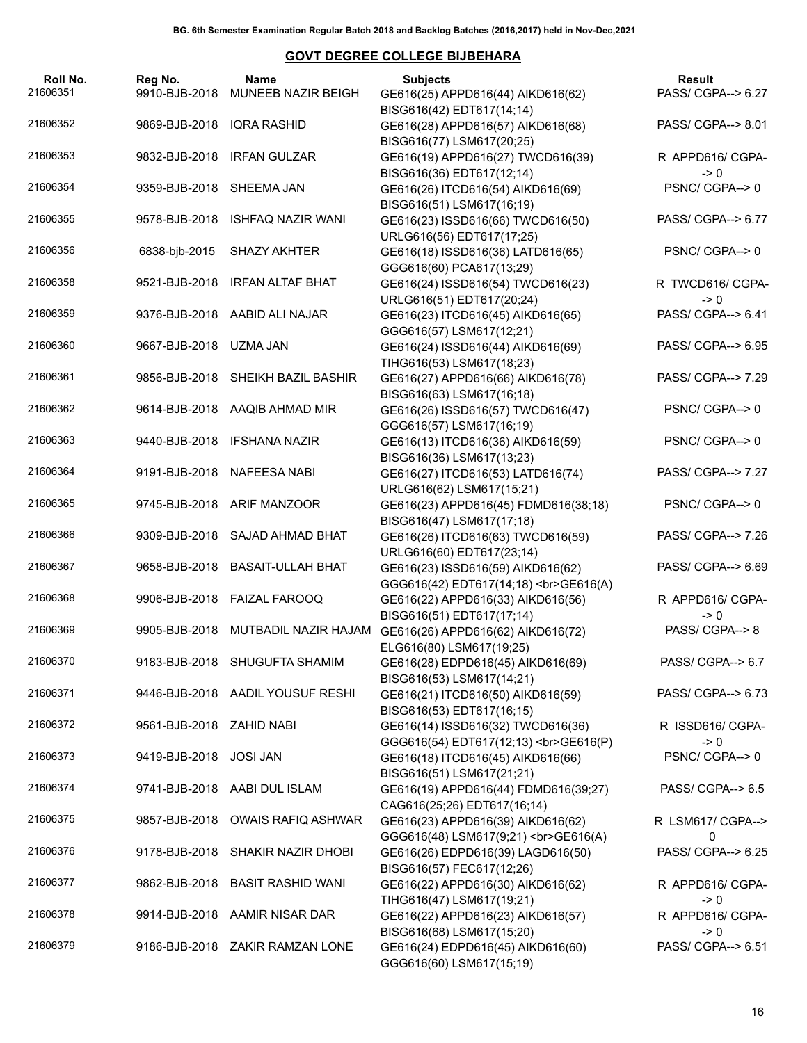BG. 6th Semester Examination Regular Batch 2018 and Backlog Batches (2016,2017) held in Nov-Dec,2021

## GOVT DEGREE COLLEGE BIJBEHARA

| Roll No. | Reg No. | Name | Subjects | Result |
|---|---|---|---|---|
| 21606351 | 9910-BJB-2018 | MUNEEB NAZIR BEIGH | GE616(25) APPD616(44) AIKD616(62) BISG616(42) EDT617(14;14) | PASS/ CGPA--> 6.27 |
| 21606352 | 9869-BJB-2018 | IQRA RASHID | GE616(28) APPD616(57) AIKD616(68) BISG616(77) LSM617(20;25) | PASS/ CGPA--> 8.01 |
| 21606353 | 9832-BJB-2018 | IRFAN GULZAR | GE616(19) APPD616(27) TWCD616(39) BISG616(36) EDT617(12;14) | R APPD616/ CGPA--> 0 |
| 21606354 | 9359-BJB-2018 | SHEEMA JAN | GE616(26) ITCD616(54) AIKD616(69) BISG616(51) LSM617(16;19) | PSNC/ CGPA--> 0 |
| 21606355 | 9578-BJB-2018 | ISHFAQ NAZIR WANI | GE616(23) ISSD616(66) TWCD616(50) URLG616(56) EDT617(17;25) | PASS/ CGPA--> 6.77 |
| 21606356 | 6838-bjb-2015 | SHAZY AKHTER | GE616(18) ISSD616(36) LATD616(65) GGG616(60) PCA617(13;29) | PSNC/ CGPA--> 0 |
| 21606358 | 9521-BJB-2018 | IRFAN ALTAF BHAT | GE616(24) ISSD616(54) TWCD616(23) URLG616(51) EDT617(20;24) | R TWCD616/ CGPA--> 0 |
| 21606359 | 9376-BJB-2018 | AABID ALI NAJAR | GE616(23) ITCD616(45) AIKD616(65) GGG616(57) LSM617(12;21) | PASS/ CGPA--> 6.41 |
| 21606360 | 9667-BJB-2018 | UZMA JAN | GE616(24) ISSD616(44) AIKD616(69) TIHG616(53) LSM617(18;23) | PASS/ CGPA--> 6.95 |
| 21606361 | 9856-BJB-2018 | SHEIKH BAZIL BASHIR | GE616(27) APPD616(66) AIKD616(78) BISG616(63) LSM617(16;18) | PASS/ CGPA--> 7.29 |
| 21606362 | 9614-BJB-2018 | AAQIB AHMAD MIR | GE616(26) ISSD616(57) TWCD616(47) GGG616(57) LSM617(16;19) | PSNC/ CGPA--> 0 |
| 21606363 | 9440-BJB-2018 | IFSHANA NAZIR | GE616(13) ITCD616(36) AIKD616(59) BISG616(36) LSM617(13;23) | PSNC/ CGPA--> 0 |
| 21606364 | 9191-BJB-2018 | NAFEESA NABI | GE616(27) ITCD616(53) LATD616(74) URLG616(62) LSM617(15;21) | PASS/ CGPA--> 7.27 |
| 21606365 | 9745-BJB-2018 | ARIF MANZOOR | GE616(23) APPD616(45) FDMD616(38;18) BISG616(47) LSM617(17;18) | PSNC/ CGPA--> 0 |
| 21606366 | 9309-BJB-2018 | SAJAD AHMAD BHAT | GE616(26) ITCD616(63) TWCD616(59) URLG616(60) EDT617(23;14) | PASS/ CGPA--> 7.26 |
| 21606367 | 9658-BJB-2018 | BASAIT-ULLAH BHAT | GE616(23) ISSD616(59) AIKD616(62) GGG616(42) EDT617(14;18) <br>GE616(A) | PASS/ CGPA--> 6.69 |
| 21606368 | 9906-BJB-2018 | FAIZAL FAROOQ | GE616(22) APPD616(33) AIKD616(56) BISG616(51) EDT617(17;14) | R APPD616/ CGPA--> 0 |
| 21606369 | 9905-BJB-2018 | MUTBADIL NAZIR HAJAM | GE616(26) APPD616(62) AIKD616(72) ELG616(80) LSM617(19;25) | PASS/ CGPA--> 8 |
| 21606370 | 9183-BJB-2018 | SHUGUFTA SHAMIM | GE616(28) EDPD616(45) AIKD616(69) BISG616(53) LSM617(14;21) | PASS/ CGPA--> 6.7 |
| 21606371 | 9446-BJB-2018 | AADIL YOUSUF RESHI | GE616(21) ITCD616(50) AIKD616(59) BISG616(53) EDT617(16;15) | PASS/ CGPA--> 6.73 |
| 21606372 | 9561-BJB-2018 | ZAHID NABI | GE616(14) ISSD616(32) TWCD616(36) GGG616(54) EDT617(12;13) <br>GE616(P) | R ISSD616/ CGPA--> 0 |
| 21606373 | 9419-BJB-2018 | JOSI JAN | GE616(18) ITCD616(45) AIKD616(66) BISG616(51) LSM617(21;21) | PSNC/ CGPA--> 0 |
| 21606374 | 9741-BJB-2018 | AABI DUL ISLAM | GE616(19) APPD616(44) FDMD616(39;27) CAG616(25;26) EDT617(16;14) | PASS/ CGPA--> 6.5 |
| 21606375 | 9857-BJB-2018 | OWAIS RAFIQ ASHWAR | GE616(23) APPD616(39) AIKD616(62) GGG616(48) LSM617(9;21) <br>GE616(A) | R LSM617/ CGPA--> 0 |
| 21606376 | 9178-BJB-2018 | SHAKIR NAZIR DHOBI | GE616(26) EDPD616(39) LAGD616(50) BISG616(57) FEC617(12;26) | PASS/ CGPA--> 6.25 |
| 21606377 | 9862-BJB-2018 | BASIT RASHID WANI | GE616(22) APPD616(30) AIKD616(62) TIHG616(47) LSM617(19;21) | R APPD616/ CGPA--> 0 |
| 21606378 | 9914-BJB-2018 | AAMIR NISAR DAR | GE616(22) APPD616(23) AIKD616(57) BISG616(68) LSM617(15;20) | R APPD616/ CGPA--> 0 |
| 21606379 | 9186-BJB-2018 | ZAKIR RAMZAN LONE | GE616(24) EDPD616(45) AIKD616(60) GGG616(60) LSM617(15;19) | PASS/ CGPA--> 6.51 |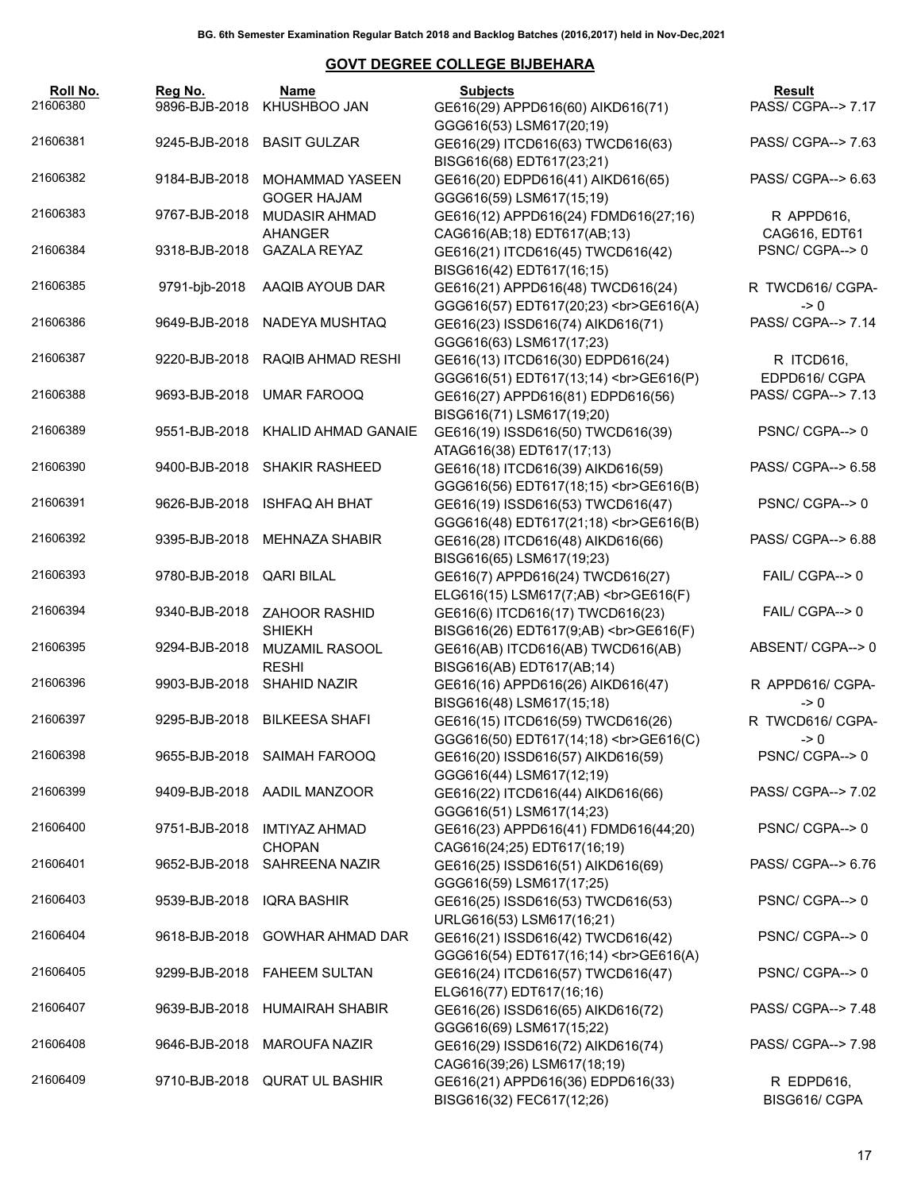BG. 6th Semester Examination Regular Batch 2018 and Backlog Batches (2016,2017) held in Nov-Dec,2021

## GOVT DEGREE COLLEGE BIJBEHARA

| Roll No. | Reg No. | Name | Subjects | Result |
|---|---|---|---|---|
| 21606380 | 9896-BJB-2018 | KHUSHBOO JAN | GE616(29) APPD616(60) AIKD616(71) GGG616(53) LSM617(20;19) | PASS/ CGPA--> 7.17 |
| 21606381 | 9245-BJB-2018 | BASIT GULZAR | GE616(29) ITCD616(63) TWCD616(63) BISG616(68) EDT617(23;21) | PASS/ CGPA--> 7.63 |
| 21606382 | 9184-BJB-2018 | MOHAMMAD YASEEN GOGER HAJAM | GE616(20) EDPD616(41) AIKD616(65) GGG616(59) LSM617(15;19) | PASS/ CGPA--> 6.63 |
| 21606383 | 9767-BJB-2018 | MUDASIR AHMAD AHANGER | GE616(12) APPD616(24) FDMD616(27;16) CAG616(AB;18) EDT617(AB;13) | R APPD616, CAG616, EDT61 |
| 21606384 | 9318-BJB-2018 | GAZALA REYAZ | GE616(21) ITCD616(45) TWCD616(42) BISG616(42) EDT617(16;15) | PSNC/ CGPA--> 0 |
| 21606385 | 9791-bjb-2018 | AAQIB AYOUB DAR | GE616(21) APPD616(48) TWCD616(24) GGG616(57) EDT617(20;23) <br>GE616(A) | R TWCD616/ CGPA--> 0 |
| 21606386 | 9649-BJB-2018 | NADEYA MUSHTAQ | GE616(23) ISSD616(74) AIKD616(71) GGG616(63) LSM617(17;23) | PASS/ CGPA--> 7.14 |
| 21606387 | 9220-BJB-2018 | RAQIB AHMAD RESHI | GE616(13) ITCD616(30) EDPD616(24) GGG616(51) EDT617(13;14) <br>GE616(P) | R ITCD616, EDPD616/ CGPA |
| 21606388 | 9693-BJB-2018 | UMAR FAROOQ | GE616(27) APPD616(81) EDPD616(56) BISG616(71) LSM617(19;20) | PASS/ CGPA--> 7.13 |
| 21606389 | 9551-BJB-2018 | KHALID AHMAD GANAIE | GE616(19) ISSD616(50) TWCD616(39) ATAG616(38) EDT617(17;13) | PSNC/ CGPA--> 0 |
| 21606390 | 9400-BJB-2018 | SHAKIR RASHEED | GE616(18) ITCD616(39) AIKD616(59) GGG616(56) EDT617(18;15) <br>GE616(B) | PASS/ CGPA--> 6.58 |
| 21606391 | 9626-BJB-2018 | ISHFAQ AH BHAT | GE616(19) ISSD616(53) TWCD616(47) GGG616(48) EDT617(21;18) <br>GE616(B) | PSNC/ CGPA--> 0 |
| 21606392 | 9395-BJB-2018 | MEHNAZA SHABIR | GE616(28) ITCD616(48) AIKD616(66) BISG616(65) LSM617(19;23) | PASS/ CGPA--> 6.88 |
| 21606393 | 9780-BJB-2018 | QARI BILAL | GE616(7) APPD616(24) TWCD616(27) ELG616(15) LSM617(7;AB) <br>GE616(F) | FAIL/ CGPA--> 0 |
| 21606394 | 9340-BJB-2018 | ZAHOOR RASHID SHIEKH | GE616(6) ITCD616(17) TWCD616(23) BISG616(26) EDT617(9;AB) <br>GE616(F) | FAIL/ CGPA--> 0 |
| 21606395 | 9294-BJB-2018 | MUZAMIL RASOOL RESHI | GE616(AB) ITCD616(AB) TWCD616(AB) BISG616(AB) EDT617(AB;14) | ABSENT/ CGPA--> 0 |
| 21606396 | 9903-BJB-2018 | SHAHID NAZIR | GE616(16) APPD616(26) AIKD616(47) BISG616(48) LSM617(15;18) | R APPD616/ CGPA--> 0 |
| 21606397 | 9295-BJB-2018 | BILKEESA SHAFI | GE616(15) ITCD616(59) TWCD616(26) GGG616(50) EDT617(14;18) <br>GE616(C) | R TWCD616/ CGPA--> 0 |
| 21606398 | 9655-BJB-2018 | SAIMAH FAROOQ | GE616(20) ISSD616(57) AIKD616(59) GGG616(44) LSM617(12;19) | PSNC/ CGPA--> 0 |
| 21606399 | 9409-BJB-2018 | AADIL MANZOOR | GE616(22) ITCD616(44) AIKD616(66) GGG616(51) LSM617(14;23) | PASS/ CGPA--> 7.02 |
| 21606400 | 9751-BJB-2018 | IMTIYAZ AHMAD CHOPAN | GE616(23) APPD616(41) FDMD616(44;20) CAG616(24;25) EDT617(16;19) | PSNC/ CGPA--> 0 |
| 21606401 | 9652-BJB-2018 | SAHREENA NAZIR | GE616(25) ISSD616(51) AIKD616(69) GGG616(59) LSM617(17;25) | PASS/ CGPA--> 6.76 |
| 21606403 | 9539-BJB-2018 | IQRA BASHIR | GE616(25) ISSD616(53) TWCD616(53) URLG616(53) LSM617(16;21) | PSNC/ CGPA--> 0 |
| 21606404 | 9618-BJB-2018 | GOWHAR AHMAD DAR | GE616(21) ISSD616(42) TWCD616(42) GGG616(54) EDT617(16;14) <br>GE616(A) | PSNC/ CGPA--> 0 |
| 21606405 | 9299-BJB-2018 | FAHEEM SULTAN | GE616(24) ITCD616(57) TWCD616(47) ELG616(77) EDT617(16;16) | PSNC/ CGPA--> 0 |
| 21606407 | 9639-BJB-2018 | HUMAIRAH SHABIR | GE616(26) ISSD616(65) AIKD616(72) GGG616(69) LSM617(15;22) | PASS/ CGPA--> 7.48 |
| 21606408 | 9646-BJB-2018 | MAROUFA NAZIR | GE616(29) ISSD616(72) AIKD616(74) CAG616(39;26) LSM617(18;19) | PASS/ CGPA--> 7.98 |
| 21606409 | 9710-BJB-2018 | QURAT UL BASHIR | GE616(21) APPD616(36) EDPD616(33) BISG616(32) FEC617(12;26) | R EDPD616, BISG616/ CGPA |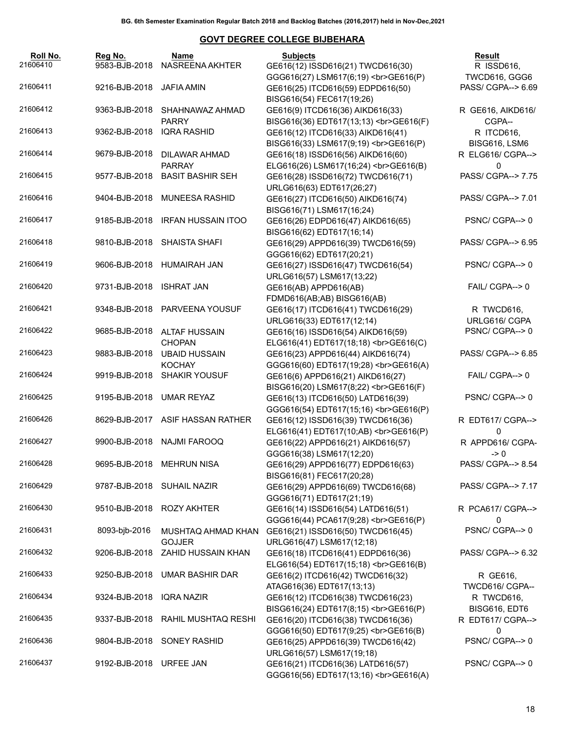BG. 6th Semester Examination Regular Batch 2018 and Backlog Batches (2016,2017) held in Nov-Dec,2021

## GOVT DEGREE COLLEGE BIJBEHARA

| Roll No. | Reg No. | Name | Subjects | Result |
|---|---|---|---|---|
| 21606410 | 9583-BJB-2018 | NASREENA AKHTER | GE616(12) ISSD616(21) TWCD616(30) GGG616(27) LSM617(6;19) <br>GE616(P) | R ISSD616, TWCD616, GGG6 |
| 21606411 | 9216-BJB-2018 | JAFIA AMIN | GE616(25) ITCD616(59) EDPD616(50) BISG616(54) FEC617(19;26) | PASS/ CGPA--> 6.69 |
| 21606412 | 9363-BJB-2018 | SHAHNAWAZ AHMAD PARRY | GE616(9) ITCD616(36) AIKD616(33) BISG616(36) EDT617(13;13) <br>GE616(F) | R GE616, AIKD616/ CGPA-- |
| 21606413 | 9362-BJB-2018 | IQRA RASHID | GE616(12) ITCD616(33) AIKD616(41) BISG616(33) LSM617(9;19) <br>GE616(P) | R ITCD616, BISG616, LSM6 |
| 21606414 | 9679-BJB-2018 | DILAWAR AHMAD PARRAY | GE616(18) ISSD616(56) AIKD616(60) ELG616(26) LSM617(16;24) <br>GE616(B) | R ELG616/ CGPA--> 0 |
| 21606415 | 9577-BJB-2018 | BASIT BASHIR SEH | GE616(28) ISSD616(72) TWCD616(71) URLG616(63) EDT617(26;27) | PASS/ CGPA--> 7.75 |
| 21606416 | 9404-BJB-2018 | MUNEESA RASHID | GE616(27) ITCD616(50) AIKD616(74) BISG616(71) LSM617(16;24) | PASS/ CGPA--> 7.01 |
| 21606417 | 9185-BJB-2018 | IRFAN HUSSAIN ITOO | GE616(26) EDPD616(47) AIKD616(65) BISG616(62) EDT617(16;14) | PSNC/ CGPA--> 0 |
| 21606418 | 9810-BJB-2018 | SHAISTA SHAFI | GE616(29) APPD616(39) TWCD616(59) GGG616(62) EDT617(20;21) | PASS/ CGPA--> 6.95 |
| 21606419 | 9606-BJB-2018 | HUMAIRAH JAN | GE616(27) ISSD616(47) TWCD616(54) URLG616(57) LSM617(13;22) | PSNC/ CGPA--> 0 |
| 21606420 | 9731-BJB-2018 | ISHRAT JAN | GE616(AB) APPD616(AB) FDMD616(AB;AB) BISG616(AB) | FAIL/ CGPA--> 0 |
| 21606421 | 9348-BJB-2018 | PARVEENA YOUSUF | GE616(17) ITCD616(41) TWCD616(29) URLG616(33) EDT617(12;14) | R TWCD616, URLG616/ CGPA |
| 21606422 | 9685-BJB-2018 | ALTAF HUSSAIN CHOPAN | GE616(16) ISSD616(54) AIKD616(59) ELG616(41) EDT617(18;18) <br>GE616(C) | PSNC/ CGPA--> 0 |
| 21606423 | 9883-BJB-2018 | UBAID HUSSAIN KOCHAY | GE616(23) APPD616(44) AIKD616(74) GGG616(60) EDT617(19;28) <br>GE616(A) | PASS/ CGPA--> 6.85 |
| 21606424 | 9919-BJB-2018 | SHAKIR YOUSUF | GE616(6) APPD616(21) AIKD616(27) BISG616(20) LSM617(8;22) <br>GE616(F) | FAIL/ CGPA--> 0 |
| 21606425 | 9195-BJB-2018 | UMAR REYAZ | GE616(13) ITCD616(50) LATD616(39) GGG616(54) EDT617(15;16) <br>GE616(P) | PSNC/ CGPA--> 0 |
| 21606426 | 8629-BJB-2017 | ASIF HASSAN RATHER | GE616(12) ISSD616(39) TWCD616(36) ELG616(41) EDT617(10;AB) <br>GE616(P) | R EDT617/ CGPA--> 0 |
| 21606427 | 9900-BJB-2018 | NAJMI FAROOQ | GE616(22) APPD616(21) AIKD616(57) GGG616(38) LSM617(12;20) | R APPD616/ CGPA--> 0 |
| 21606428 | 9695-BJB-2018 | MEHRUN NISA | GE616(29) APPD616(77) EDPD616(63) BISG616(81) FEC617(20;28) | PASS/ CGPA--> 8.54 |
| 21606429 | 9787-BJB-2018 | SUHAIL NAZIR | GE616(29) APPD616(69) TWCD616(68) GGG616(71) EDT617(21;19) | PASS/ CGPA--> 7.17 |
| 21606430 | 9510-BJB-2018 | ROZY AKHTER | GE616(14) ISSD616(54) LATD616(51) GGG616(44) PCA617(9;28) <br>GE616(P) | R PCA617/ CGPA--> 0 |
| 21606431 | 8093-bjb-2016 | MUSHTAQ AHMAD KHAN GOJJER | GE616(21) ISSD616(50) TWCD616(45) URLG616(47) LSM617(12;18) | PSNC/ CGPA--> 0 |
| 21606432 | 9206-BJB-2018 | ZAHID HUSSAIN KHAN | GE616(18) ITCD616(41) EDPD616(36) ELG616(54) EDT617(15;18) <br>GE616(B) | PASS/ CGPA--> 6.32 |
| 21606433 | 9250-BJB-2018 | UMAR BASHIR DAR | GE616(2) ITCD616(42) TWCD616(32) ATAG616(36) EDT617(13;13) | R GE616, TWCD616/ CGPA-- |
| 21606434 | 9324-BJB-2018 | IQRA NAZIR | GE616(12) ITCD616(38) TWCD616(23) BISG616(24) EDT617(8;15) <br>GE616(P) | R TWCD616, BISG616, EDT6 |
| 21606435 | 9337-BJB-2018 | RAHIL MUSHTAQ RESHI | GE616(20) ITCD616(38) TWCD616(36) GGG616(50) EDT617(9;25) <br>GE616(B) | R EDT617/ CGPA--> 0 |
| 21606436 | 9804-BJB-2018 | SONEY RASHID | GE616(25) APPD616(39) TWCD616(42) URLG616(57) LSM617(19;18) | PSNC/ CGPA--> 0 |
| 21606437 | 9192-BJB-2018 | URFEE JAN | GE616(21) ITCD616(36) LATD616(57) GGG616(56) EDT617(13;16) <br>GE616(A) | PSNC/ CGPA--> 0 |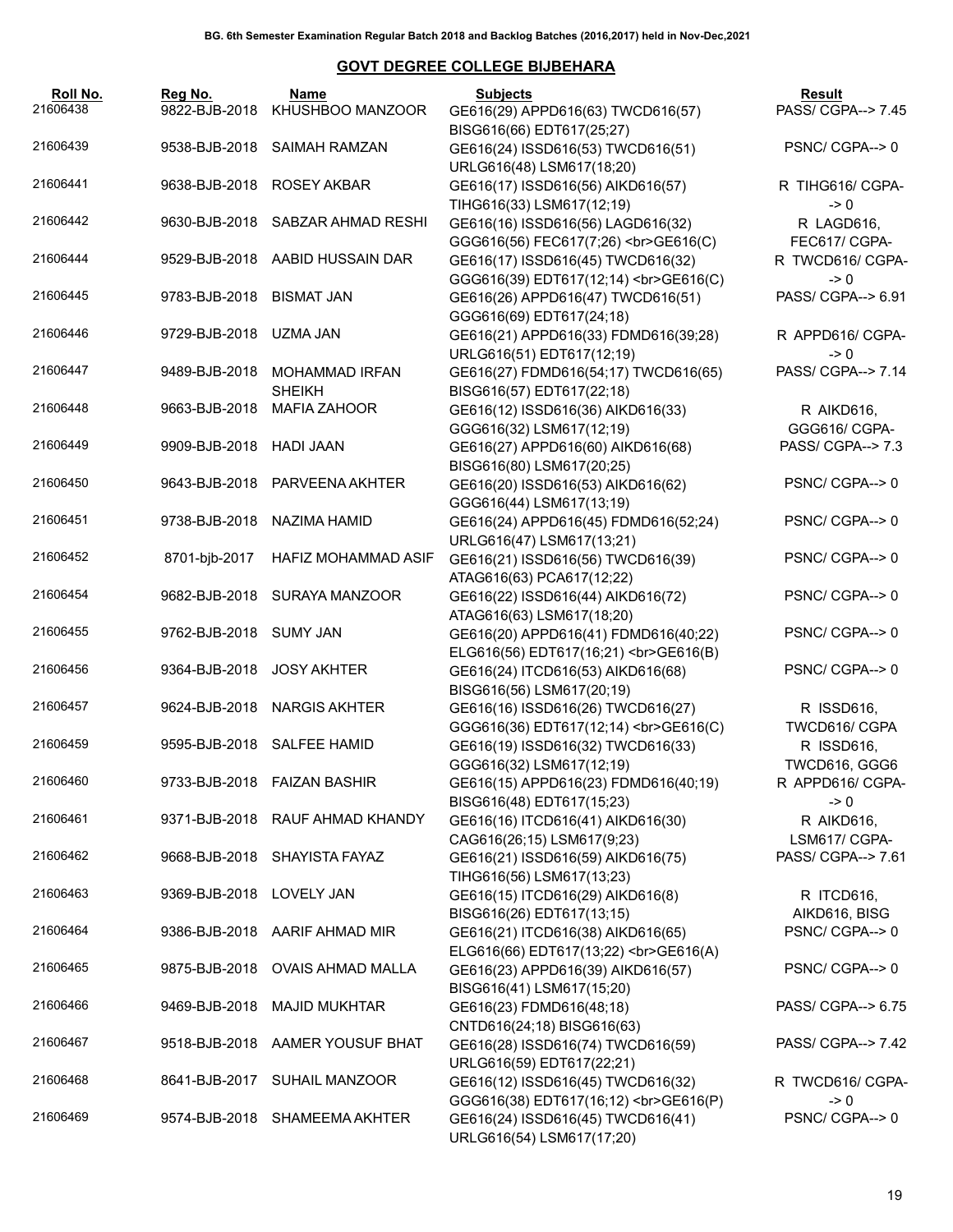**BG. 6th Semester Examination Regular Batch 2018 and Backlog Batches (2016,2017) held in Nov-Dec,2021**

## GOVT DEGREE COLLEGE BIJBEHARA

| Roll No. | Reg No. | Name | Subjects | Result |
|---|---|---|---|---|
| 21606438 | 9822-BJB-2018 | KHUSHBOO MANZOOR | GE616(29) APPD616(63) TWCD616(57) BISG616(66) EDT617(25;27) | PASS/ CGPA--> 7.45 |
| 21606439 | 9538-BJB-2018 | SAIMAH RAMZAN | GE616(24) ISSD616(53) TWCD616(51) URLG616(48) LSM617(18;20) | PSNC/ CGPA--> 0 |
| 21606441 | 9638-BJB-2018 | ROSEY AKBAR | GE616(17) ISSD616(56) AIKD616(57) TIHG616(33) LSM617(12;19) | R TIHG616/ CGPA--> 0 |
| 21606442 | 9630-BJB-2018 | SABZAR AHMAD RESHI | GE616(16) ISSD616(56) LAGD616(32) GGG616(56) FEC617(7;26) <br>GE616(C) | R LAGD616, FEC617/ CGPA- |
| 21606444 | 9529-BJB-2018 | AABID HUSSAIN DAR | GE616(17) ISSD616(45) TWCD616(32) GGG616(39) EDT617(12;14) <br>GE616(C) | R TWCD616/ CGPA--> 0 |
| 21606445 | 9783-BJB-2018 | BISMAT JAN | GE616(26) APPD616(47) TWCD616(51) GGG616(69) EDT617(24;18) | PASS/ CGPA--> 6.91 |
| 21606446 | 9729-BJB-2018 | UZMA JAN | GE616(21) APPD616(33) FDMD616(39;28) URLG616(51) EDT617(12;19) | R APPD616/ CGPA--> 0 |
| 21606447 | 9489-BJB-2018 | MOHAMMAD IRFAN SHEIKH | GE616(27) FDMD616(54;17) TWCD616(65) BISG616(57) EDT617(22;18) | PASS/ CGPA--> 7.14 |
| 21606448 | 9663-BJB-2018 | MAFIA ZAHOOR | GE616(12) ISSD616(36) AIKD616(33) GGG616(32) LSM617(12;19) | R AIKD616, GGG616/ CGPA- |
| 21606449 | 9909-BJB-2018 | HADI JAAN | GE616(27) APPD616(60) AIKD616(68) BISG616(80) LSM617(20;25) | PASS/ CGPA--> 7.3 |
| 21606450 | 9643-BJB-2018 | PARVEENA AKHTER | GE616(20) ISSD616(53) AIKD616(62) GGG616(44) LSM617(13;19) | PSNC/ CGPA--> 0 |
| 21606451 | 9738-BJB-2018 | NAZIMA HAMID | GE616(24) APPD616(45) FDMD616(52;24) URLG616(47) LSM617(13;21) | PSNC/ CGPA--> 0 |
| 21606452 | 8701-bjb-2017 | HAFIZ MOHAMMAD ASIF | GE616(21) ISSD616(56) TWCD616(39) ATAG616(63) PCA617(12;22) | PSNC/ CGPA--> 0 |
| 21606454 | 9682-BJB-2018 | SURAYA MANZOOR | GE616(22) ISSD616(44) AIKD616(72) ATAG616(63) LSM617(18;20) | PSNC/ CGPA--> 0 |
| 21606455 | 9762-BJB-2018 | SUMY JAN | GE616(20) APPD616(41) FDMD616(40;22) ELG616(56) EDT617(16;21) <br>GE616(B) | PSNC/ CGPA--> 0 |
| 21606456 | 9364-BJB-2018 | JOSY AKHTER | GE616(24) ITCD616(53) AIKD616(68) BISG616(56) LSM617(20;19) | PSNC/ CGPA--> 0 |
| 21606457 | 9624-BJB-2018 | NARGIS AKHTER | GE616(16) ISSD616(26) TWCD616(27) GGG616(36) EDT617(12;14) <br>GE616(C) | R ISSD616, TWCD616/ CGPA |
| 21606459 | 9595-BJB-2018 | SALFEE HAMID | GE616(19) ISSD616(32) TWCD616(33) GGG616(32) LSM617(12;19) | R ISSD616, TWCD616, GGG6 |
| 21606460 | 9733-BJB-2018 | FAIZAN BASHIR | GE616(15) APPD616(23) FDMD616(40;19) BISG616(48) EDT617(15;23) | R APPD616/ CGPA--> 0 |
| 21606461 | 9371-BJB-2018 | RAUF AHMAD KHANDY | GE616(16) ITCD616(41) AIKD616(30) CAG616(26;15) LSM617(9;23) | R AIKD616, LSM617/ CGPA- |
| 21606462 | 9668-BJB-2018 | SHAYISTA FAYAZ | GE616(21) ISSD616(59) AIKD616(75) TIHG616(56) LSM617(13;23) | PASS/ CGPA--> 7.61 |
| 21606463 | 9369-BJB-2018 | LOVELY JAN | GE616(15) ITCD616(29) AIKD616(8) BISG616(26) EDT617(13;15) | R ITCD616, AIKD616, BISG |
| 21606464 | 9386-BJB-2018 | AARIF AHMAD MIR | GE616(21) ITCD616(38) AIKD616(65) ELG616(66) EDT617(13;22) <br>GE616(A) | PSNC/ CGPA--> 0 |
| 21606465 | 9875-BJB-2018 | OVAIS AHMAD MALLA | GE616(23) APPD616(39) AIKD616(57) BISG616(41) LSM617(15;20) | PSNC/ CGPA--> 0 |
| 21606466 | 9469-BJB-2018 | MAJID MUKHTAR | GE616(23) FDMD616(48;18) CNTD616(24;18) BISG616(63) | PASS/ CGPA--> 6.75 |
| 21606467 | 9518-BJB-2018 | AAMER YOUSUF BHAT | GE616(28) ISSD616(74) TWCD616(59) URLG616(59) EDT617(22;21) | PASS/ CGPA--> 7.42 |
| 21606468 | 8641-BJB-2017 | SUHAIL MANZOOR | GE616(12) ISSD616(45) TWCD616(32) GGG616(38) EDT617(16;12) <br>GE616(P) | R TWCD616/ CGPA--> 0 |
| 21606469 | 9574-BJB-2018 | SHAMEEMA AKHTER | GE616(24) ISSD616(45) TWCD616(41) URLG616(54) LSM617(17;20) | PSNC/ CGPA--> 0 |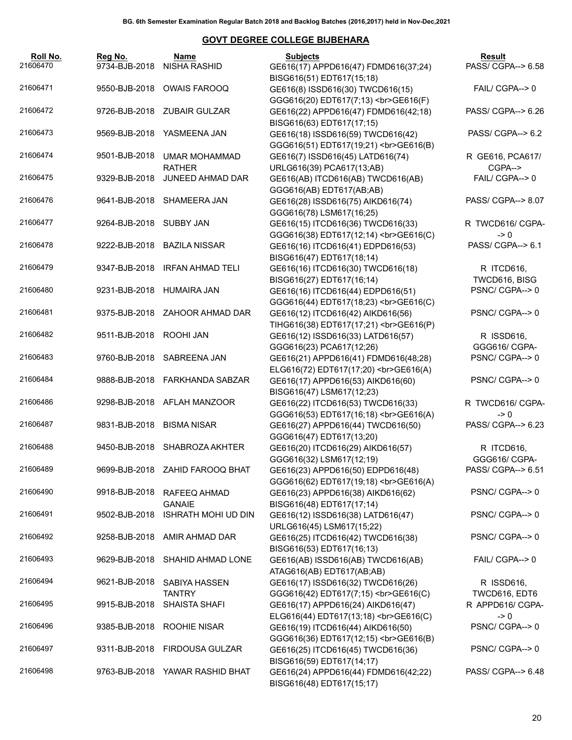BG. 6th Semester Examination Regular Batch 2018 and Backlog Batches (2016,2017) held in Nov-Dec,2021

## GOVT DEGREE COLLEGE BIJBEHARA

| Roll No. | Reg No. | Name | Subjects | Result |
|---|---|---|---|---|
| 21606470 | 9734-BJB-2018 | NISHA RASHID | GE616(17) APPD616(47) FDMD616(37;24) BISG616(51) EDT617(15;18) | PASS/ CGPA--> 6.58 |
| 21606471 | 9550-BJB-2018 | OWAIS FAROOQ | GE616(8) ISSD616(30) TWCD616(15) GGG616(20) EDT617(7;13) <br>GE616(F) | FAIL/ CGPA--> 0 |
| 21606472 | 9726-BJB-2018 | ZUBAIR GULZAR | GE616(22) APPD616(47) FDMD616(42;18) BISG616(63) EDT617(17;15) | PASS/ CGPA--> 6.26 |
| 21606473 | 9569-BJB-2018 | YASMEENA JAN | GE616(18) ISSD616(59) TWCD616(42) GGG616(51) EDT617(19;21) <br>GE616(B) | PASS/ CGPA--> 6.2 |
| 21606474 | 9501-BJB-2018 | UMAR MOHAMMAD RATHER | GE616(7) ISSD616(45) LATD616(74) URLG616(39) PCA617(13;AB) | R GE616, PCA617/ CGPA--> |
| 21606475 | 9329-BJB-2018 | JUNEED AHMAD DAR | GE616(AB) ITCD616(AB) TWCD616(AB) GGG616(AB) EDT617(AB;AB) | FAIL/ CGPA--> 0 |
| 21606476 | 9641-BJB-2018 | SHAMEERA JAN | GE616(28) ISSD616(75) AIKD616(74) GGG616(78) LSM617(16;25) | PASS/ CGPA--> 8.07 |
| 21606477 | 9264-BJB-2018 | SUBBY JAN | GE616(15) ITCD616(36) TWCD616(33) GGG616(38) EDT617(12;14) <br>GE616(C) | R TWCD616/ CGPA--> 0 |
| 21606478 | 9222-BJB-2018 | BAZILA NISSAR | GE616(16) ITCD616(41) EDPD616(53) BISG616(47) EDT617(18;14) | PASS/ CGPA--> 6.1 |
| 21606479 | 9347-BJB-2018 | IRFAN AHMAD TELI | GE616(16) ITCD616(30) TWCD616(18) BISG616(27) EDT617(16;14) | R ITCD616, TWCD616, BISG |
| 21606480 | 9231-BJB-2018 | HUMAIRA JAN | GE616(16) ITCD616(44) EDPD616(51) GGG616(44) EDT617(18;23) <br>GE616(C) | PSNC/ CGPA--> 0 |
| 21606481 | 9375-BJB-2018 | ZAHOOR AHMAD DAR | GE616(12) ITCD616(42) AIKD616(56) TIHG616(38) EDT617(17;21) <br>GE616(P) | PSNC/ CGPA--> 0 |
| 21606482 | 9511-BJB-2018 | ROOHI JAN | GE616(12) ISSD616(33) LATD616(57) GGG616(23) PCA617(12;26) | R ISSD616, GGG616/ CGPA- |
| 21606483 | 9760-BJB-2018 | SABREENA JAN | GE616(21) APPD616(41) FDMD616(48;28) ELG616(72) EDT617(17;20) <br>GE616(A) | PSNC/ CGPA--> 0 |
| 21606484 | 9888-BJB-2018 | FARKHANDA SABZAR | GE616(17) APPD616(53) AIKD616(60) BISG616(47) LSM617(12;23) | PSNC/ CGPA--> 0 |
| 21606486 | 9298-BJB-2018 | AFLAH MANZOOR | GE616(22) ITCD616(53) TWCD616(33) GGG616(53) EDT617(16;18) <br>GE616(A) | R TWCD616/ CGPA--> 0 |
| 21606487 | 9831-BJB-2018 | BISMA NISAR | GE616(27) APPD616(44) TWCD616(50) GGG616(47) EDT617(13;20) | PASS/ CGPA--> 6.23 |
| 21606488 | 9450-BJB-2018 | SHABROZA AKHTER | GE616(20) ITCD616(29) AIKD616(57) GGG616(32) LSM617(12;19) | R ITCD616, GGG616/ CGPA- |
| 21606489 | 9699-BJB-2018 | ZAHID FAROOQ BHAT | GE616(23) APPD616(50) EDPD616(48) GGG616(62) EDT617(19;18) <br>GE616(A) | PASS/ CGPA--> 6.51 |
| 21606490 | 9918-BJB-2018 | RAFEEQ AHMAD GANAIE | GE616(23) APPD616(38) AIKD616(62) BISG616(48) EDT617(17;14) | PSNC/ CGPA--> 0 |
| 21606491 | 9502-BJB-2018 | ISHRATH MOHI UD DIN | GE616(12) ISSD616(38) LATD616(47) URLG616(45) LSM617(15;22) | PSNC/ CGPA--> 0 |
| 21606492 | 9258-BJB-2018 | AMIR AHMAD DAR | GE616(25) ITCD616(42) TWCD616(38) BISG616(53) EDT617(16;13) | PSNC/ CGPA--> 0 |
| 21606493 | 9629-BJB-2018 | SHAHID AHMAD LONE | GE616(AB) ISSD616(AB) TWCD616(AB) ATAG616(AB) EDT617(AB;AB) | FAIL/ CGPA--> 0 |
| 21606494 | 9621-BJB-2018 | SABIYA HASSEN TANTRY | GE616(17) ISSD616(32) TWCD616(26) GGG616(42) EDT617(7;15) <br>GE616(C) | R ISSD616, TWCD616, EDT6 |
| 21606495 | 9915-BJB-2018 | SHAISTA SHAFI | GE616(17) APPD616(24) AIKD616(47) ELG616(44) EDT617(13;18) <br>GE616(C) | R APPD616/ CGPA--> 0 |
| 21606496 | 9385-BJB-2018 | ROOHIE NISAR | GE616(19) ITCD616(44) AIKD616(50) GGG616(36) EDT617(12;15) <br>GE616(B) | PSNC/ CGPA--> 0 |
| 21606497 | 9311-BJB-2018 | FIRDOUSA GULZAR | GE616(25) ITCD616(45) TWCD616(36) BISG616(59) EDT617(14;17) | PSNC/ CGPA--> 0 |
| 21606498 | 9763-BJB-2018 | YAWAR RASHID BHAT | GE616(24) APPD616(44) FDMD616(42;22) BISG616(48) EDT617(15;17) | PASS/ CGPA--> 6.48 |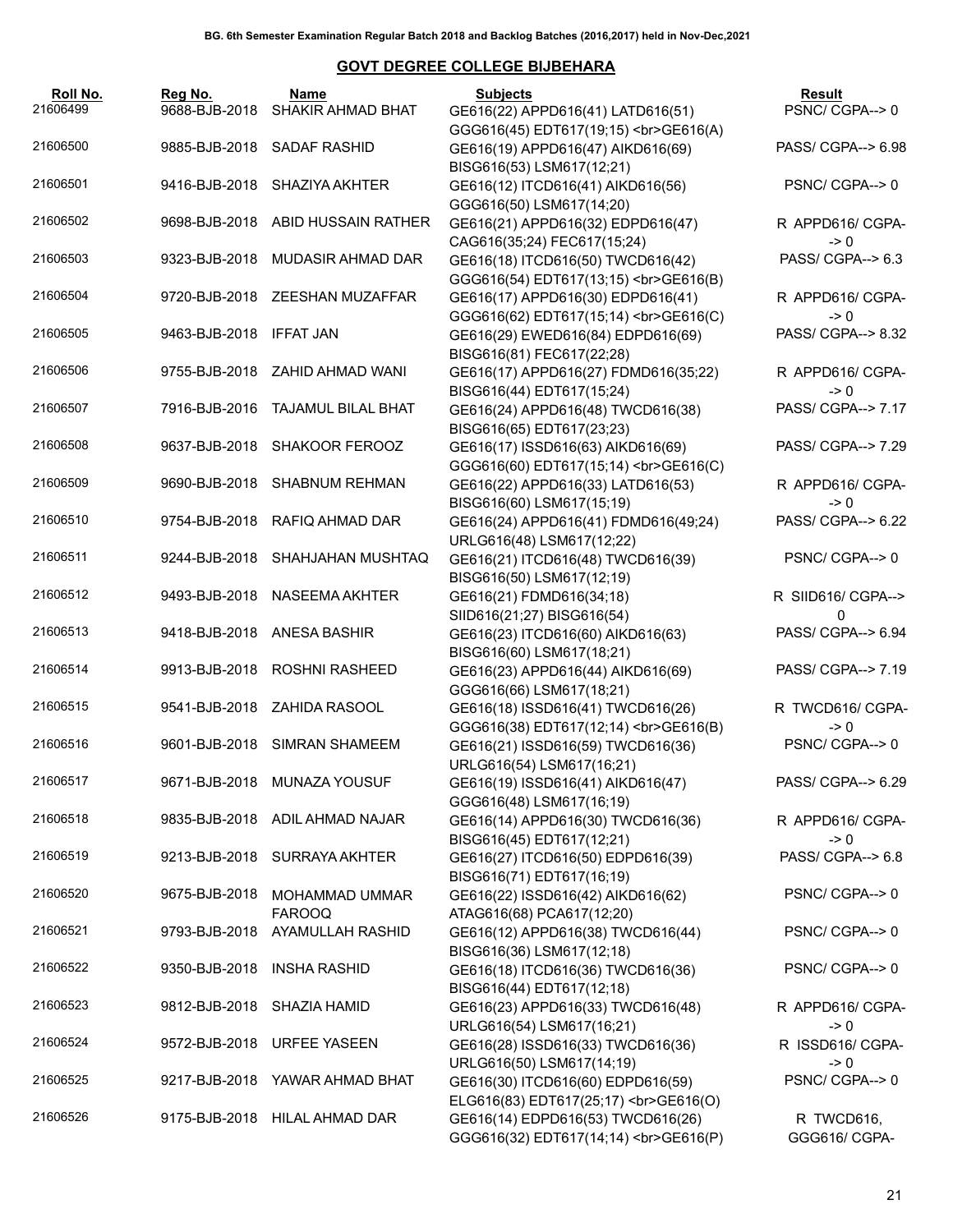BG. 6th Semester Examination Regular Batch 2018 and Backlog Batches (2016,2017) held in Nov-Dec,2021

## GOVT DEGREE COLLEGE BIJBEHARA

| Roll No. | Reg No. | Name | Subjects | Result |
|---|---|---|---|---|
| 21606499 | 9688-BJB-2018 | SHAKIR AHMAD BHAT | GE616(22) APPD616(41) LATD616(51) GGG616(45) EDT617(19;15) <br>GE616(A) | PSNC/ CGPA--> 0 |
| 21606500 | 9885-BJB-2018 | SADAF RASHID | GE616(19) APPD616(47) AIKD616(69) BISG616(53) LSM617(12;21) | PASS/ CGPA--> 6.98 |
| 21606501 | 9416-BJB-2018 | SHAZIYA AKHTER | GE616(12) ITCD616(41) AIKD616(56) GGG616(50) LSM617(14;20) | PSNC/ CGPA--> 0 |
| 21606502 | 9698-BJB-2018 | ABID HUSSAIN RATHER | GE616(21) APPD616(32) EDPD616(47) CAG616(35;24) FEC617(15;24) | R APPD616/ CGPA--> 0 |
| 21606503 | 9323-BJB-2018 | MUDASIR AHMAD DAR | GE616(18) ITCD616(50) TWCD616(42) GGG616(54) EDT617(13;15) <br>GE616(B) | PASS/ CGPA--> 6.3 |
| 21606504 | 9720-BJB-2018 | ZEESHAN MUZAFFAR | GE616(17) APPD616(30) EDPD616(41) GGG616(62) EDT617(15;14) <br>GE616(C) | R APPD616/ CGPA--> 0 |
| 21606505 | 9463-BJB-2018 | IFFAT JAN | GE616(29) EWED616(84) EDPD616(69) BISG616(81) FEC617(22;28) | PASS/ CGPA--> 8.32 |
| 21606506 | 9755-BJB-2018 | ZAHID AHMAD WANI | GE616(17) APPD616(27) FDMD616(35;22) BISG616(44) EDT617(15;24) | R APPD616/ CGPA--> 0 |
| 21606507 | 7916-BJB-2016 | TAJAMUL BILAL BHAT | GE616(24) APPD616(48) TWCD616(38) BISG616(65) EDT617(23;23) | PASS/ CGPA--> 7.17 |
| 21606508 | 9637-BJB-2018 | SHAKOOR FEROOZ | GE616(17) ISSD616(63) AIKD616(69) GGG616(60) EDT617(15;14) <br>GE616(C) | PASS/ CGPA--> 7.29 |
| 21606509 | 9690-BJB-2018 | SHABNUM REHMAN | GE616(22) APPD616(33) LATD616(53) BISG616(60) LSM617(15;19) | R APPD616/ CGPA--> 0 |
| 21606510 | 9754-BJB-2018 | RAFIQ AHMAD DAR | GE616(24) APPD616(41) FDMD616(49;24) URLG616(48) LSM617(12;22) | PASS/ CGPA--> 6.22 |
| 21606511 | 9244-BJB-2018 | SHAHJAHAN MUSHTAQ | GE616(21) ITCD616(48) TWCD616(39) BISG616(50) LSM617(12;19) | PSNC/ CGPA--> 0 |
| 21606512 | 9493-BJB-2018 | NASEEMA AKHTER | GE616(21) FDMD616(34;18) SIID616(21;27) BISG616(54) | R SIID616/ CGPA--> 0 |
| 21606513 | 9418-BJB-2018 | ANESA BASHIR | GE616(23) ITCD616(60) AIKD616(63) BISG616(60) LSM617(18;21) | PASS/ CGPA--> 6.94 |
| 21606514 | 9913-BJB-2018 | ROSHNI RASHEED | GE616(23) APPD616(44) AIKD616(69) GGG616(66) LSM617(18;21) | PASS/ CGPA--> 7.19 |
| 21606515 | 9541-BJB-2018 | ZAHIDA RASOOL | GE616(18) ISSD616(41) TWCD616(26) GGG616(38) EDT617(12;14) <br>GE616(B) | R TWCD616/ CGPA--> 0 |
| 21606516 | 9601-BJB-2018 | SIMRAN SHAMEEM | GE616(21) ISSD616(59) TWCD616(36) URLG616(54) LSM617(16;21) | PSNC/ CGPA--> 0 |
| 21606517 | 9671-BJB-2018 | MUNAZA YOUSUF | GE616(19) ISSD616(41) AIKD616(47) GGG616(48) LSM617(16;19) | PASS/ CGPA--> 6.29 |
| 21606518 | 9835-BJB-2018 | ADIL AHMAD NAJAR | GE616(14) APPD616(30) TWCD616(36) BISG616(45) EDT617(12;21) | R APPD616/ CGPA--> 0 |
| 21606519 | 9213-BJB-2018 | SURRAYA AKHTER | GE616(27) ITCD616(50) EDPD616(39) BISG616(71) EDT617(16;19) | PASS/ CGPA--> 6.8 |
| 21606520 | 9675-BJB-2018 | MOHAMMAD UMMAR FAROOQ | GE616(22) ISSD616(42) AIKD616(62) ATAG616(68) PCA617(12;20) | PSNC/ CGPA--> 0 |
| 21606521 | 9793-BJB-2018 | AYAMULLAH RASHID | GE616(12) APPD616(38) TWCD616(44) BISG616(36) LSM617(12;18) | PSNC/ CGPA--> 0 |
| 21606522 | 9350-BJB-2018 | INSHA RASHID | GE616(18) ITCD616(36) TWCD616(36) BISG616(44) EDT617(12;18) | PSNC/ CGPA--> 0 |
| 21606523 | 9812-BJB-2018 | SHAZIA HAMID | GE616(23) APPD616(33) TWCD616(48) URLG616(54) LSM617(16;21) | R APPD616/ CGPA--> 0 |
| 21606524 | 9572-BJB-2018 | URFEE YASEEN | GE616(28) ISSD616(33) TWCD616(36) URLG616(50) LSM617(14;19) | R ISSD616/ CGPA--> 0 |
| 21606525 | 9217-BJB-2018 | YAWAR AHMAD BHAT | GE616(30) ITCD616(60) EDPD616(59) ELG616(83) EDT617(25;17) <br>GE616(O) | PSNC/ CGPA--> 0 |
| 21606526 | 9175-BJB-2018 | HILAL AHMAD DAR | GE616(14) EDPD616(53) TWCD616(26) GGG616(32) EDT617(14;14) <br>GE616(P) | R TWCD616, GGG616/ CGPA- |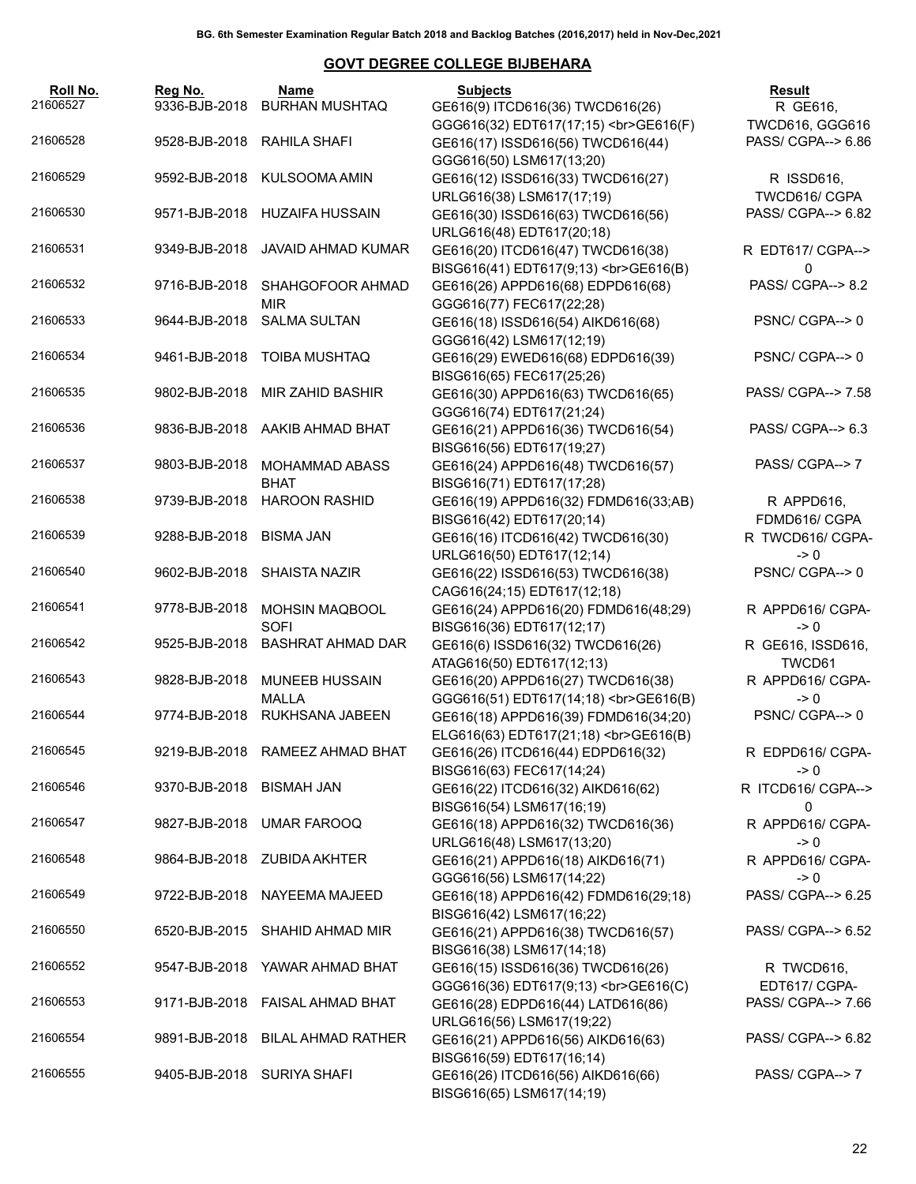BG. 6th Semester Examination Regular Batch 2018 and Backlog Batches (2016,2017) held in Nov-Dec,2021

## GOVT DEGREE COLLEGE BIJBEHARA

| Roll No. | Reg No. | Name | Subjects | Result |
|---|---|---|---|---|
| 21606527 | 9336-BJB-2018 | BURHAN MUSHTAQ | GE616(9) ITCD616(36) TWCD616(26) GGG616(32) EDT617(17;15) <br>GE616(F) | R GE616, TWCD616, GGG616 |
| 21606528 | 9528-BJB-2018 | RAHILA SHAFI | GE616(17) ISSD616(56) TWCD616(44) GGG616(50) LSM617(13;20) | PASS/ CGPA--> 6.86 |
| 21606529 | 9592-BJB-2018 | KULSOOMA AMIN | GE616(12) ISSD616(33) TWCD616(27) URLG616(38) LSM617(17;19) | R ISSD616, TWCD616/ CGPA |
| 21606530 | 9571-BJB-2018 | HUZAIFA HUSSAIN | GE616(30) ISSD616(63) TWCD616(56) URLG616(48) EDT617(20;18) | PASS/ CGPA--> 6.82 |
| 21606531 | 9349-BJB-2018 | JAVAID AHMAD KUMAR | GE616(20) ITCD616(47) TWCD616(38) BISG616(41) EDT617(9;13) <br>GE616(B) | R EDT617/ CGPA--> 0 |
| 21606532 | 9716-BJB-2018 | SHAHGOFOOR AHMAD MIR | GE616(26) APPD616(68) EDPD616(68) GGG616(77) FEC617(22;28) | PASS/ CGPA--> 8.2 |
| 21606533 | 9644-BJB-2018 | SALMA SULTAN | GE616(18) ISSD616(54) AIKD616(68) GGG616(42) LSM617(12;19) | PSNC/ CGPA--> 0 |
| 21606534 | 9461-BJB-2018 | TOIBA MUSHTAQ | GE616(29) EWED616(68) EDPD616(39) BISG616(65) FEC617(25;26) | PSNC/ CGPA--> 0 |
| 21606535 | 9802-BJB-2018 | MIR ZAHID BASHIR | GE616(30) APPD616(63) TWCD616(65) GGG616(74) EDT617(21;24) | PASS/ CGPA--> 7.58 |
| 21606536 | 9836-BJB-2018 | AAKIB AHMAD BHAT | GE616(21) APPD616(36) TWCD616(54) BISG616(56) EDT617(19;27) | PASS/ CGPA--> 6.3 |
| 21606537 | 9803-BJB-2018 | MOHAMMAD ABASS BHAT | GE616(24) APPD616(48) TWCD616(57) BISG616(71) EDT617(17;28) | PASS/ CGPA--> 7 |
| 21606538 | 9739-BJB-2018 | HAROON RASHID | GE616(19) APPD616(32) FDMD616(33;AB) BISG616(42) EDT617(20;14) | R APPD616, FDMD616/ CGPA |
| 21606539 | 9288-BJB-2018 | BISMA JAN | GE616(16) ITCD616(42) TWCD616(30) URLG616(50) EDT617(12;14) | R TWCD616/ CGPA--> 0 |
| 21606540 | 9602-BJB-2018 | SHAISTA NAZIR | GE616(22) ISSD616(53) TWCD616(38) CAG616(24;15) EDT617(12;18) | PSNC/ CGPA--> 0 |
| 21606541 | 9778-BJB-2018 | MOHSIN MAQBOOL SOFI | GE616(24) APPD616(20) FDMD616(48;29) BISG616(36) EDT617(12;17) | R APPD616/ CGPA--> 0 |
| 21606542 | 9525-BJB-2018 | BASHRAT AHMAD DAR | GE616(6) ISSD616(32) TWCD616(26) ATAG616(50) EDT617(12;13) | R GE616, ISSD616, TWCD61 |
| 21606543 | 9828-BJB-2018 | MUNEEB HUSSAIN MALLA | GE616(20) APPD616(27) TWCD616(38) GGG616(51) EDT617(14;18) <br>GE616(B) | R APPD616/ CGPA--> 0 |
| 21606544 | 9774-BJB-2018 | RUKHSANA JABEEN | GE616(18) APPD616(39) FDMD616(34;20) ELG616(63) EDT617(21;18) <br>GE616(B) | PSNC/ CGPA--> 0 |
| 21606545 | 9219-BJB-2018 | RAMEEZ AHMAD BHAT | GE616(26) ITCD616(44) EDPD616(32) BISG616(63) FEC617(14;24) | R EDPD616/ CGPA--> 0 |
| 21606546 | 9370-BJB-2018 | BISMAH JAN | GE616(22) ITCD616(32) AIKD616(62) BISG616(54) LSM617(16;19) | R ITCD616/ CGPA--> 0 |
| 21606547 | 9827-BJB-2018 | UMAR FAROOQ | GE616(18) APPD616(32) TWCD616(36) URLG616(48) LSM617(13;20) | R APPD616/ CGPA--> 0 |
| 21606548 | 9864-BJB-2018 | ZUBIDA AKHTER | GE616(21) APPD616(18) AIKD616(71) GGG616(56) LSM617(14;22) | R APPD616/ CGPA--> 0 |
| 21606549 | 9722-BJB-2018 | NAYEEMA MAJEED | GE616(18) APPD616(42) FDMD616(29;18) BISG616(42) LSM617(16;22) | PASS/ CGPA--> 6.25 |
| 21606550 | 6520-BJB-2015 | SHAHID AHMAD MIR | GE616(21) APPD616(38) TWCD616(57) BISG616(38) LSM617(14;18) | PASS/ CGPA--> 6.52 |
| 21606552 | 9547-BJB-2018 | YAWAR AHMAD BHAT | GE616(15) ISSD616(36) TWCD616(26) GGG616(36) EDT617(9;13) <br>GE616(C) | R TWCD616, EDT617/ CGPA- |
| 21606553 | 9171-BJB-2018 | FAISAL AHMAD BHAT | GE616(28) EDPD616(44) LATD616(86) URLG616(56) LSM617(19;22) | PASS/ CGPA--> 7.66 |
| 21606554 | 9891-BJB-2018 | BILAL AHMAD RATHER | GE616(21) APPD616(56) AIKD616(63) BISG616(59) EDT617(16;14) | PASS/ CGPA--> 6.82 |
| 21606555 | 9405-BJB-2018 | SURIYA SHAFI | GE616(26) ITCD616(56) AIKD616(66) BISG616(65) LSM617(14;19) | PASS/ CGPA--> 7 |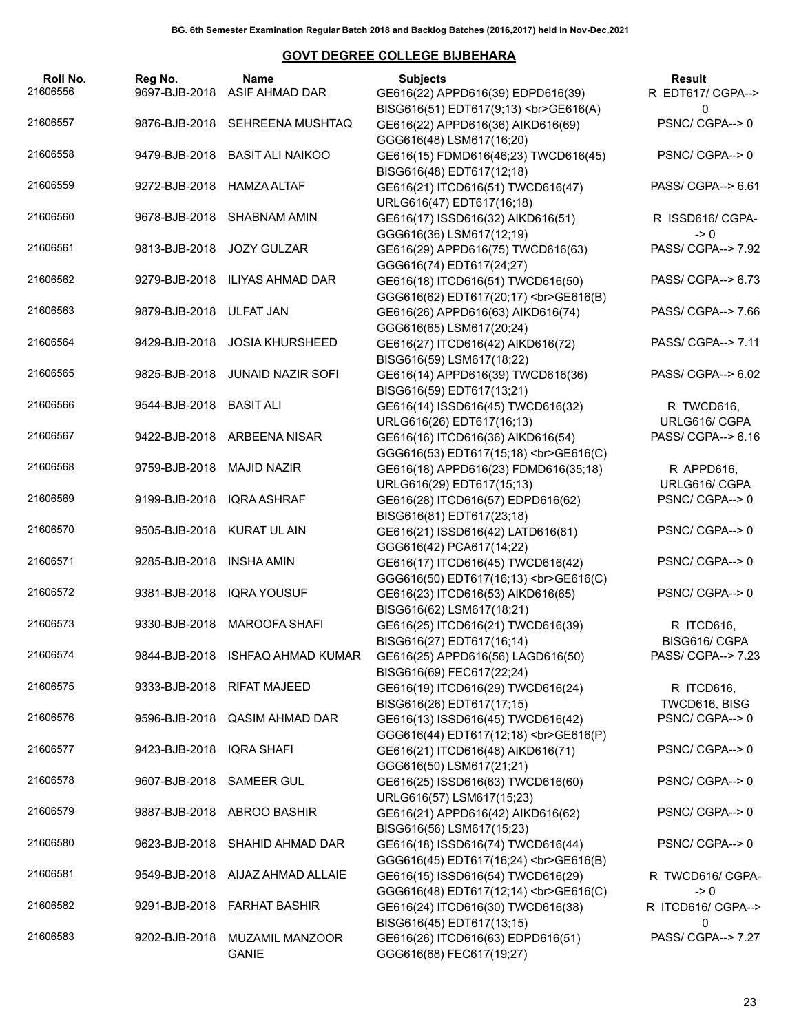BG. 6th Semester Examination Regular Batch 2018 and Backlog Batches (2016,2017) held in Nov-Dec,2021

## GOVT DEGREE COLLEGE BIJBEHARA

| Roll No. | Reg No. | Name | Subjects | Result |
|---|---|---|---|---|
| 21606556 | 9697-BJB-2018 | ASIF AHMAD DAR | GE616(22) APPD616(39) EDPD616(39) BISG616(51) EDT617(9;13) <br>GE616(A) | R EDT617/ CGPA--> 0 |
| 21606557 | 9876-BJB-2018 | SEHREENA MUSHTAQ | GE616(22) APPD616(36) AIKD616(69) GGG616(48) LSM617(16;20) | PSNC/ CGPA--> 0 |
| 21606558 | 9479-BJB-2018 | BASIT ALI NAIKOO | GE616(15) FDMD616(46;23) TWCD616(45) BISG616(48) EDT617(12;18) | PSNC/ CGPA--> 0 |
| 21606559 | 9272-BJB-2018 | HAMZA ALTAF | GE616(21) ITCD616(51) TWCD616(47) URLG616(47) EDT617(16;18) | PASS/ CGPA--> 6.61 |
| 21606560 | 9678-BJB-2018 | SHABNAM AMIN | GE616(17) ISSD616(32) AIKD616(51) GGG616(36) LSM617(12;19) | R ISSD616/ CGPA--> 0 |
| 21606561 | 9813-BJB-2018 | JOZY GULZAR | GE616(29) APPD616(75) TWCD616(63) GGG616(74) EDT617(24;27) | PASS/ CGPA--> 7.92 |
| 21606562 | 9279-BJB-2018 | ILIYAS AHMAD DAR | GE616(18) ITCD616(51) TWCD616(50) GGG616(62) EDT617(20;17) <br>GE616(B) | PASS/ CGPA--> 6.73 |
| 21606563 | 9879-BJB-2018 | ULFAT JAN | GE616(26) APPD616(63) AIKD616(74) GGG616(65) LSM617(20;24) | PASS/ CGPA--> 7.66 |
| 21606564 | 9429-BJB-2018 | JOSIA KHURSHEED | GE616(27) ITCD616(42) AIKD616(72) BISG616(59) LSM617(18;22) | PASS/ CGPA--> 7.11 |
| 21606565 | 9825-BJB-2018 | JUNAID NAZIR SOFI | GE616(14) APPD616(39) TWCD616(36) BISG616(59) EDT617(13;21) | PASS/ CGPA--> 6.02 |
| 21606566 | 9544-BJB-2018 | BASIT ALI | GE616(14) ISSD616(45) TWCD616(32) URLG616(26) EDT617(16;13) | R TWCD616, URLG616/ CGPA |
| 21606567 | 9422-BJB-2018 | ARBEENA NISAR | GE616(16) ITCD616(36) AIKD616(54) GGG616(53) EDT617(15;18) <br>GE616(C) | PASS/ CGPA--> 6.16 |
| 21606568 | 9759-BJB-2018 | MAJID NAZIR | GE616(18) APPD616(23) FDMD616(35;18) URLG616(29) EDT617(15;13) | R APPD616, URLG616/ CGPA |
| 21606569 | 9199-BJB-2018 | IQRA ASHRAF | GE616(28) ITCD616(57) EDPD616(62) BISG616(81) EDT617(23;18) | PSNC/ CGPA--> 0 |
| 21606570 | 9505-BJB-2018 | KURAT UL AIN | GE616(21) ISSD616(42) LATD616(81) GGG616(42) PCA617(14;22) | PSNC/ CGPA--> 0 |
| 21606571 | 9285-BJB-2018 | INSHA AMIN | GE616(17) ITCD616(45) TWCD616(42) GGG616(50) EDT617(16;13) <br>GE616(C) | PSNC/ CGPA--> 0 |
| 21606572 | 9381-BJB-2018 | IQRA YOUSUF | GE616(23) ITCD616(53) AIKD616(65) BISG616(62) LSM617(18;21) | PSNC/ CGPA--> 0 |
| 21606573 | 9330-BJB-2018 | MAROOFA SHAFI | GE616(25) ITCD616(21) TWCD616(39) BISG616(27) EDT617(16;14) | R ITCD616, BISG616/ CGPA |
| 21606574 | 9844-BJB-2018 | ISHFAQ AHMAD KUMAR | GE616(25) APPD616(56) LAGD616(50) BISG616(69) FEC617(22;24) | PASS/ CGPA--> 7.23 |
| 21606575 | 9333-BJB-2018 | RIFAT MAJEED | GE616(19) ITCD616(29) TWCD616(24) BISG616(26) EDT617(17;15) | R ITCD616, TWCD616, BISG |
| 21606576 | 9596-BJB-2018 | QASIM AHMAD DAR | GE616(13) ISSD616(45) TWCD616(42) GGG616(44) EDT617(12;18) <br>GE616(P) | PSNC/ CGPA--> 0 |
| 21606577 | 9423-BJB-2018 | IQRA SHAFI | GE616(21) ITCD616(48) AIKD616(71) GGG616(50) LSM617(21;21) | PSNC/ CGPA--> 0 |
| 21606578 | 9607-BJB-2018 | SAMEER GUL | GE616(25) ISSD616(63) TWCD616(60) URLG616(57) LSM617(15;23) | PSNC/ CGPA--> 0 |
| 21606579 | 9887-BJB-2018 | ABROO BASHIR | GE616(21) APPD616(42) AIKD616(62) BISG616(56) LSM617(15;23) | PSNC/ CGPA--> 0 |
| 21606580 | 9623-BJB-2018 | SHAHID AHMAD DAR | GE616(18) ISSD616(74) TWCD616(44) GGG616(45) EDT617(16;24) <br>GE616(B) | PSNC/ CGPA--> 0 |
| 21606581 | 9549-BJB-2018 | AIJAZ AHMAD ALLAIE | GE616(15) ISSD616(54) TWCD616(29) GGG616(48) EDT617(12;14) <br>GE616(C) | R TWCD616/ CGPA--> 0 |
| 21606582 | 9291-BJB-2018 | FARHAT BASHIR | GE616(24) ITCD616(30) TWCD616(38) BISG616(45) EDT617(13;15) | R ITCD616/ CGPA--> 0 |
| 21606583 | 9202-BJB-2018 | MUZAMIL MANZOOR GANIE | GE616(26) ITCD616(63) EDPD616(51) GGG616(68) FEC617(19;27) | PASS/ CGPA--> 7.27 |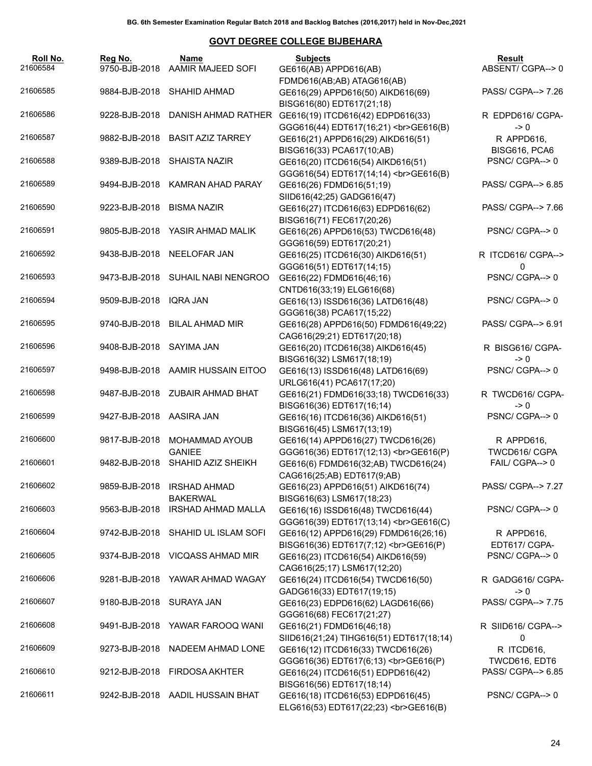BG. 6th Semester Examination Regular Batch 2018 and Backlog Batches (2016,2017) held in Nov-Dec,2021

## GOVT DEGREE COLLEGE BIJBEHARA

| Roll No. | Reg No. | Name | Subjects | Result |
|---|---|---|---|---|
| 21606584 | 9750-BJB-2018 | AAMIR MAJEED SOFI | GE616(AB) APPD616(AB) FDMD616(AB;AB) ATAG616(AB) | ABSENT/ CGPA--> 0 |
| 21606585 | 9884-BJB-2018 | SHAHID AHMAD | GE616(29) APPD616(50) AIKD616(69) BISG616(80) EDT617(21;18) | PASS/ CGPA--> 7.26 |
| 21606586 | 9228-BJB-2018 | DANISH AHMAD RATHER | GE616(19) ITCD616(42) EDPD616(33) GGG616(44) EDT617(16;21) <br>GE616(B) | R EDPD616/ CGPA--> 0 |
| 21606587 | 9882-BJB-2018 | BASIT AZIZ TARREY | GE616(21) APPD616(29) AIKD616(51) BISG616(33) PCA617(10;AB) | R APPD616, BISG616, PCA6 |
| 21606588 | 9389-BJB-2018 | SHAISTA NAZIR | GE616(20) ITCD616(54) AIKD616(51) GGG616(54) EDT617(14;14) <br>GE616(B) | PSNC/ CGPA--> 0 |
| 21606589 | 9494-BJB-2018 | KAMRAN AHAD PARAY | GE616(26) FDMD616(51;19) SIID616(42;25) GADG616(47) | PASS/ CGPA--> 6.85 |
| 21606590 | 9223-BJB-2018 | BISMA NAZIR | GE616(27) ITCD616(63) EDPD616(62) BISG616(71) FEC617(20;26) | PASS/ CGPA--> 7.66 |
| 21606591 | 9805-BJB-2018 | YASIR AHMAD MALIK | GE616(26) APPD616(53) TWCD616(48) GGG616(59) EDT617(20;21) | PSNC/ CGPA--> 0 |
| 21606592 | 9438-BJB-2018 | NEELOFAR JAN | GE616(25) ITCD616(30) AIKD616(51) GGG616(51) EDT617(14;15) | R ITCD616/ CGPA--> 0 |
| 21606593 | 9473-BJB-2018 | SUHAIL NABI NENGROO | GE616(22) FDMD616(46;16) CNTD616(33;19) ELG616(68) | PSNC/ CGPA--> 0 |
| 21606594 | 9509-BJB-2018 | IQRA JAN | GE616(13) ISSD616(36) LATD616(48) GGG616(38) PCA617(15;22) | PSNC/ CGPA--> 0 |
| 21606595 | 9740-BJB-2018 | BILAL AHMAD MIR | GE616(28) APPD616(50) FDMD616(49;22) CAG616(29;21) EDT617(20;18) | PASS/ CGPA--> 6.91 |
| 21606596 | 9408-BJB-2018 | SAYIMA JAN | GE616(20) ITCD616(38) AIKD616(45) BISG616(32) LSM617(18;19) | R BISG616/ CGPA--> 0 |
| 21606597 | 9498-BJB-2018 | AAMIR HUSSAIN EITOO | GE616(13) ISSD616(48) LATD616(69) URLG616(41) PCA617(17;20) | PSNC/ CGPA--> 0 |
| 21606598 | 9487-BJB-2018 | ZUBAIR AHMAD BHAT | GE616(21) FDMD616(33;18) TWCD616(33) BISG616(36) EDT617(16;14) | R TWCD616/ CGPA--> 0 |
| 21606599 | 9427-BJB-2018 | AASIRA JAN | GE616(16) ITCD616(36) AIKD616(51) BISG616(45) LSM617(13;19) | PSNC/ CGPA--> 0 |
| 21606600 | 9817-BJB-2018 | MOHAMMAD AYOUB GANIEE | GE616(14) APPD616(27) TWCD616(26) GGG616(36) EDT617(12;13) <br>GE616(P) | R APPD616, TWCD616/ CGPA |
| 21606601 | 9482-BJB-2018 | SHAHID AZIZ SHEIKH | GE616(6) FDMD616(32;AB) TWCD616(24) CAG616(25;AB) EDT617(9;AB) | FAIL/ CGPA--> 0 |
| 21606602 | 9859-BJB-2018 | IRSHAD AHMAD BAKERWAL | GE616(23) APPD616(51) AIKD616(74) BISG616(63) LSM617(18;23) | PASS/ CGPA--> 7.27 |
| 21606603 | 9563-BJB-2018 | IRSHAD AHMAD MALLA | GE616(16) ISSD616(48) TWCD616(44) GGG616(39) EDT617(13;14) <br>GE616(C) | PSNC/ CGPA--> 0 |
| 21606604 | 9742-BJB-2018 | SHAHID UL ISLAM SOFI | GE616(12) APPD616(29) FDMD616(26;16) BISG616(36) EDT617(7;12) <br>GE616(P) | R APPD616, EDT617/ CGPA- |
| 21606605 | 9374-BJB-2018 | VICQASS AHMAD MIR | GE616(23) ITCD616(54) AIKD616(59) CAG616(25;17) LSM617(12;20) | PSNC/ CGPA--> 0 |
| 21606606 | 9281-BJB-2018 | YAWAR AHMAD WAGAY | GE616(24) ITCD616(54) TWCD616(50) GADG616(33) EDT617(19;15) | R GADG616/ CGPA--> 0 |
| 21606607 | 9180-BJB-2018 | SURAYA JAN | GE616(23) EDPD616(62) LAGD616(66) GGG616(68) FEC617(21;27) | PASS/ CGPA--> 7.75 |
| 21606608 | 9491-BJB-2018 | YAWAR FAROOQ WANI | GE616(21) FDMD616(46;18) SIID616(21;24) TIHG616(51) EDT617(18;14) | R SIID616/ CGPA--> 0 |
| 21606609 | 9273-BJB-2018 | NADEEM AHMAD LONE | GE616(12) ITCD616(33) TWCD616(26) GGG616(36) EDT617(6;13) <br>GE616(P) | R ITCD616, TWCD616, EDT6 |
| 21606610 | 9212-BJB-2018 | FIRDOSA AKHTER | GE616(24) ITCD616(51) EDPD616(42) BISG616(56) EDT617(18;14) | PASS/ CGPA--> 6.85 |
| 21606611 | 9242-BJB-2018 | AADIL HUSSAIN BHAT | GE616(18) ITCD616(53) EDPD616(45) ELG616(53) EDT617(22;23) <br>GE616(B) | PSNC/ CGPA--> 0 |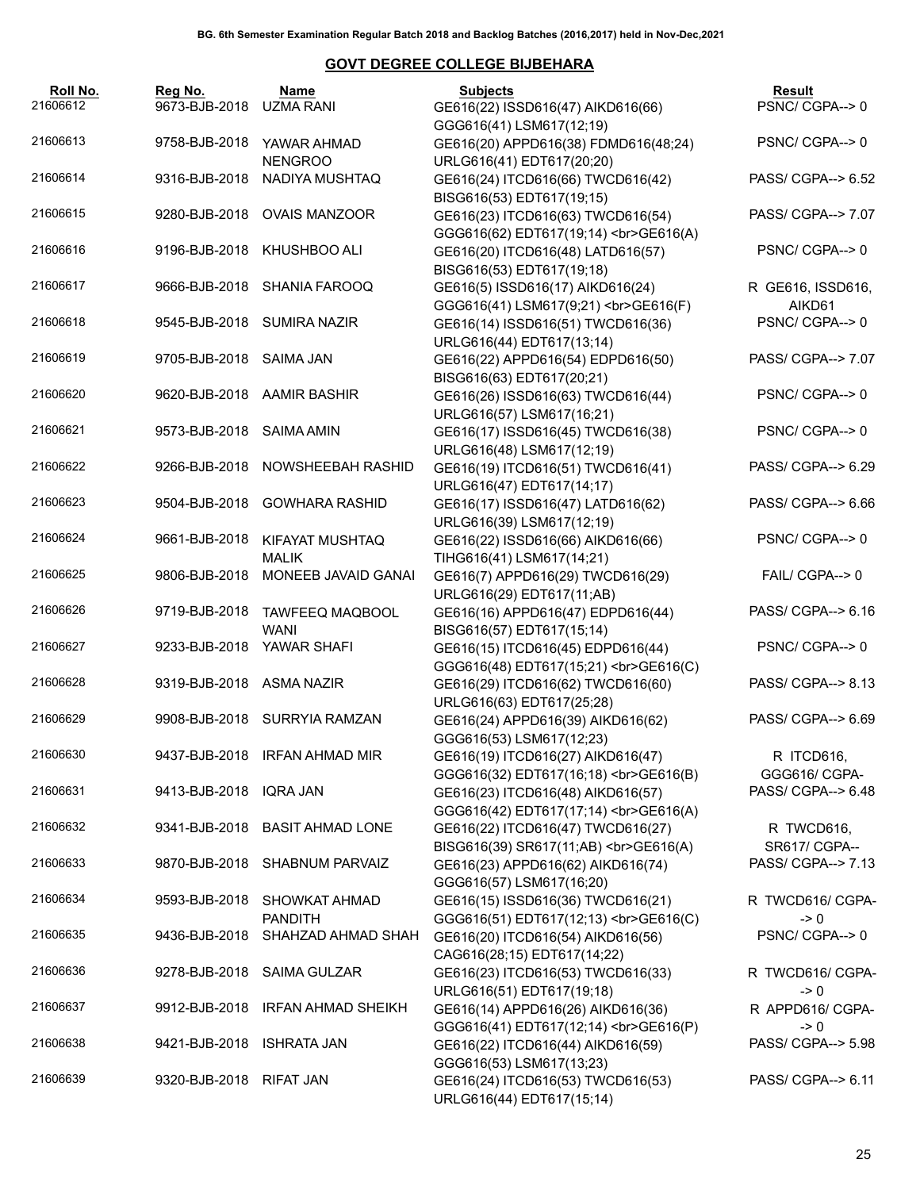BG. 6th Semester Examination Regular Batch 2018 and Backlog Batches (2016,2017) held in Nov-Dec,2021

## GOVT DEGREE COLLEGE BIJBEHARA

| Roll No. | Reg No. | Name | Subjects | Result |
|---|---|---|---|---|
| 21606612 | 9673-BJB-2018 | UZMA RANI | GE616(22) ISSD616(47) AIKD616(66) GGG616(41) LSM617(12;19) | PSNC/ CGPA--> 0 |
| 21606613 | 9758-BJB-2018 | YAWAR AHMAD NENGROO | GE616(20) APPD616(38) FDMD616(48;24) URLG616(41) EDT617(20;20) | PSNC/ CGPA--> 0 |
| 21606614 | 9316-BJB-2018 | NADIYA MUSHTAQ | GE616(24) ITCD616(66) TWCD616(42) BISG616(53) EDT617(19;15) | PASS/ CGPA--> 6.52 |
| 21606615 | 9280-BJB-2018 | OVAIS MANZOOR | GE616(23) ITCD616(63) TWCD616(54) GGG616(62) EDT617(19;14) <br>GE616(A) | PASS/ CGPA--> 7.07 |
| 21606616 | 9196-BJB-2018 | KHUSHBOO ALI | GE616(20) ITCD616(48) LATD616(57) BISG616(53) EDT617(19;18) | PSNC/ CGPA--> 0 |
| 21606617 | 9666-BJB-2018 | SHANIA FAROOQ | GE616(5) ISSD616(17) AIKD616(24) GGG616(41) LSM617(9;21) <br>GE616(F) | R GE616, ISSD616, AIKD61 |
| 21606618 | 9545-BJB-2018 | SUMIRA NAZIR | GE616(14) ISSD616(51) TWCD616(36) URLG616(44) EDT617(13;14) | PSNC/ CGPA--> 0 |
| 21606619 | 9705-BJB-2018 | SAIMA JAN | GE616(22) APPD616(54) EDPD616(50) BISG616(63) EDT617(20;21) | PASS/ CGPA--> 7.07 |
| 21606620 | 9620-BJB-2018 | AAMIR BASHIR | GE616(26) ISSD616(63) TWCD616(44) URLG616(57) LSM617(16;21) | PSNC/ CGPA--> 0 |
| 21606621 | 9573-BJB-2018 | SAIMA AMIN | GE616(17) ISSD616(45) TWCD616(38) URLG616(48) LSM617(12;19) | PSNC/ CGPA--> 0 |
| 21606622 | 9266-BJB-2018 | NOWSHEEBAH RASHID | GE616(19) ITCD616(51) TWCD616(41) URLG616(47) EDT617(14;17) | PASS/ CGPA--> 6.29 |
| 21606623 | 9504-BJB-2018 | GOWHARA RASHID | GE616(17) ISSD616(47) LATD616(62) URLG616(39) LSM617(12;19) | PASS/ CGPA--> 6.66 |
| 21606624 | 9661-BJB-2018 | KIFAYAT MUSHTAQ MALIK | GE616(22) ISSD616(66) AIKD616(66) TIHG616(41) LSM617(14;21) | PSNC/ CGPA--> 0 |
| 21606625 | 9806-BJB-2018 | MONEEB JAVAID GANAI | GE616(7) APPD616(29) TWCD616(29) URLG616(29) EDT617(11;AB) | FAIL/ CGPA--> 0 |
| 21606626 | 9719-BJB-2018 | TAWFEEQ MAQBOOL WANI | GE616(16) APPD616(47) EDPD616(44) BISG616(57) EDT617(15;14) | PASS/ CGPA--> 6.16 |
| 21606627 | 9233-BJB-2018 | YAWAR SHAFI | GE616(15) ITCD616(45) EDPD616(44) GGG616(48) EDT617(15;21) <br>GE616(C) | PSNC/ CGPA--> 0 |
| 21606628 | 9319-BJB-2018 | ASMA NAZIR | GE616(29) ITCD616(62) TWCD616(60) URLG616(63) EDT617(25;28) | PASS/ CGPA--> 8.13 |
| 21606629 | 9908-BJB-2018 | SURRYIA RAMZAN | GE616(24) APPD616(39) AIKD616(62) GGG616(53) LSM617(12;23) | PASS/ CGPA--> 6.69 |
| 21606630 | 9437-BJB-2018 | IRFAN AHMAD MIR | GE616(19) ITCD616(27) AIKD616(47) GGG616(32) EDT617(16;18) <br>GE616(B) | R ITCD616, GGG616/ CGPA- |
| 21606631 | 9413-BJB-2018 | IQRA JAN | GE616(23) ITCD616(48) AIKD616(57) GGG616(42) EDT617(17;14) <br>GE616(A) | PASS/ CGPA--> 6.48 |
| 21606632 | 9341-BJB-2018 | BASIT AHMAD LONE | GE616(22) ITCD616(47) TWCD616(27) BISG616(39) SR617(11;AB) <br>GE616(A) | R TWCD616, SR617/ CGPA-- |
| 21606633 | 9870-BJB-2018 | SHABNUM PARVAIZ | GE616(23) APPD616(62) AIKD616(74) GGG616(57) LSM617(16;20) | PASS/ CGPA--> 7.13 |
| 21606634 | 9593-BJB-2018 | SHOWKAT AHMAD PANDITH | GE616(15) ISSD616(36) TWCD616(21) GGG616(51) EDT617(12;13) <br>GE616(C) | R TWCD616/ CGPA--> 0 |
| 21606635 | 9436-BJB-2018 | SHAHZAD AHMAD SHAH | GE616(20) ITCD616(54) AIKD616(56) CAG616(28;15) EDT617(14;22) | PSNC/ CGPA--> 0 |
| 21606636 | 9278-BJB-2018 | SAIMA GULZAR | GE616(23) ITCD616(53) TWCD616(33) URLG616(51) EDT617(19;18) | R TWCD616/ CGPA--> 0 |
| 21606637 | 9912-BJB-2018 | IRFAN AHMAD SHEIKH | GE616(14) APPD616(26) AIKD616(36) GGG616(41) EDT617(12;14) <br>GE616(P) | R APPD616/ CGPA--> 0 |
| 21606638 | 9421-BJB-2018 | ISHRATA JAN | GE616(22) ITCD616(44) AIKD616(59) GGG616(53) LSM617(13;23) | PASS/ CGPA--> 5.98 |
| 21606639 | 9320-BJB-2018 | RIFAT JAN | GE616(24) ITCD616(53) TWCD616(53) URLG616(44) EDT617(15;14) | PASS/ CGPA--> 6.11 |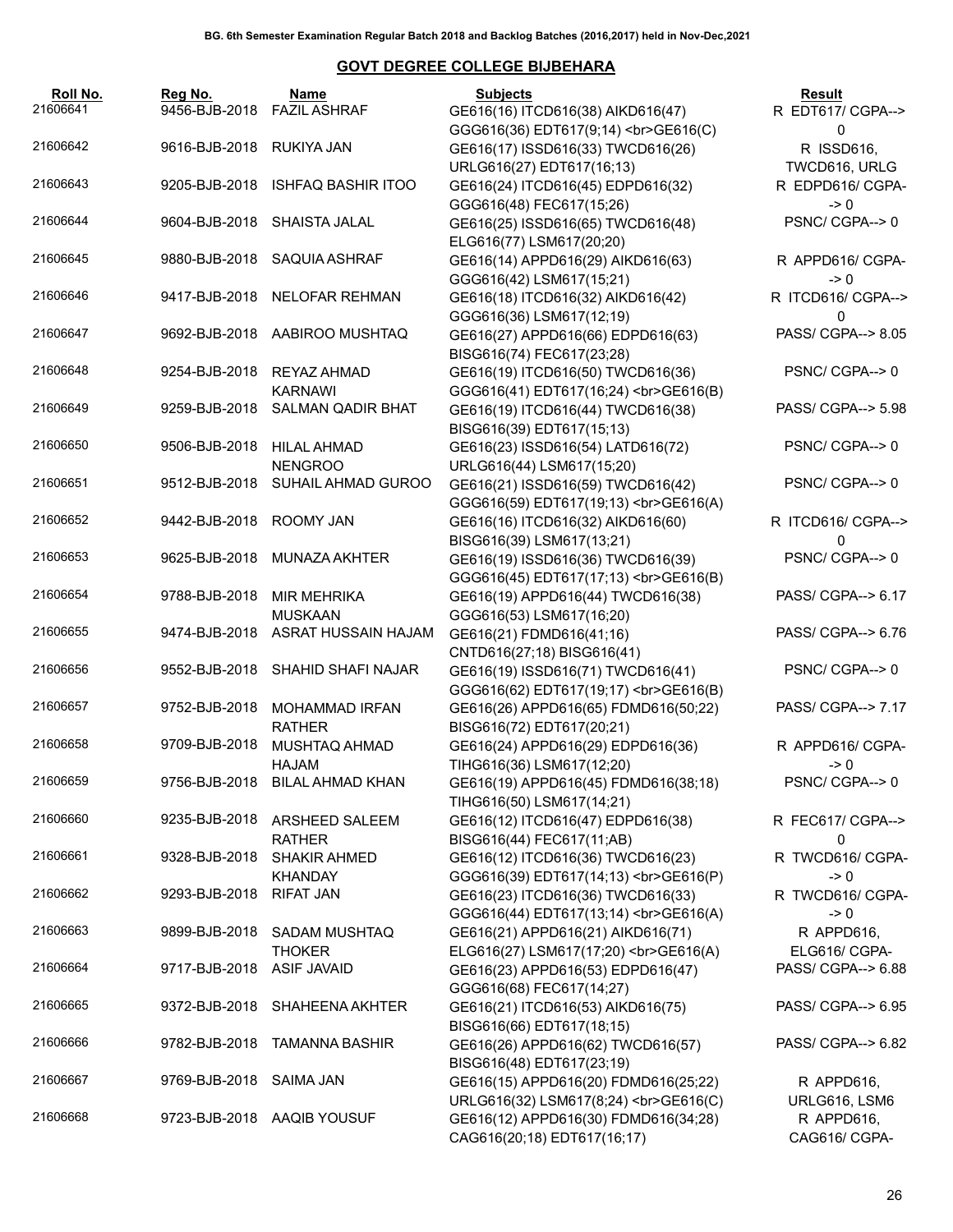BG. 6th Semester Examination Regular Batch 2018 and Backlog Batches (2016,2017) held in Nov-Dec,2021

## GOVT DEGREE COLLEGE BIJBEHARA

| Roll No. | Reg No. | Name | Subjects | Result |
|---|---|---|---|---|
| 21606641 | 9456-BJB-2018 | FAZIL ASHRAF | GE616(16) ITCD616(38) AIKD616(47) GGG616(36) EDT617(9;14) <br>GE616(C) | R EDT617/ CGPA--> 0 |
| 21606642 | 9616-BJB-2018 | RUKIYA JAN | GE616(17) ISSD616(33) TWCD616(26) URLG616(27) EDT617(16;13) | R ISSD616, TWCD616, URLG |
| 21606643 | 9205-BJB-2018 | ISHFAQ BASHIR ITOO | GE616(24) ITCD616(45) EDPD616(32) GGG616(48) FEC617(15;26) | R EDPD616/ CGPA--> 0 |
| 21606644 | 9604-BJB-2018 | SHAISTA JALAL | GE616(25) ISSD616(65) TWCD616(48) ELG616(77) LSM617(20;20) | PSNC/ CGPA--> 0 |
| 21606645 | 9880-BJB-2018 | SAQUIA ASHRAF | GE616(14) APPD616(29) AIKD616(63) GGG616(42) LSM617(15;21) | R APPD616/ CGPA--> 0 |
| 21606646 | 9417-BJB-2018 | NELOFAR REHMAN | GE616(18) ITCD616(32) AIKD616(42) GGG616(36) LSM617(12;19) | R ITCD616/ CGPA--> 0 |
| 21606647 | 9692-BJB-2018 | AABIROO MUSHTAQ | GE616(27) APPD616(66) EDPD616(63) BISG616(74) FEC617(23;28) | PASS/ CGPA--> 8.05 |
| 21606648 | 9254-BJB-2018 | REYAZ AHMAD KARNAWI | GE616(19) ITCD616(50) TWCD616(36) GGG616(41) EDT617(16;24) <br>GE616(B) | PSNC/ CGPA--> 0 |
| 21606649 | 9259-BJB-2018 | SALMAN QADIR BHAT | GE616(19) ITCD616(44) TWCD616(38) BISG616(39) EDT617(15;13) | PASS/ CGPA--> 5.98 |
| 21606650 | 9506-BJB-2018 | HILAL AHMAD NENGROO | GE616(23) ISSD616(54) LATD616(72) URLG616(44) LSM617(15;20) | PSNC/ CGPA--> 0 |
| 21606651 | 9512-BJB-2018 | SUHAIL AHMAD GUROO | GE616(21) ISSD616(59) TWCD616(42) GGG616(59) EDT617(19;13) <br>GE616(A) | PSNC/ CGPA--> 0 |
| 21606652 | 9442-BJB-2018 | ROOMY JAN | GE616(16) ITCD616(32) AIKD616(60) BISG616(39) LSM617(13;21) | R ITCD616/ CGPA--> 0 |
| 21606653 | 9625-BJB-2018 | MUNAZA AKHTER | GE616(19) ISSD616(36) TWCD616(39) GGG616(45) EDT617(17;13) <br>GE616(B) | PSNC/ CGPA--> 0 |
| 21606654 | 9788-BJB-2018 | MIR MEHRIKA MUSKAAN | GE616(19) APPD616(44) TWCD616(38) GGG616(53) LSM617(16;20) | PASS/ CGPA--> 6.17 |
| 21606655 | 9474-BJB-2018 | ASRAT HUSSAIN HAJAM | GE616(21) FDMD616(41;16) CNTD616(27;18) BISG616(41) | PASS/ CGPA--> 6.76 |
| 21606656 | 9552-BJB-2018 | SHAHID SHAFI NAJAR | GE616(19) ISSD616(71) TWCD616(41) GGG616(62) EDT617(19;17) <br>GE616(B) | PSNC/ CGPA--> 0 |
| 21606657 | 9752-BJB-2018 | MOHAMMAD IRFAN RATHER | GE616(26) APPD616(65) FDMD616(50;22) BISG616(72) EDT617(20;21) | PASS/ CGPA--> 7.17 |
| 21606658 | 9709-BJB-2018 | MUSHTAQ AHMAD HAJAM | GE616(24) APPD616(29) EDPD616(36) TIHG616(36) LSM617(12;20) | R APPD616/ CGPA--> 0 |
| 21606659 | 9756-BJB-2018 | BILAL AHMAD KHAN | GE616(19) APPD616(45) FDMD616(38;18) TIHG616(50) LSM617(14;21) | PSNC/ CGPA--> 0 |
| 21606660 | 9235-BJB-2018 | ARSHEED SALEEM RATHER | GE616(12) ITCD616(47) EDPD616(38) BISG616(44) FEC617(11;AB) | R FEC617/ CGPA--> 0 |
| 21606661 | 9328-BJB-2018 | SHAKIR AHMED KHANDAY | GE616(12) ITCD616(36) TWCD616(23) GGG616(39) EDT617(14;13) <br>GE616(P) | R TWCD616/ CGPA--> 0 |
| 21606662 | 9293-BJB-2018 | RIFAT JAN | GE616(23) ITCD616(36) TWCD616(33) GGG616(44) EDT617(13;14) <br>GE616(A) | R TWCD616/ CGPA--> 0 |
| 21606663 | 9899-BJB-2018 | SADAM MUSHTAQ THOKER | GE616(21) APPD616(21) AIKD616(71) ELG616(27) LSM617(17;20) <br>GE616(A) | R APPD616, ELG616/ CGPA- |
| 21606664 | 9717-BJB-2018 | ASIF JAVAID | GE616(23) APPD616(53) EDPD616(47) GGG616(68) FEC617(14;27) | PASS/ CGPA--> 6.88 |
| 21606665 | 9372-BJB-2018 | SHAHEENA AKHTER | GE616(21) ITCD616(53) AIKD616(75) BISG616(66) EDT617(18;15) | PASS/ CGPA--> 6.95 |
| 21606666 | 9782-BJB-2018 | TAMANNA BASHIR | GE616(26) APPD616(62) TWCD616(57) BISG616(48) EDT617(23;19) | PASS/ CGPA--> 6.82 |
| 21606667 | 9769-BJB-2018 | SAIMA JAN | GE616(15) APPD616(20) FDMD616(25;22) URLG616(32) LSM617(8;24) <br>GE616(C) | R APPD616, URLG616, LSM6 |
| 21606668 | 9723-BJB-2018 | AAQIB YOUSUF | GE616(12) APPD616(30) FDMD616(34;28) CAG616(20;18) EDT617(16;17) | R APPD616, CAG616/ CGPA- |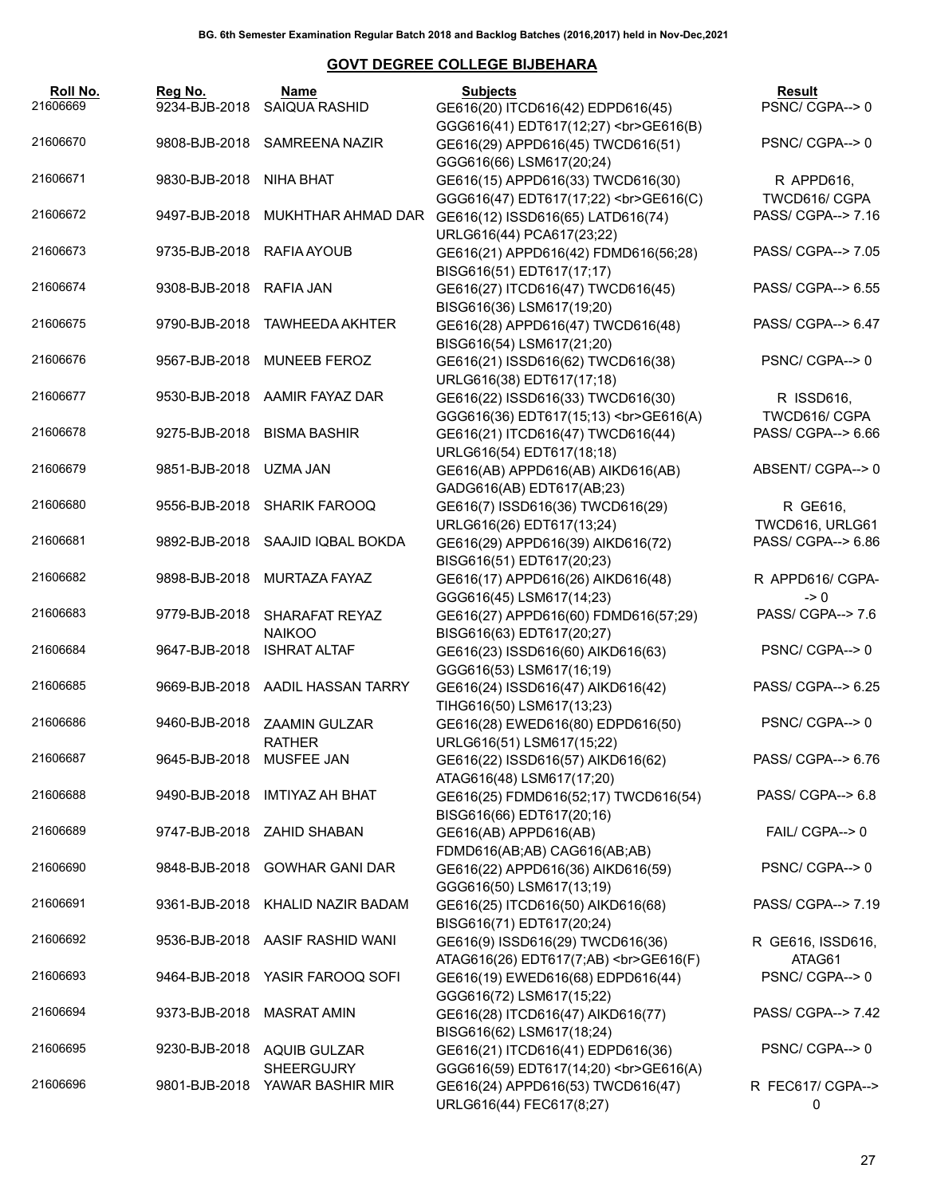BG. 6th Semester Examination Regular Batch 2018 and Backlog Batches (2016,2017) held in Nov-Dec,2021

## GOVT DEGREE COLLEGE BIJBEHARA

| Roll No. | Reg No. | Name | Subjects | Result |
|---|---|---|---|---|
| 21606669 | 9234-BJB-2018 | SAIQUA RASHID | GE616(20) ITCD616(42) EDPD616(45) GGG616(41) EDT617(12;27) <br>GE616(B) | PSNC/ CGPA--> 0 |
| 21606670 | 9808-BJB-2018 | SAMREENA NAZIR | GE616(29) APPD616(45) TWCD616(51) GGG616(66) LSM617(20;24) | PSNC/ CGPA--> 0 |
| 21606671 | 9830-BJB-2018 | NIHA BHAT | GE616(15) APPD616(33) TWCD616(30) GGG616(47) EDT617(17;22) <br>GE616(C) | R APPD616, TWCD616/ CGPA |
| 21606672 | 9497-BJB-2018 | MUKHTHAR AHMAD DAR | GE616(12) ISSD616(65) LATD616(74) URLG616(44) PCA617(23;22) | PASS/ CGPA--> 7.16 |
| 21606673 | 9735-BJB-2018 | RAFIA AYOUB | GE616(21) APPD616(42) FDMD616(56;28) BISG616(51) EDT617(17;17) | PASS/ CGPA--> 7.05 |
| 21606674 | 9308-BJB-2018 | RAFIA JAN | GE616(27) ITCD616(47) TWCD616(45) BISG616(36) LSM617(19;20) | PASS/ CGPA--> 6.55 |
| 21606675 | 9790-BJB-2018 | TAWHEEDA AKHTER | GE616(28) APPD616(47) TWCD616(48) BISG616(54) LSM617(21;20) | PASS/ CGPA--> 6.47 |
| 21606676 | 9567-BJB-2018 | MUNEEB FEROZ | GE616(21) ISSD616(62) TWCD616(38) URLG616(38) EDT617(17;18) | PSNC/ CGPA--> 0 |
| 21606677 | 9530-BJB-2018 | AAMIR FAYAZ DAR | GE616(22) ISSD616(33) TWCD616(30) GGG616(36) EDT617(15;13) <br>GE616(A) | R ISSD616, TWCD616/ CGPA |
| 21606678 | 9275-BJB-2018 | BISMA BASHIR | GE616(21) ITCD616(47) TWCD616(44) URLG616(54) EDT617(18;18) | PASS/ CGPA--> 6.66 |
| 21606679 | 9851-BJB-2018 | UZMA JAN | GE616(AB) APPD616(AB) AIKD616(AB) GADG616(AB) EDT617(AB;23) | ABSENT/ CGPA--> 0 |
| 21606680 | 9556-BJB-2018 | SHARIK FAROOQ | GE616(7) ISSD616(36) TWCD616(29) URLG616(26) EDT617(13;24) | R GE616, TWCD616, URLG61 |
| 21606681 | 9892-BJB-2018 | SAAJID IQBAL BOKDA | GE616(29) APPD616(39) AIKD616(72) BISG616(51) EDT617(20;23) | PASS/ CGPA--> 6.86 |
| 21606682 | 9898-BJB-2018 | MURTAZA FAYAZ | GE616(17) APPD616(26) AIKD616(48) GGG616(45) LSM617(14;23) | R APPD616/ CGPA--> 0 |
| 21606683 | 9779-BJB-2018 | SHARAFAT REYAZ NAIKOO | GE616(27) APPD616(60) FDMD616(57;29) BISG616(63) EDT617(20;27) | PASS/ CGPA--> 7.6 |
| 21606684 | 9647-BJB-2018 | ISHRAT ALTAF | GE616(23) ISSD616(60) AIKD616(63) GGG616(53) LSM617(16;19) | PSNC/ CGPA--> 0 |
| 21606685 | 9669-BJB-2018 | AADIL HASSAN TARRY | GE616(24) ISSD616(47) AIKD616(42) TIHG616(50) LSM617(13;23) | PASS/ CGPA--> 6.25 |
| 21606686 | 9460-BJB-2018 | ZAAMIN GULZAR RATHER | GE616(28) EWED616(80) EDPD616(50) URLG616(51) LSM617(15;22) | PSNC/ CGPA--> 0 |
| 21606687 | 9645-BJB-2018 | MUSFEE JAN | GE616(22) ISSD616(57) AIKD616(62) ATAG616(48) LSM617(17;20) | PASS/ CGPA--> 6.76 |
| 21606688 | 9490-BJB-2018 | IMTIYAZ AH BHAT | GE616(25) FDMD616(52;17) TWCD616(54) BISG616(66) EDT617(20;16) | PASS/ CGPA--> 6.8 |
| 21606689 | 9747-BJB-2018 | ZAHID SHABAN | GE616(AB) APPD616(AB) FDMD616(AB;AB) CAG616(AB;AB) | FAIL/ CGPA--> 0 |
| 21606690 | 9848-BJB-2018 | GOWHAR GANI DAR | GE616(22) APPD616(36) AIKD616(59) GGG616(50) LSM617(13;19) | PSNC/ CGPA--> 0 |
| 21606691 | 9361-BJB-2018 | KHALID NAZIR BADAM | GE616(25) ITCD616(50) AIKD616(68) BISG616(71) EDT617(20;24) | PASS/ CGPA--> 7.19 |
| 21606692 | 9536-BJB-2018 | AASIF RASHID WANI | GE616(9) ISSD616(29) TWCD616(36) ATAG616(26) EDT617(7;AB) <br>GE616(F) | R GE616, ISSD616, ATAG61 |
| 21606693 | 9464-BJB-2018 | YASIR FAROOQ SOFI | GE616(19) EWED616(68) EDPD616(44) GGG616(72) LSM617(15;22) | PSNC/ CGPA--> 0 |
| 21606694 | 9373-BJB-2018 | MASRAT AMIN | GE616(28) ITCD616(47) AIKD616(77) BISG616(62) LSM617(18;24) | PASS/ CGPA--> 7.42 |
| 21606695 | 9230-BJB-2018 | AQUIB GULZAR SHEERGUJRY | GE616(21) ITCD616(41) EDPD616(36) GGG616(59) EDT617(14;20) <br>GE616(A) | PSNC/ CGPA--> 0 |
| 21606696 | 9801-BJB-2018 | YAWAR BASHIR MIR | GE616(24) APPD616(53) TWCD616(47) URLG616(44) FEC617(8;27) | R FEC617/ CGPA--> 0 |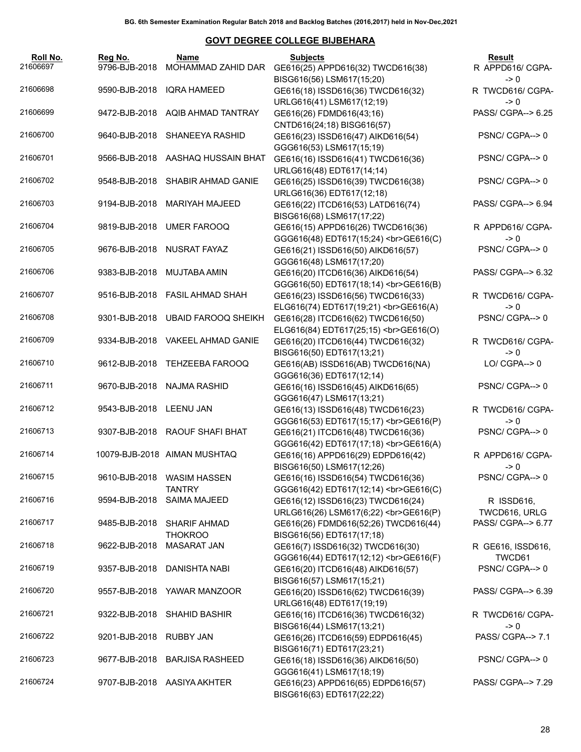BG. 6th Semester Examination Regular Batch 2018 and Backlog Batches (2016,2017) held in Nov-Dec,2021

## GOVT DEGREE COLLEGE BIJBEHARA

| Roll No. | Reg No. | Name | Subjects | Result |
|---|---|---|---|---|
| 21606697 | 9796-BJB-2018 | MOHAMMAD ZAHID DAR | GE616(25) APPD616(32) TWCD616(38) BISG616(56) LSM617(15;20) | R APPD616/ CGPA-> 0 |
| 21606698 | 9590-BJB-2018 | IQRA HAMEED | GE616(18) ISSD616(36) TWCD616(32) URLG616(41) LSM617(12;19) | R TWCD616/ CGPA-> 0 |
| 21606699 | 9472-BJB-2018 | AQIB AHMAD TANTRAY | GE616(26) FDMD616(43;16) CNTD616(24;18) BISG616(57) | PASS/ CGPA--> 6.25 |
| 21606700 | 9640-BJB-2018 | SHANEEYA RASHID | GE616(23) ISSD616(47) AIKD616(54) GGG616(53) LSM617(15;19) | PSNC/ CGPA--> 0 |
| 21606701 | 9566-BJB-2018 | AASHAQ HUSSAIN BHAT | GE616(16) ISSD616(41) TWCD616(36) URLG616(48) EDT617(14;14) | PSNC/ CGPA--> 0 |
| 21606702 | 9548-BJB-2018 | SHABIR AHMAD GANIE | GE616(25) ISSD616(39) TWCD616(38) URLG616(36) EDT617(12;18) | PSNC/ CGPA--> 0 |
| 21606703 | 9194-BJB-2018 | MARIYAH MAJEED | GE616(22) ITCD616(53) LATD616(74) BISG616(68) LSM617(17;22) | PASS/ CGPA--> 6.94 |
| 21606704 | 9819-BJB-2018 | UMER FAROOQ | GE616(15) APPD616(26) TWCD616(36) GGG616(48) EDT617(15;24) <br>GE616(C) | R APPD616/ CGPA-> 0 |
| 21606705 | 9676-BJB-2018 | NUSRAT FAYAZ | GE616(21) ISSD616(50) AIKD616(57) GGG616(48) LSM617(17;20) | PSNC/ CGPA--> 0 |
| 21606706 | 9383-BJB-2018 | MUJTABA AMIN | GE616(20) ITCD616(36) AIKD616(54) GGG616(50) EDT617(18;14) <br>GE616(B) | PASS/ CGPA--> 6.32 |
| 21606707 | 9516-BJB-2018 | FASIL AHMAD SHAH | GE616(23) ISSD616(56) TWCD616(33) ELG616(74) EDT617(19;21) <br>GE616(A) | R TWCD616/ CGPA-> 0 |
| 21606708 | 9301-BJB-2018 | UBAID FAROOQ SHEIKH | GE616(28) ITCD616(62) TWCD616(50) ELG616(84) EDT617(25;15) <br>GE616(O) | PSNC/ CGPA--> 0 |
| 21606709 | 9334-BJB-2018 | VAKEEL AHMAD GANIE | GE616(20) ITCD616(44) TWCD616(32) BISG616(50) EDT617(13;21) | R TWCD616/ CGPA-> 0 |
| 21606710 | 9612-BJB-2018 | TEHZEEBA FAROOQ | GE616(AB) ISSD616(AB) TWCD616(NA) GGG616(36) EDT617(12;14) | LO/ CGPA--> 0 |
| 21606711 | 9670-BJB-2018 | NAJMA RASHID | GE616(16) ISSD616(45) AIKD616(65) GGG616(47) LSM617(13;21) | PSNC/ CGPA--> 0 |
| 21606712 | 9543-BJB-2018 | LEENU JAN | GE616(13) ISSD616(48) TWCD616(23) GGG616(53) EDT617(15;17) <br>GE616(P) | R TWCD616/ CGPA-> 0 |
| 21606713 | 9307-BJB-2018 | RAOUF SHAFI BHAT | GE616(21) ITCD616(48) TWCD616(36) GGG616(42) EDT617(17;18) <br>GE616(A) | PSNC/ CGPA--> 0 |
| 21606714 | 10079-BJB-2018 | AIMAN MUSHTAQ | GE616(16) APPD616(29) EDPD616(42) BISG616(50) LSM617(12;26) | R APPD616/ CGPA-> 0 |
| 21606715 | 9610-BJB-2018 | WASIM HASSEN TANTRY | GE616(16) ISSD616(54) TWCD616(36) GGG616(42) EDT617(12;14) <br>GE616(C) | PSNC/ CGPA--> 0 |
| 21606716 | 9594-BJB-2018 | SAIMA MAJEED | GE616(12) ISSD616(23) TWCD616(24) URLG616(26) LSM617(6;22) <br>GE616(P) | R ISSD616, TWCD616, URLG |
| 21606717 | 9485-BJB-2018 | SHARIF AHMAD THOKROO | GE616(26) FDMD616(52;26) TWCD616(44) BISG616(56) EDT617(17;18) | PASS/ CGPA--> 6.77 |
| 21606718 | 9622-BJB-2018 | MASARAT JAN | GE616(7) ISSD616(32) TWCD616(30) GGG616(44) EDT617(12;12) <br>GE616(F) | R GE616, ISSD616, TWCD61 |
| 21606719 | 9357-BJB-2018 | DANISHTA NABI | GE616(20) ITCD616(48) AIKD616(57) BISG616(57) LSM617(15;21) | PSNC/ CGPA--> 0 |
| 21606720 | 9557-BJB-2018 | YAWAR MANZOOR | GE616(20) ISSD616(62) TWCD616(39) URLG616(48) EDT617(19;19) | PASS/ CGPA--> 6.39 |
| 21606721 | 9322-BJB-2018 | SHAHID BASHIR | GE616(16) ITCD616(36) TWCD616(32) BISG616(44) LSM617(13;21) | R TWCD616/ CGPA-> 0 |
| 21606722 | 9201-BJB-2018 | RUBBY JAN | GE616(26) ITCD616(59) EDPD616(45) BISG616(71) EDT617(23;21) | PASS/ CGPA--> 7.1 |
| 21606723 | 9677-BJB-2018 | BARJISA RASHEED | GE616(18) ISSD616(36) AIKD616(50) GGG616(41) LSM617(18;19) | PSNC/ CGPA--> 0 |
| 21606724 | 9707-BJB-2018 | AASIYA AKHTER | GE616(23) APPD616(65) EDPD616(57) BISG616(63) EDT617(22;22) | PASS/ CGPA--> 7.29 |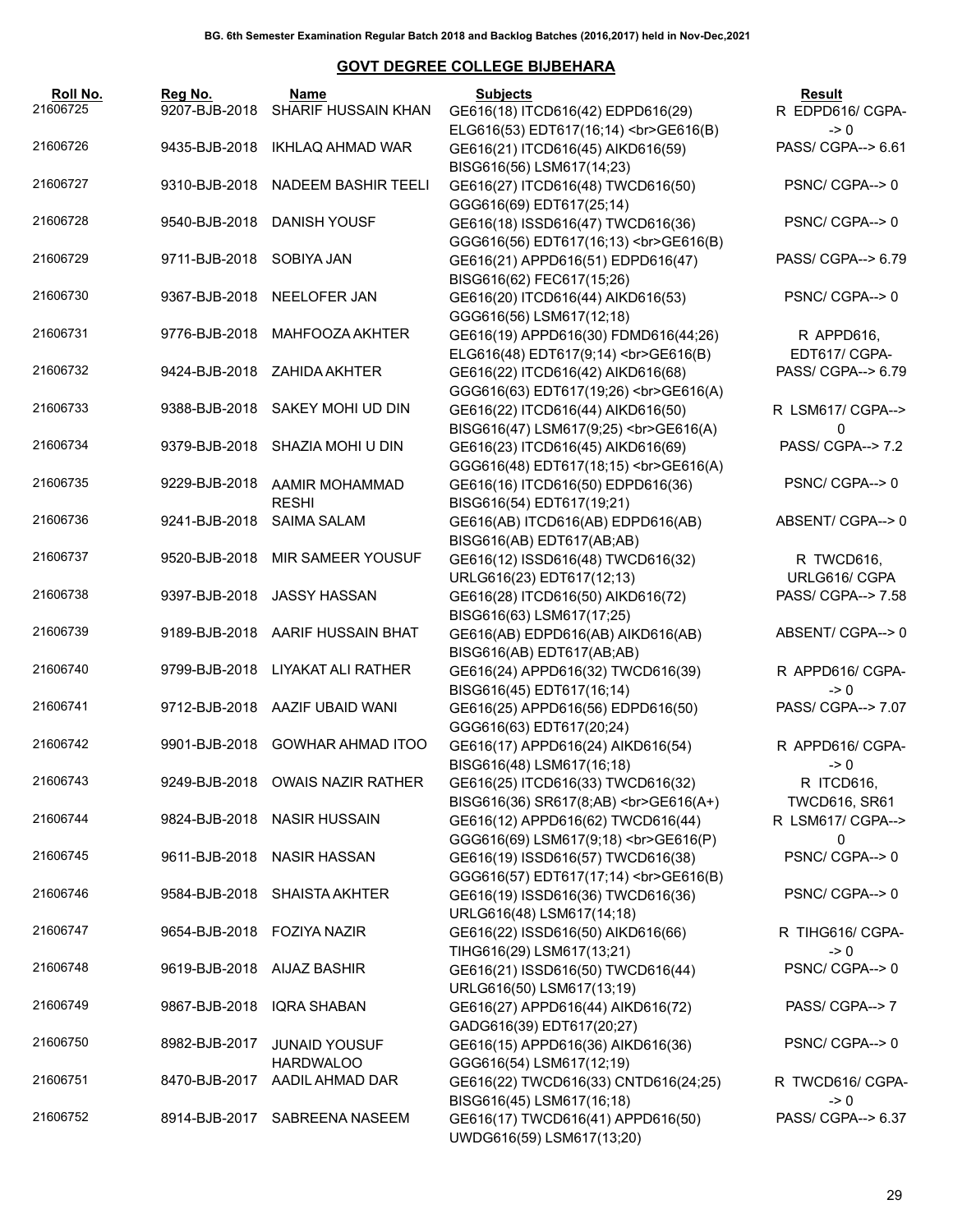BG. 6th Semester Examination Regular Batch 2018 and Backlog Batches (2016,2017) held in Nov-Dec,2021

## GOVT DEGREE COLLEGE BIJBEHARA

| Roll No. | Reg No. | Name | Subjects | Result |
|---|---|---|---|---|
| 21606725 | 9207-BJB-2018 | SHARIF HUSSAIN KHAN | GE616(18) ITCD616(42) EDPD616(29) ELG616(53) EDT617(16;14) <br>GE616(B) | R EDPD616/ CGPA--> 0 |
| 21606726 | 9435-BJB-2018 | IKHLAQ AHMAD WAR | GE616(21) ITCD616(45) AIKD616(59) BISG616(56) LSM617(14;23) | PASS/ CGPA--> 6.61 |
| 21606727 | 9310-BJB-2018 | NADEEM BASHIR TEELI | GE616(27) ITCD616(48) TWCD616(50) GGG616(69) EDT617(25;14) | PSNC/ CGPA--> 0 |
| 21606728 | 9540-BJB-2018 | DANISH YOUSF | GE616(18) ISSD616(47) TWCD616(36) GGG616(56) EDT617(16;13) <br>GE616(B) | PSNC/ CGPA--> 0 |
| 21606729 | 9711-BJB-2018 | SOBIYA JAN | GE616(21) APPD616(51) EDPD616(47) BISG616(62) FEC617(15;26) | PASS/ CGPA--> 6.79 |
| 21606730 | 9367-BJB-2018 | NEELOFER JAN | GE616(20) ITCD616(44) AIKD616(53) GGG616(56) LSM617(12;18) | PSNC/ CGPA--> 0 |
| 21606731 | 9776-BJB-2018 | MAHFOOZA AKHTER | GE616(19) APPD616(30) FDMD616(44;26) ELG616(48) EDT617(9;14) <br>GE616(B) | R APPD616, EDT617/ CGPA- |
| 21606732 | 9424-BJB-2018 | ZAHIDA AKHTER | GE616(22) ITCD616(42) AIKD616(68) GGG616(63) EDT617(19;26) <br>GE616(A) | PASS/ CGPA--> 6.79 |
| 21606733 | 9388-BJB-2018 | SAKEY MOHI UD DIN | GE616(22) ITCD616(44) AIKD616(50) BISG616(47) LSM617(9;25) <br>GE616(A) | R LSM617/ CGPA--> 0 |
| 21606734 | 9379-BJB-2018 | SHAZIA MOHI U DIN | GE616(23) ITCD616(45) AIKD616(69) GGG616(48) EDT617(18;15) <br>GE616(A) | PASS/ CGPA--> 7.2 |
| 21606735 | 9229-BJB-2018 | AAMIR MOHAMMAD RESHI | GE616(16) ITCD616(50) EDPD616(36) BISG616(54) EDT617(19;21) | PSNC/ CGPA--> 0 |
| 21606736 | 9241-BJB-2018 | SAIMA SALAM | GE616(AB) ITCD616(AB) EDPD616(AB) BISG616(AB) EDT617(AB;AB) | ABSENT/ CGPA--> 0 |
| 21606737 | 9520-BJB-2018 | MIR SAMEER YOUSUF | GE616(12) ISSD616(48) TWCD616(32) URLG616(23) EDT617(12;13) | R TWCD616, URLG616/ CGPA |
| 21606738 | 9397-BJB-2018 | JASSY HASSAN | GE616(28) ITCD616(50) AIKD616(72) BISG616(63) LSM617(17;25) | PASS/ CGPA--> 7.58 |
| 21606739 | 9189-BJB-2018 | AARIF HUSSAIN BHAT | GE616(AB) EDPD616(AB) AIKD616(AB) BISG616(AB) EDT617(AB;AB) | ABSENT/ CGPA--> 0 |
| 21606740 | 9799-BJB-2018 | LIYAKAT ALI RATHER | GE616(24) APPD616(32) TWCD616(39) BISG616(45) EDT617(16;14) | R APPD616/ CGPA--> 0 |
| 21606741 | 9712-BJB-2018 | AAZIF UBAID WANI | GE616(25) APPD616(56) EDPD616(50) GGG616(63) EDT617(20;24) | PASS/ CGPA--> 7.07 |
| 21606742 | 9901-BJB-2018 | GOWHAR AHMAD ITOO | GE616(17) APPD616(24) AIKD616(54) BISG616(48) LSM617(16;18) | R APPD616/ CGPA--> 0 |
| 21606743 | 9249-BJB-2018 | OWAIS NAZIR RATHER | GE616(25) ITCD616(33) TWCD616(32) BISG616(36) SR617(8;AB) <br>GE616(A+) | R ITCD616, TWCD616, SR61 |
| 21606744 | 9824-BJB-2018 | NASIR HUSSAIN | GE616(12) APPD616(62) TWCD616(44) GGG616(69) LSM617(9;18) <br>GE616(P) | R LSM617/ CGPA--> 0 |
| 21606745 | 9611-BJB-2018 | NASIR HASSAN | GE616(19) ISSD616(57) TWCD616(38) GGG616(57) EDT617(17;14) <br>GE616(B) | PSNC/ CGPA--> 0 |
| 21606746 | 9584-BJB-2018 | SHAISTA AKHTER | GE616(19) ISSD616(36) TWCD616(36) URLG616(48) LSM617(14;18) | PSNC/ CGPA--> 0 |
| 21606747 | 9654-BJB-2018 | FOZIYA NAZIR | GE616(22) ISSD616(50) AIKD616(66) TIHG616(29) LSM617(13;21) | R TIHG616/ CGPA--> 0 |
| 21606748 | 9619-BJB-2018 | AIJAZ BASHIR | GE616(21) ISSD616(50) TWCD616(44) URLG616(50) LSM617(13;19) | PSNC/ CGPA--> 0 |
| 21606749 | 9867-BJB-2018 | IQRA SHABAN | GE616(27) APPD616(44) AIKD616(72) GADG616(39) EDT617(20;27) | PASS/ CGPA--> 7 |
| 21606750 | 8982-BJB-2017 | JUNAID YOUSUF HARDWALOO | GE616(15) APPD616(36) AIKD616(36) GGG616(54) LSM617(12;19) | PSNC/ CGPA--> 0 |
| 21606751 | 8470-BJB-2017 | AADIL AHMAD DAR | GE616(22) TWCD616(33) CNTD616(24;25) BISG616(45) LSM617(16;18) | R TWCD616/ CGPA--> 0 |
| 21606752 | 8914-BJB-2017 | SABREENA NASEEM | GE616(17) TWCD616(41) APPD616(50) UWDG616(59) LSM617(13;20) | PASS/ CGPA--> 6.37 |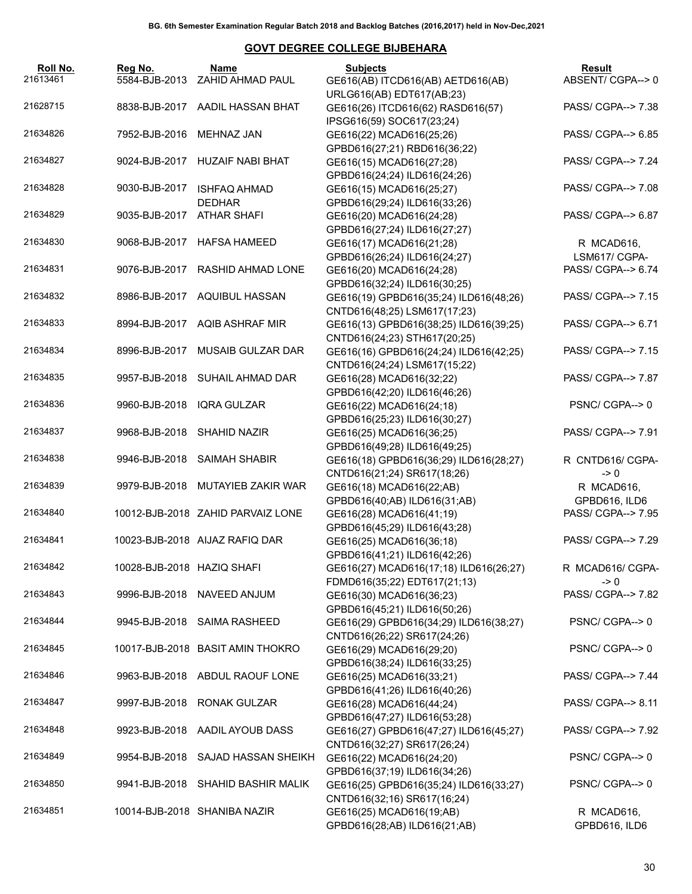BG. 6th Semester Examination Regular Batch 2018 and Backlog Batches (2016,2017) held in Nov-Dec,2021

## GOVT DEGREE COLLEGE BIJBEHARA

| Roll No. | Reg No. | Name | Subjects | Result |
|---|---|---|---|---|
| 21613461 | 5584-BJB-2013 | ZAHID AHMAD PAUL | GE616(AB) ITCD616(AB) AETD616(AB) URLG616(AB) EDT617(AB;23) | ABSENT/ CGPA--> 0 |
| 21628715 | 8838-BJB-2017 | AADIL HASSAN BHAT | GE616(26) ITCD616(62) RASD616(57) IPSG616(59) SOC617(23;24) | PASS/ CGPA--> 7.38 |
| 21634826 | 7952-BJB-2016 | MEHNAZ JAN | GE616(22) MCAD616(25;26) GPBD616(27;21) RBD616(36;22) | PASS/ CGPA--> 6.85 |
| 21634827 | 9024-BJB-2017 | HUZAIF NABI BHAT | GE616(15) MCAD616(27;28) GPBD616(24;24) ILD616(24;26) | PASS/ CGPA--> 7.24 |
| 21634828 | 9030-BJB-2017 | ISHFAQ AHMAD DEDHAR | GE616(15) MCAD616(25;27) GPBD616(29;24) ILD616(33;26) | PASS/ CGPA--> 7.08 |
| 21634829 | 9035-BJB-2017 | ATHAR SHAFI | GE616(20) MCAD616(24;28) GPBD616(27;24) ILD616(27;27) | PASS/ CGPA--> 6.87 |
| 21634830 | 9068-BJB-2017 | HAFSA HAMEED | GE616(17) MCAD616(21;28) GPBD616(26;24) ILD616(24;27) | R MCAD616, LSM617/ CGPA- |
| 21634831 | 9076-BJB-2017 | RASHID AHMAD LONE | GE616(20) MCAD616(24;28) GPBD616(32;24) ILD616(30;25) | PASS/ CGPA--> 6.74 |
| 21634832 | 8986-BJB-2017 | AQUIBUL HASSAN | GE616(19) GPBD616(35;24) ILD616(48;26) CNTD616(48;25) LSM617(17;23) | PASS/ CGPA--> 7.15 |
| 21634833 | 8994-BJB-2017 | AQIB ASHRAF MIR | GE616(13) GPBD616(38;25) ILD616(39;25) CNTD616(24;23) STH617(20;25) | PASS/ CGPA--> 6.71 |
| 21634834 | 8996-BJB-2017 | MUSAIB GULZAR DAR | GE616(16) GPBD616(24;24) ILD616(42;25) CNTD616(24;24) LSM617(15;22) | PASS/ CGPA--> 7.15 |
| 21634835 | 9957-BJB-2018 | SUHAIL AHMAD DAR | GE616(28) MCAD616(32;22) GPBD616(42;20) ILD616(46;26) | PASS/ CGPA--> 7.87 |
| 21634836 | 9960-BJB-2018 | IQRA GULZAR | GE616(22) MCAD616(24;18) GPBD616(25;23) ILD616(30;27) | PSNC/ CGPA--> 0 |
| 21634837 | 9968-BJB-2018 | SHAHID NAZIR | GE616(25) MCAD616(36;25) GPBD616(49;28) ILD616(49;25) | PASS/ CGPA--> 7.91 |
| 21634838 | 9946-BJB-2018 | SAIMAH SHABIR | GE616(18) GPBD616(36;29) ILD616(28;27) CNTD616(21;24) SR617(18;26) | R CNTD616/ CGPA--> 0 |
| 21634839 | 9979-BJB-2018 | MUTAYIEB ZAKIR WAR | GE616(18) MCAD616(22;AB) GPBD616(40;AB) ILD616(31;AB) | R MCAD616, GPBD616, ILD6 |
| 21634840 | 10012-BJB-2018 | ZAHID PARVAIZ LONE | GE616(28) MCAD616(41;19) GPBD616(45;29) ILD616(43;28) | PASS/ CGPA--> 7.95 |
| 21634841 | 10023-BJB-2018 | AIJAZ RAFIQ DAR | GE616(25) MCAD616(36;18) GPBD616(41;21) ILD616(42;26) | PASS/ CGPA--> 7.29 |
| 21634842 | 10028-BJB-2018 | HAZIQ SHAFI | GE616(27) MCAD616(17;18) ILD616(26;27) FDMD616(35;22) EDT617(21;13) | R MCAD616/ CGPA--> 0 |
| 21634843 | 9996-BJB-2018 | NAVEED ANJUM | GE616(30) MCAD616(36;23) GPBD616(45;21) ILD616(50;26) | PASS/ CGPA--> 7.82 |
| 21634844 | 9945-BJB-2018 | SAIMA RASHEED | GE616(29) GPBD616(34;29) ILD616(38;27) CNTD616(26;22) SR617(24;26) | PSNC/ CGPA--> 0 |
| 21634845 | 10017-BJB-2018 | BASIT AMIN THOKRO | GE616(29) MCAD616(29;20) GPBD616(38;24) ILD616(33;25) | PSNC/ CGPA--> 0 |
| 21634846 | 9963-BJB-2018 | ABDUL RAOUF LONE | GE616(25) MCAD616(33;21) GPBD616(41;26) ILD616(40;26) | PASS/ CGPA--> 7.44 |
| 21634847 | 9997-BJB-2018 | RONAK GULZAR | GE616(28) MCAD616(44;24) GPBD616(47;27) ILD616(53;28) | PASS/ CGPA--> 8.11 |
| 21634848 | 9923-BJB-2018 | AADIL AYOUB DASS | GE616(27) GPBD616(47;27) ILD616(45;27) CNTD616(32;27) SR617(26;24) | PASS/ CGPA--> 7.92 |
| 21634849 | 9954-BJB-2018 | SAJAD HASSAN SHEIKH | GE616(22) MCAD616(24;20) GPBD616(37;19) ILD616(34;26) | PSNC/ CGPA--> 0 |
| 21634850 | 9941-BJB-2018 | SHAHID BASHIR MALIK | GE616(25) GPBD616(35;24) ILD616(33;27) CNTD616(32;16) SR617(16;24) | PSNC/ CGPA--> 0 |
| 21634851 | 10014-BJB-2018 | SHANIBA NAZIR | GE616(25) MCAD616(19;AB) GPBD616(28;AB) ILD616(21;AB) | R MCAD616, GPBD616, ILD6 |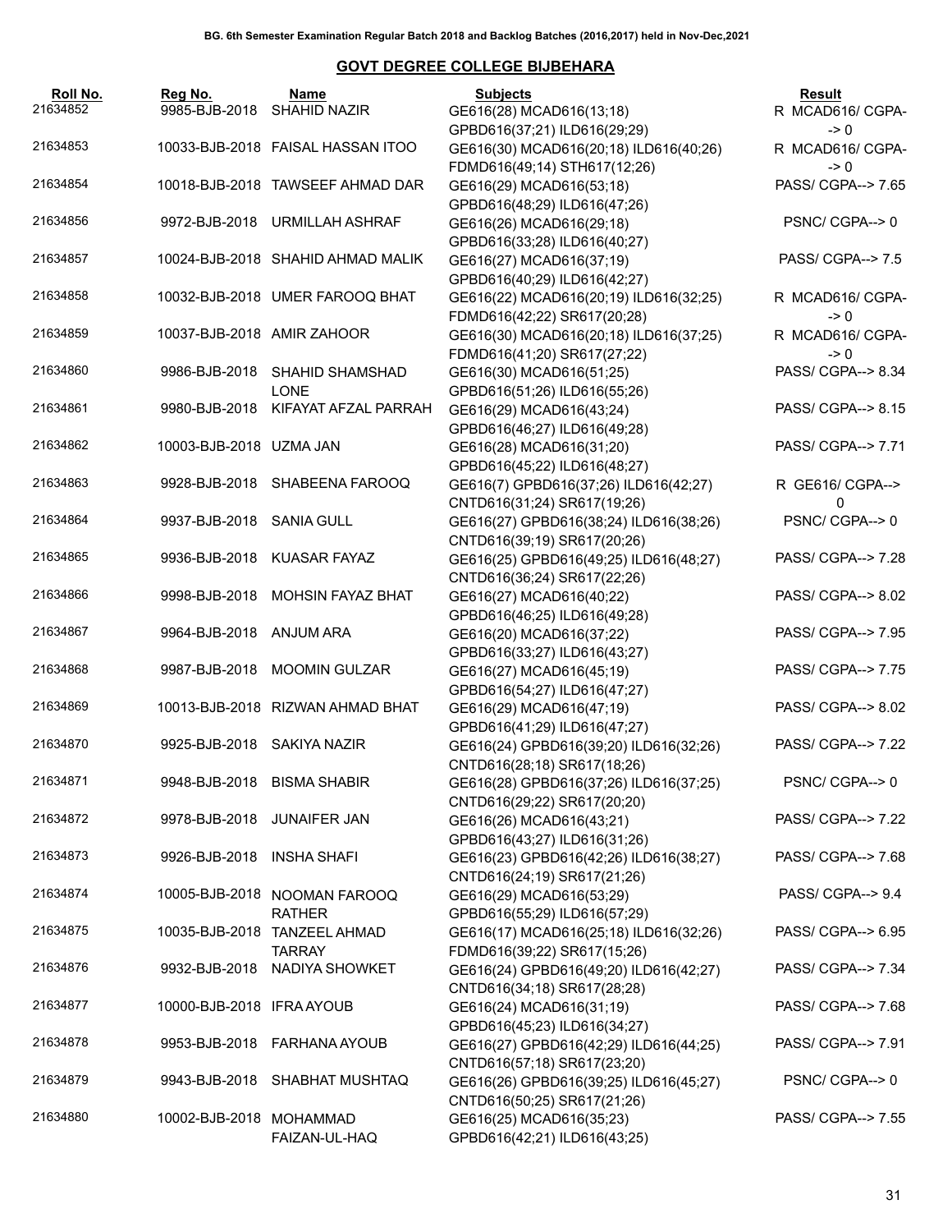BG. 6th Semester Examination Regular Batch 2018 and Backlog Batches (2016,2017) held in Nov-Dec,2021

## GOVT DEGREE COLLEGE BIJBEHARA

| Roll No. | Reg No. | Name | Subjects | Result |
|---|---|---|---|---|
| 21634852 | 9985-BJB-2018 | SHAHID NAZIR | GE616(28) MCAD616(13;18) GPBD616(37;21) ILD616(29;29) | R MCAD616/ CGPA--> 0 |
| 21634853 | 10033-BJB-2018 | FAISAL HASSAN ITOO | GE616(30) MCAD616(20;18) ILD616(40;26) FDMD616(49;14) STH617(12;26) | R MCAD616/ CGPA--> 0 |
| 21634854 | 10018-BJB-2018 | TAWSEEF AHMAD DAR | GE616(29) MCAD616(53;18) GPBD616(48;29) ILD616(47;26) | PASS/ CGPA--> 7.65 |
| 21634856 | 9972-BJB-2018 | URMILLAH ASHRAF | GE616(26) MCAD616(29;18) GPBD616(33;28) ILD616(40;27) | PSNC/ CGPA--> 0 |
| 21634857 | 10024-BJB-2018 | SHAHID AHMAD MALIK | GE616(27) MCAD616(37;19) GPBD616(40;29) ILD616(42;27) | PASS/ CGPA--> 7.5 |
| 21634858 | 10032-BJB-2018 | UMER FAROOQ BHAT | GE616(22) MCAD616(20;19) ILD616(32;25) FDMD616(42;22) SR617(20;28) | R MCAD616/ CGPA--> 0 |
| 21634859 | 10037-BJB-2018 | AMIR ZAHOOR | GE616(30) MCAD616(20;18) ILD616(37;25) FDMD616(41;20) SR617(27;22) | R MCAD616/ CGPA--> 0 |
| 21634860 | 9986-BJB-2018 | SHAHID SHAMSHAD LONE | GE616(30) MCAD616(51;25) GPBD616(51;26) ILD616(55;26) | PASS/ CGPA--> 8.34 |
| 21634861 | 9980-BJB-2018 | KIFAYAT AFZAL PARRAH | GE616(29) MCAD616(43;24) GPBD616(46;27) ILD616(49;28) | PASS/ CGPA--> 8.15 |
| 21634862 | 10003-BJB-2018 | UZMA JAN | GE616(28) MCAD616(31;20) GPBD616(45;22) ILD616(48;27) | PASS/ CGPA--> 7.71 |
| 21634863 | 9928-BJB-2018 | SHABEENA FAROOQ | GE616(7) GPBD616(37;26) ILD616(42;27) CNTD616(31;24) SR617(19;26) | R GE616/ CGPA--> 0 |
| 21634864 | 9937-BJB-2018 | SANIA GULL | GE616(27) GPBD616(38;24) ILD616(38;26) CNTD616(39;19) SR617(20;26) | PSNC/ CGPA--> 0 |
| 21634865 | 9936-BJB-2018 | KUASAR FAYAZ | GE616(25) GPBD616(49;25) ILD616(48;27) CNTD616(36;24) SR617(22;26) | PASS/ CGPA--> 7.28 |
| 21634866 | 9998-BJB-2018 | MOHSIN FAYAZ BHAT | GE616(27) MCAD616(40;22) GPBD616(46;25) ILD616(49;28) | PASS/ CGPA--> 8.02 |
| 21634867 | 9964-BJB-2018 | ANJUM ARA | GE616(20) MCAD616(37;22) GPBD616(33;27) ILD616(43;27) | PASS/ CGPA--> 7.95 |
| 21634868 | 9987-BJB-2018 | MOOMIN GULZAR | GE616(27) MCAD616(45;19) GPBD616(54;27) ILD616(47;27) | PASS/ CGPA--> 7.75 |
| 21634869 | 10013-BJB-2018 | RIZWAN AHMAD BHAT | GE616(29) MCAD616(47;19) GPBD616(41;29) ILD616(47;27) | PASS/ CGPA--> 8.02 |
| 21634870 | 9925-BJB-2018 | SAKIYA NAZIR | GE616(24) GPBD616(39;20) ILD616(32;26) CNTD616(28;18) SR617(18;26) | PASS/ CGPA--> 7.22 |
| 21634871 | 9948-BJB-2018 | BISMA SHABIR | GE616(28) GPBD616(37;26) ILD616(37;25) CNTD616(29;22) SR617(20;20) | PSNC/ CGPA--> 0 |
| 21634872 | 9978-BJB-2018 | JUNAIFER JAN | GE616(26) MCAD616(43;21) GPBD616(43;27) ILD616(31;26) | PASS/ CGPA--> 7.22 |
| 21634873 | 9926-BJB-2018 | INSHA SHAFI | GE616(23) GPBD616(42;26) ILD616(38;27) CNTD616(24;19) SR617(21;26) | PASS/ CGPA--> 7.68 |
| 21634874 | 10005-BJB-2018 | NOOMAN FAROOQ RATHER | GE616(29) MCAD616(53;29) GPBD616(55;29) ILD616(57;29) | PASS/ CGPA--> 9.4 |
| 21634875 | 10035-BJB-2018 | TANZEEL AHMAD TARRAY | GE616(17) MCAD616(25;18) ILD616(32;26) FDMD616(39;22) SR617(15;26) | PASS/ CGPA--> 6.95 |
| 21634876 | 9932-BJB-2018 | NADIYA SHOWKET | GE616(24) GPBD616(49;20) ILD616(42;27) CNTD616(34;18) SR617(28;28) | PASS/ CGPA--> 7.34 |
| 21634877 | 10000-BJB-2018 | IFRA AYOUB | GE616(24) MCAD616(31;19) GPBD616(45;23) ILD616(34;27) | PASS/ CGPA--> 7.68 |
| 21634878 | 9953-BJB-2018 | FARHANA AYOUB | GE616(27) GPBD616(42;29) ILD616(44;25) CNTD616(57;18) SR617(23;20) | PASS/ CGPA--> 7.91 |
| 21634879 | 9943-BJB-2018 | SHABHAT MUSHTAQ | GE616(26) GPBD616(39;25) ILD616(45;27) CNTD616(50;25) SR617(21;26) | PSNC/ CGPA--> 0 |
| 21634880 | 10002-BJB-2018 | MOHAMMAD FAIZAN-UL-HAQ | GE616(25) MCAD616(35;23) GPBD616(42;21) ILD616(43;25) | PASS/ CGPA--> 7.55 |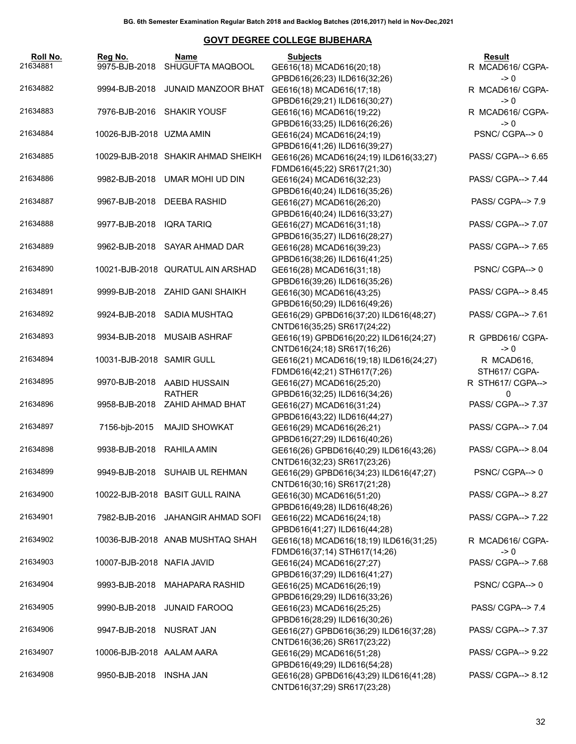BG. 6th Semester Examination Regular Batch 2018 and Backlog Batches (2016,2017) held in Nov-Dec,2021

## GOVT DEGREE COLLEGE BIJBEHARA

| Roll No. | Reg No. | Name | Subjects | Result |
|---|---|---|---|---|
| 21634881 | 9975-BJB-2018 | SHUGUFTA MAQBOOL | GE616(18) MCAD616(20;18) GPBD616(26;23) ILD616(32;26) | R MCAD616/ CGPA-> 0 |
| 21634882 | 9994-BJB-2018 | JUNAID MANZOOR BHAT | GE616(18) MCAD616(17;18) GPBD616(29;21) ILD616(30;27) | R MCAD616/ CGPA-> 0 |
| 21634883 | 7976-BJB-2016 | SHAKIR YOUSF | GE616(16) MCAD616(19;22) GPBD616(33;25) ILD616(26;26) | R MCAD616/ CGPA-> 0 |
| 21634884 | 10026-BJB-2018 | UZMA AMIN | GE616(24) MCAD616(24;19) GPBD616(41;26) ILD616(39;27) | PSNC/ CGPA--> 0 |
| 21634885 | 10029-BJB-2018 | SHAKIR AHMAD SHEIKH | GE616(26) MCAD616(24;19) ILD616(33;27) FDMD616(45;22) SR617(21;30) | PASS/ CGPA--> 6.65 |
| 21634886 | 9982-BJB-2018 | UMAR MOHI UD DIN | GE616(24) MCAD616(32;23) GPBD616(40;24) ILD616(35;26) | PASS/ CGPA--> 7.44 |
| 21634887 | 9967-BJB-2018 | DEEBA RASHID | GE616(27) MCAD616(26;20) GPBD616(40;24) ILD616(33;27) | PASS/ CGPA--> 7.9 |
| 21634888 | 9977-BJB-2018 | IQRA TARIQ | GE616(27) MCAD616(31;18) GPBD616(35;27) ILD616(28;27) | PASS/ CGPA--> 7.07 |
| 21634889 | 9962-BJB-2018 | SAYAR AHMAD DAR | GE616(28) MCAD616(39;23) GPBD616(38;26) ILD616(41;25) | PASS/ CGPA--> 7.65 |
| 21634890 | 10021-BJB-2018 | QURATUL AIN ARSHAD | GE616(28) MCAD616(31;18) GPBD616(39;26) ILD616(35;26) | PSNC/ CGPA--> 0 |
| 21634891 | 9999-BJB-2018 | ZAHID GANI SHAIKH | GE616(30) MCAD616(43;25) GPBD616(50;29) ILD616(49;26) | PASS/ CGPA--> 8.45 |
| 21634892 | 9924-BJB-2018 | SADIA MUSHTAQ | GE616(29) GPBD616(37;20) ILD616(48;27) CNTD616(35;25) SR617(24;22) | PASS/ CGPA--> 7.61 |
| 21634893 | 9934-BJB-2018 | MUSAIB ASHRAF | GE616(19) GPBD616(20;22) ILD616(24;27) CNTD616(24;18) SR617(16;26) | R GPBD616/ CGPA-> 0 |
| 21634894 | 10031-BJB-2018 | SAMIR GULL | GE616(21) MCAD616(19;18) ILD616(24;27) FDMD616(42;21) STH617(7;26) | R MCAD616, STH617/ CGPA- |
| 21634895 | 9970-BJB-2018 | AABID HUSSAIN RATHER | GE616(27) MCAD616(25;20) GPBD616(32;25) ILD616(34;26) | R STH617/ CGPA--> 0 |
| 21634896 | 9958-BJB-2018 | ZAHID AHMAD BHAT | GE616(27) MCAD616(31;24) GPBD616(43;22) ILD616(44;27) | PASS/ CGPA--> 7.37 |
| 21634897 | 7156-bjb-2015 | MAJID SHOWKAT | GE616(29) MCAD616(26;21) GPBD616(27;29) ILD616(40;26) | PASS/ CGPA--> 7.04 |
| 21634898 | 9938-BJB-2018 | RAHILA AMIN | GE616(26) GPBD616(40;29) ILD616(43;26) CNTD616(32;23) SR617(23;26) | PASS/ CGPA--> 8.04 |
| 21634899 | 9949-BJB-2018 | SUHAIB UL REHMAN | GE616(29) GPBD616(34;23) ILD616(47;27) CNTD616(30;16) SR617(21;28) | PSNC/ CGPA--> 0 |
| 21634900 | 10022-BJB-2018 | BASIT GULL RAINA | GE616(30) MCAD616(51;20) GPBD616(49;28) ILD616(48;26) | PASS/ CGPA--> 8.27 |
| 21634901 | 7982-BJB-2016 | JAHANGIR AHMAD SOFI | GE616(22) MCAD616(24;18) GPBD616(41;27) ILD616(44;28) | PASS/ CGPA--> 7.22 |
| 21634902 | 10036-BJB-2018 | ANAB MUSHTAQ SHAH | GE616(18) MCAD616(18;19) ILD616(31;25) FDMD616(37;14) STH617(14;26) | R MCAD616/ CGPA-> 0 |
| 21634903 | 10007-BJB-2018 | NAFIA JAVID | GE616(24) MCAD616(27;27) GPBD616(37;29) ILD616(41;27) | PASS/ CGPA--> 7.68 |
| 21634904 | 9993-BJB-2018 | MAHAPARA RASHID | GE616(25) MCAD616(26;19) GPBD616(29;29) ILD616(33;26) | PSNC/ CGPA--> 0 |
| 21634905 | 9990-BJB-2018 | JUNAID FAROOQ | GE616(23) MCAD616(25;25) GPBD616(28;29) ILD616(30;26) | PASS/ CGPA--> 7.4 |
| 21634906 | 9947-BJB-2018 | NUSRAT JAN | GE616(27) GPBD616(36;29) ILD616(37;28) CNTD616(36;26) SR617(23;22) | PASS/ CGPA--> 7.37 |
| 21634907 | 10006-BJB-2018 | AALAM AARA | GE616(29) MCAD616(51;28) GPBD616(49;29) ILD616(54;28) | PASS/ CGPA--> 9.22 |
| 21634908 | 9950-BJB-2018 | INSHA JAN | GE616(28) GPBD616(43;29) ILD616(41;28) CNTD616(37;29) SR617(23;28) | PASS/ CGPA--> 8.12 |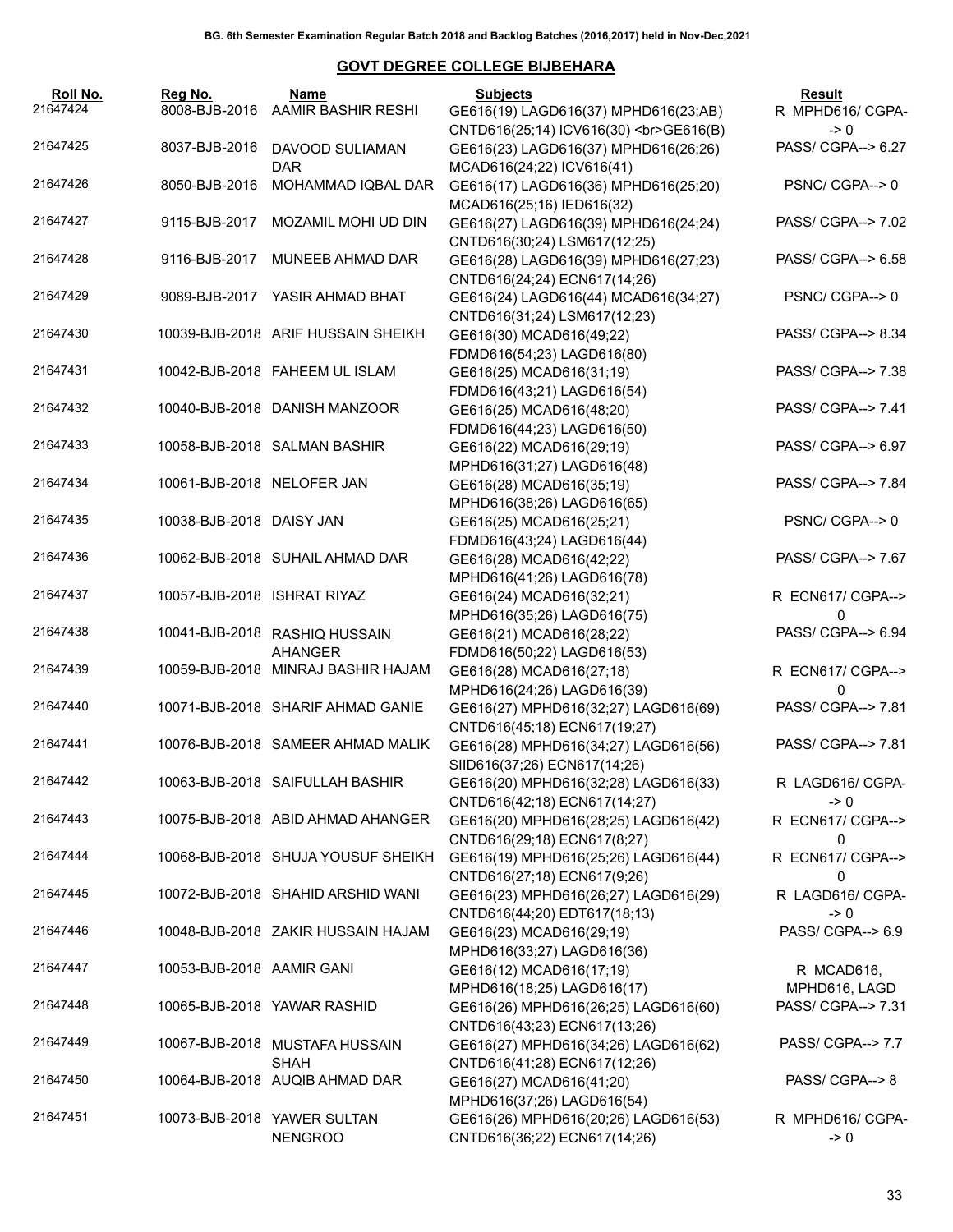BG. 6th Semester Examination Regular Batch 2018 and Backlog Batches (2016,2017) held in Nov-Dec,2021

## GOVT DEGREE COLLEGE BIJBEHARA

| Roll No. | Reg No. | Name | Subjects | Result |
|---|---|---|---|---|
| 21647424 | 8008-BJB-2016 | AAMIR BASHIR RESHI | GE616(19) LAGD616(37) MPHD616(23;AB) CNTD616(25;14) ICV616(30) <br>GE616(B) | R MPHD616/ CGPA--> 0 |
| 21647425 | 8037-BJB-2016 | DAVOOD SULIAMAN DAR | GE616(23) LAGD616(37) MPHD616(26;26) MCAD616(24;22) ICV616(41) | PASS/ CGPA--> 6.27 |
| 21647426 | 8050-BJB-2016 | MOHAMMAD IQBAL DAR | GE616(17) LAGD616(36) MPHD616(25;20) MCAD616(25;16) IED616(32) | PSNC/ CGPA--> 0 |
| 21647427 | 9115-BJB-2017 | MOZAMIL MOHI UD DIN | GE616(27) LAGD616(39) MPHD616(24;24) CNTD616(30;24) LSM617(12;25) | PASS/ CGPA--> 7.02 |
| 21647428 | 9116-BJB-2017 | MUNEEB AHMAD DAR | GE616(28) LAGD616(39) MPHD616(27;23) CNTD616(24;24) ECN617(14;26) | PASS/ CGPA--> 6.58 |
| 21647429 | 9089-BJB-2017 | YASIR AHMAD BHAT | GE616(24) LAGD616(44) MCAD616(34;27) CNTD616(31;24) LSM617(12;23) | PSNC/ CGPA--> 0 |
| 21647430 | 10039-BJB-2018 | ARIF HUSSAIN SHEIKH | GE616(30) MCAD616(49;22) FDMD616(54;23) LAGD616(80) | PASS/ CGPA--> 8.34 |
| 21647431 | 10042-BJB-2018 | FAHEEM UL ISLAM | GE616(25) MCAD616(31;19) FDMD616(43;21) LAGD616(54) | PASS/ CGPA--> 7.38 |
| 21647432 | 10040-BJB-2018 | DANISH MANZOOR | GE616(25) MCAD616(48;20) FDMD616(44;23) LAGD616(50) | PASS/ CGPA--> 7.41 |
| 21647433 | 10058-BJB-2018 | SALMAN BASHIR | GE616(22) MCAD616(29;19) MPHD616(31;27) LAGD616(48) | PASS/ CGPA--> 6.97 |
| 21647434 | 10061-BJB-2018 | NELOFER JAN | GE616(28) MCAD616(35;19) MPHD616(38;26) LAGD616(65) | PASS/ CGPA--> 7.84 |
| 21647435 | 10038-BJB-2018 | DAISY JAN | GE616(25) MCAD616(25;21) FDMD616(43;24) LAGD616(44) | PSNC/ CGPA--> 0 |
| 21647436 | 10062-BJB-2018 | SUHAIL AHMAD DAR | GE616(28) MCAD616(42;22) MPHD616(41;26) LAGD616(78) | PASS/ CGPA--> 7.67 |
| 21647437 | 10057-BJB-2018 | ISHRAT RIYAZ | GE616(24) MCAD616(32;21) MPHD616(35;26) LAGD616(75) | R ECN617/ CGPA--> 0 |
| 21647438 | 10041-BJB-2018 | RASHIQ HUSSAIN AHANGER | GE616(21) MCAD616(28;22) FDMD616(50;22) LAGD616(53) | PASS/ CGPA--> 6.94 |
| 21647439 | 10059-BJB-2018 | MINRAJ BASHIR HAJAM | GE616(28) MCAD616(27;18) MPHD616(24;26) LAGD616(39) | R ECN617/ CGPA--> 0 |
| 21647440 | 10071-BJB-2018 | SHARIF AHMAD GANIE | GE616(27) MPHD616(32;27) LAGD616(69) CNTD616(45;18) ECN617(19;27) | PASS/ CGPA--> 7.81 |
| 21647441 | 10076-BJB-2018 | SAMEER AHMAD MALIK | GE616(28) MPHD616(34;27) LAGD616(56) SIID616(37;26) ECN617(14;26) | PASS/ CGPA--> 7.81 |
| 21647442 | 10063-BJB-2018 | SAIFULLAH BASHIR | GE616(20) MPHD616(32;28) LAGD616(33) CNTD616(42;18) ECN617(14;27) | R LAGD616/ CGPA--> 0 |
| 21647443 | 10075-BJB-2018 | ABID AHMAD AHANGER | GE616(20) MPHD616(28;25) LAGD616(42) CNTD616(29;18) ECN617(8;27) | R ECN617/ CGPA--> 0 |
| 21647444 | 10068-BJB-2018 | SHUJA YOUSUF SHEIKH | GE616(19) MPHD616(25;26) LAGD616(44) CNTD616(27;18) ECN617(9;26) | R ECN617/ CGPA--> 0 |
| 21647445 | 10072-BJB-2018 | SHAHID ARSHID WANI | GE616(23) MPHD616(26;27) LAGD616(29) CNTD616(44;20) EDT617(18;13) | R LAGD616/ CGPA--> 0 |
| 21647446 | 10048-BJB-2018 | ZAKIR HUSSAIN HAJAM | GE616(23) MCAD616(29;19) MPHD616(33;27) LAGD616(36) | PASS/ CGPA--> 6.9 |
| 21647447 | 10053-BJB-2018 | AAMIR GANI | GE616(12) MCAD616(17;19) MPHD616(18;25) LAGD616(17) | R MCAD616, MPHD616, LAGD |
| 21647448 | 10065-BJB-2018 | YAWAR RASHID | GE616(26) MPHD616(26;25) LAGD616(60) CNTD616(43;23) ECN617(13;26) | PASS/ CGPA--> 7.31 |
| 21647449 | 10067-BJB-2018 | MUSTAFA HUSSAIN SHAH | GE616(27) MPHD616(34;26) LAGD616(62) CNTD616(41;28) ECN617(12;26) | PASS/ CGPA--> 7.7 |
| 21647450 | 10064-BJB-2018 | AUQIB AHMAD DAR | GE616(27) MCAD616(41;20) MPHD616(37;26) LAGD616(54) | PASS/ CGPA--> 8 |
| 21647451 | 10073-BJB-2018 | YAWER SULTAN NENGROO | GE616(26) MPHD616(20;26) LAGD616(53) CNTD616(36;22) ECN617(14;26) | R MPHD616/ CGPA--> 0 |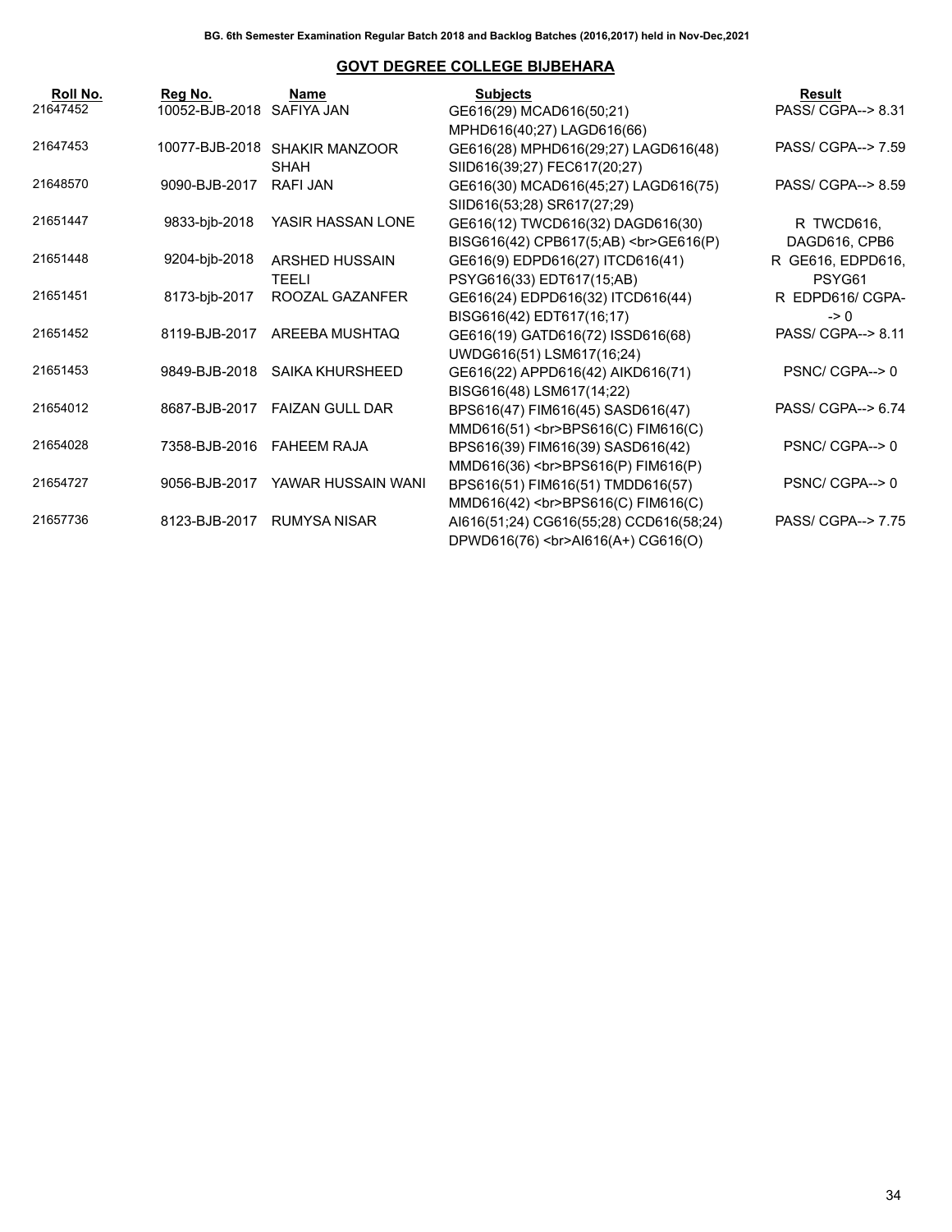BG. 6th Semester Examination Regular Batch 2018 and Backlog Batches (2016,2017) held in Nov-Dec,2021

## GOVT DEGREE COLLEGE BIJBEHARA

| Roll No. | Reg No. | Name | Subjects | Result |
|---|---|---|---|---|
| 21647452 | 10052-BJB-2018 | SAFIYA JAN | GE616(29) MCAD616(50;21) MPHD616(40;27) LAGD616(66) | PASS/ CGPA--> 8.31 |
| 21647453 | 10077-BJB-2018 | SHAKIR MANZOOR SHAH | GE616(28) MPHD616(29;27) LAGD616(48) SIID616(39;27) FEC617(20;27) | PASS/ CGPA--> 7.59 |
| 21648570 | 9090-BJB-2017 | RAFI JAN | GE616(30) MCAD616(45;27) LAGD616(75) SIID616(53;28) SR617(27;29) | PASS/ CGPA--> 8.59 |
| 21651447 | 9833-bjb-2018 | YASIR HASSAN LONE | GE616(12) TWCD616(32) DAGD616(30) BISG616(42) CPB617(5;AB) <br>GE616(P) | R TWCD616, DAGD616, CPB6 |
| 21651448 | 9204-bjb-2018 | ARSHED HUSSAIN TEELI | GE616(9) EDPD616(27) ITCD616(41) PSYG616(33) EDT617(15;AB) | R GE616, EDPD616, PSYG61 |
| 21651451 | 8173-bjb-2017 | ROOZAL GAZANFER | GE616(24) EDPD616(32) ITCD616(44) BISG616(42) EDT617(16;17) | R EDPD616/ CGPA--> 0 |
| 21651452 | 8119-BJB-2017 | AREEBA MUSHTAQ | GE616(19) GATD616(72) ISSD616(68) UWDG616(51) LSM617(16;24) | PASS/ CGPA--> 8.11 |
| 21651453 | 9849-BJB-2018 | SAIKA KHURSHEED | GE616(22) APPD616(42) AIKD616(71) BISG616(48) LSM617(14;22) | PSNC/ CGPA--> 0 |
| 21654012 | 8687-BJB-2017 | FAIZAN GULL DAR | BPS616(47) FIM616(45) SASD616(47) MMD616(51) <br>BPS616(C) FIM616(C) | PASS/ CGPA--> 6.74 |
| 21654028 | 7358-BJB-2016 | FAHEEM RAJA | BPS616(39) FIM616(39) SASD616(42) MMD616(36) <br>BPS616(P) FIM616(P) | PSNC/ CGPA--> 0 |
| 21654727 | 9056-BJB-2017 | YAWAR HUSSAIN WANI | BPS616(51) FIM616(51) TMDD616(57) MMD616(42) <br>BPS616(C) FIM616(C) | PSNC/ CGPA--> 0 |
| 21657736 | 8123-BJB-2017 | RUMYSA NISAR | AI616(51;24) CG616(55;28) CCD616(58;24) DPWD616(76) <br>AI616(A+) CG616(O) | PASS/ CGPA--> 7.75 |